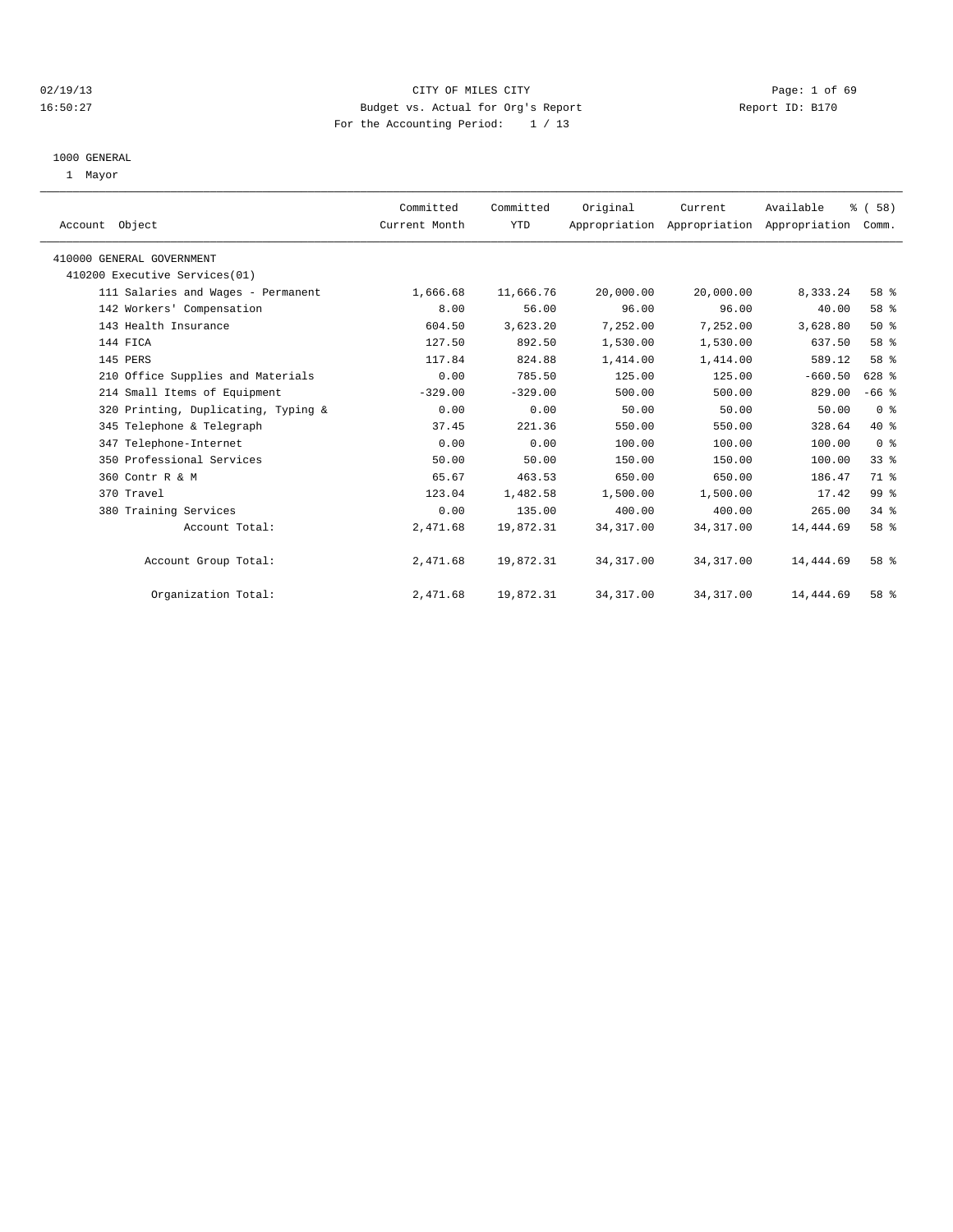CITY OF MILES CITY

Budget vs. Actual for Org's Report

For the Accounting Period: 1 / 13

02/19/13 16:50:27 Report ID: B170

1000 GENERAL

1 Mayor

| Account Object | Committed Current Month | Committed YTD | Original Appropriation | Current Appropriation | Available Appropriation | % ( 58) Comm. |
|---|---|---|---|---|---|---|
| 410000 GENERAL GOVERNMENT | | | | | | |
| 410200 Executive Services(01) | | | | | | |
| 111 Salaries and Wages - Permanent | 1,666.68 | 11,666.76 | 20,000.00 | 20,000.00 | 8,333.24 | 58 % |
| 142 Workers' Compensation | 8.00 | 56.00 | 96.00 | 96.00 | 40.00 | 58 % |
| 143 Health Insurance | 604.50 | 3,623.20 | 7,252.00 | 7,252.00 | 3,628.80 | 50 % |
| 144 FICA | 127.50 | 892.50 | 1,530.00 | 1,530.00 | 637.50 | 58 % |
| 145 PERS | 117.84 | 824.88 | 1,414.00 | 1,414.00 | 589.12 | 58 % |
| 210 Office Supplies and Materials | 0.00 | 785.50 | 125.00 | 125.00 | -660.50 | 628 % |
| 214 Small Items of Equipment | -329.00 | -329.00 | 500.00 | 500.00 | 829.00 | -66 % |
| 320 Printing, Duplicating, Typing & | 0.00 | 0.00 | 50.00 | 50.00 | 50.00 | 0 % |
| 345 Telephone & Telegraph | 37.45 | 221.36 | 550.00 | 550.00 | 328.64 | 40 % |
| 347 Telephone-Internet | 0.00 | 0.00 | 100.00 | 100.00 | 100.00 | 0 % |
| 350 Professional Services | 50.00 | 50.00 | 150.00 | 150.00 | 100.00 | 33 % |
| 360 Contr R & M | 65.67 | 463.53 | 650.00 | 650.00 | 186.47 | 71 % |
| 370 Travel | 123.04 | 1,482.58 | 1,500.00 | 1,500.00 | 17.42 | 99 % |
| 380 Training Services | 0.00 | 135.00 | 400.00 | 400.00 | 265.00 | 34 % |
| Account Total: | 2,471.68 | 19,872.31 | 34,317.00 | 34,317.00 | 14,444.69 | 58 % |
| Account Group Total: | 2,471.68 | 19,872.31 | 34,317.00 | 34,317.00 | 14,444.69 | 58 % |
| Organization Total: | 2,471.68 | 19,872.31 | 34,317.00 | 34,317.00 | 14,444.69 | 58 % |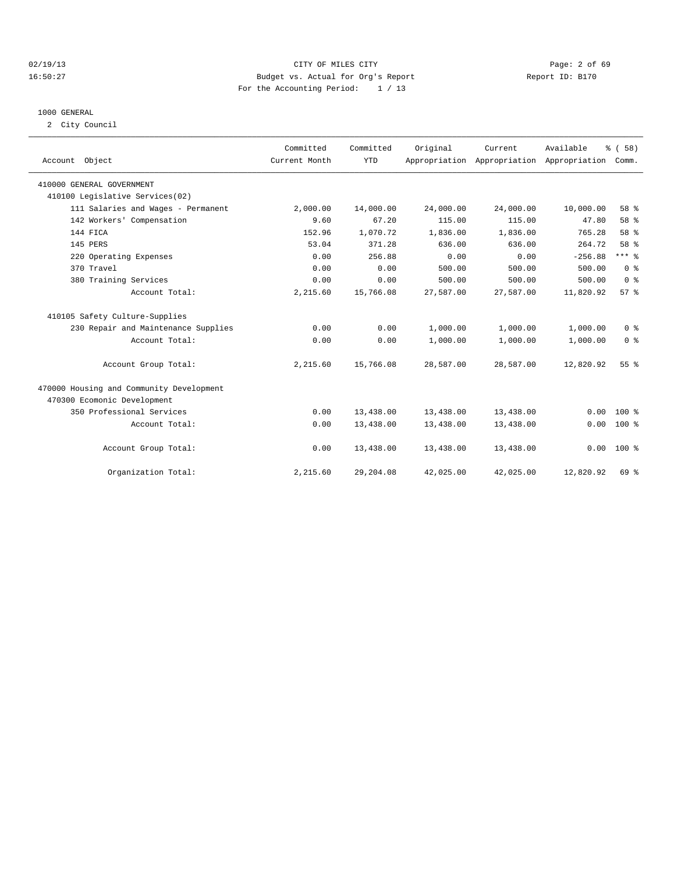CITY OF MILES CITY
Budget vs. Actual for Org's Report
For the Accounting Period: 1 / 13

02/19/13
16:50:27

Report ID: B170

1000 GENERAL
2 City Council

| Account Object | Committed Current Month | Committed YTD | Original Appropriation | Current Appropriation | Available Appropriation | % ( 58) Comm. |
|---|---|---|---|---|---|---|
| 410000 GENERAL GOVERNMENT | | | | | | |
| 410100 Legislative Services(02) | | | | | | |
| 111 Salaries and Wages - Permanent | 2,000.00 | 14,000.00 | 24,000.00 | 24,000.00 | 10,000.00 | 58 % |
| 142 Workers' Compensation | 9.60 | 67.20 | 115.00 | 115.00 | 47.80 | 58 % |
| 144 FICA | 152.96 | 1,070.72 | 1,836.00 | 1,836.00 | 765.28 | 58 % |
| 145 PERS | 53.04 | 371.28 | 636.00 | 636.00 | 264.72 | 58 % |
| 220 Operating Expenses | 0.00 | 256.88 | 0.00 | 0.00 | -256.88 | *** % |
| 370 Travel | 0.00 | 0.00 | 500.00 | 500.00 | 500.00 | 0 % |
| 380 Training Services | 0.00 | 0.00 | 500.00 | 500.00 | 500.00 | 0 % |
| Account Total: | 2,215.60 | 15,766.08 | 27,587.00 | 27,587.00 | 11,820.92 | 57 % |
| 410105 Safety Culture-Supplies | | | | | | |
| 230 Repair and Maintenance Supplies | 0.00 | 0.00 | 1,000.00 | 1,000.00 | 1,000.00 | 0 % |
| Account Total: | 0.00 | 0.00 | 1,000.00 | 1,000.00 | 1,000.00 | 0 % |
| Account Group Total: | 2,215.60 | 15,766.08 | 28,587.00 | 28,587.00 | 12,820.92 | 55 % |
| 470000 Housing and Community Development | | | | | | |
| 470300 Ecomonic Development | | | | | | |
| 350 Professional Services | 0.00 | 13,438.00 | 13,438.00 | 13,438.00 | 0.00 | 100 % |
| Account Total: | 0.00 | 13,438.00 | 13,438.00 | 13,438.00 | 0.00 | 100 % |
| Account Group Total: | 0.00 | 13,438.00 | 13,438.00 | 13,438.00 | 0.00 | 100 % |
| Organization Total: | 2,215.60 | 29,204.08 | 42,025.00 | 42,025.00 | 12,820.92 | 69 % |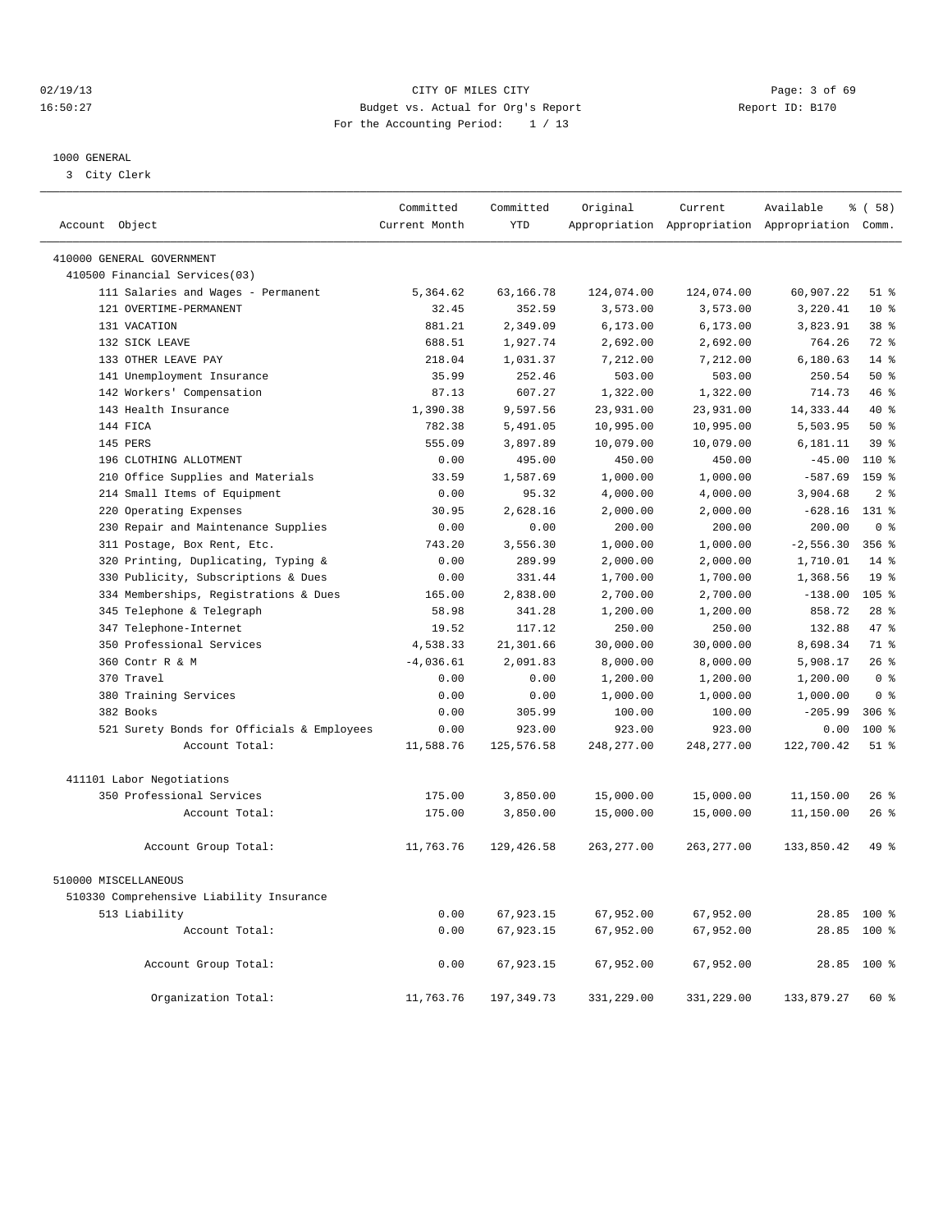CITY OF MILES CITY
Budget vs. Actual for Org's Report
For the Accounting Period: 1 / 13

02/19/13
16:50:27

Report ID: B170

## 1000 GENERAL
3 City Clerk

| Account Object | Committed Current Month | Committed YTD | Original Appropriation | Current Appropriation | Available Appropriation | % ( 58) Comm. |
|---|---|---|---|---|---|---|
| 410000 GENERAL GOVERNMENT | | | | | | |
| 410500 Financial Services(03) | | | | | | |
| 111 Salaries and Wages - Permanent | 5,364.62 | 63,166.78 | 124,074.00 | 124,074.00 | 60,907.22 | 51 % |
| 121 OVERTIME-PERMANENT | 32.45 | 352.59 | 3,573.00 | 3,573.00 | 3,220.41 | 10 % |
| 131 VACATION | 881.21 | 2,349.09 | 6,173.00 | 6,173.00 | 3,823.91 | 38 % |
| 132 SICK LEAVE | 688.51 | 1,927.74 | 2,692.00 | 2,692.00 | 764.26 | 72 % |
| 133 OTHER LEAVE PAY | 218.04 | 1,031.37 | 7,212.00 | 7,212.00 | 6,180.63 | 14 % |
| 141 Unemployment Insurance | 35.99 | 252.46 | 503.00 | 503.00 | 250.54 | 50 % |
| 142 Workers' Compensation | 87.13 | 607.27 | 1,322.00 | 1,322.00 | 714.73 | 46 % |
| 143 Health Insurance | 1,390.38 | 9,597.56 | 23,931.00 | 23,931.00 | 14,333.44 | 40 % |
| 144 FICA | 782.38 | 5,491.05 | 10,995.00 | 10,995.00 | 5,503.95 | 50 % |
| 145 PERS | 555.09 | 3,897.89 | 10,079.00 | 10,079.00 | 6,181.11 | 39 % |
| 196 CLOTHING ALLOTMENT | 0.00 | 495.00 | 450.00 | 450.00 | -45.00 | 110 % |
| 210 Office Supplies and Materials | 33.59 | 1,587.69 | 1,000.00 | 1,000.00 | -587.69 | 159 % |
| 214 Small Items of Equipment | 0.00 | 95.32 | 4,000.00 | 4,000.00 | 3,904.68 | 2 % |
| 220 Operating Expenses | 30.95 | 2,628.16 | 2,000.00 | 2,000.00 | -628.16 | 131 % |
| 230 Repair and Maintenance Supplies | 0.00 | 0.00 | 200.00 | 200.00 | 200.00 | 0 % |
| 311 Postage, Box Rent, Etc. | 743.20 | 3,556.30 | 1,000.00 | 1,000.00 | -2,556.30 | 356 % |
| 320 Printing, Duplicating, Typing & | 0.00 | 289.99 | 2,000.00 | 2,000.00 | 1,710.01 | 14 % |
| 330 Publicity, Subscriptions & Dues | 0.00 | 331.44 | 1,700.00 | 1,700.00 | 1,368.56 | 19 % |
| 334 Memberships, Registrations & Dues | 165.00 | 2,838.00 | 2,700.00 | 2,700.00 | -138.00 | 105 % |
| 345 Telephone & Telegraph | 58.98 | 341.28 | 1,200.00 | 1,200.00 | 858.72 | 28 % |
| 347 Telephone-Internet | 19.52 | 117.12 | 250.00 | 250.00 | 132.88 | 47 % |
| 350 Professional Services | 4,538.33 | 21,301.66 | 30,000.00 | 30,000.00 | 8,698.34 | 71 % |
| 360 Contr R & M | -4,036.61 | 2,091.83 | 8,000.00 | 8,000.00 | 5,908.17 | 26 % |
| 370 Travel | 0.00 | 0.00 | 1,200.00 | 1,200.00 | 1,200.00 | 0 % |
| 380 Training Services | 0.00 | 0.00 | 1,000.00 | 1,000.00 | 1,000.00 | 0 % |
| 382 Books | 0.00 | 305.99 | 100.00 | 100.00 | -205.99 | 306 % |
| 521 Surety Bonds for Officials & Employees | 0.00 | 923.00 | 923.00 | 923.00 | 0.00 | 100 % |
| Account Total: | 11,588.76 | 125,576.58 | 248,277.00 | 248,277.00 | 122,700.42 | 51 % |
| 411101 Labor Negotiations | | | | | | |
| 350 Professional Services | 175.00 | 3,850.00 | 15,000.00 | 15,000.00 | 11,150.00 | 26 % |
| Account Total: | 175.00 | 3,850.00 | 15,000.00 | 15,000.00 | 11,150.00 | 26 % |
| Account Group Total: | 11,763.76 | 129,426.58 | 263,277.00 | 263,277.00 | 133,850.42 | 49 % |
| 510000 MISCELLANEOUS | | | | | | |
| 510330 Comprehensive Liability Insurance | | | | | | |
| 513 Liability | 0.00 | 67,923.15 | 67,952.00 | 67,952.00 | 28.85 | 100 % |
| Account Total: | 0.00 | 67,923.15 | 67,952.00 | 67,952.00 | 28.85 | 100 % |
| Account Group Total: | 0.00 | 67,923.15 | 67,952.00 | 67,952.00 | 28.85 | 100 % |
| Organization Total: | 11,763.76 | 197,349.73 | 331,229.00 | 331,229.00 | 133,879.27 | 60 % |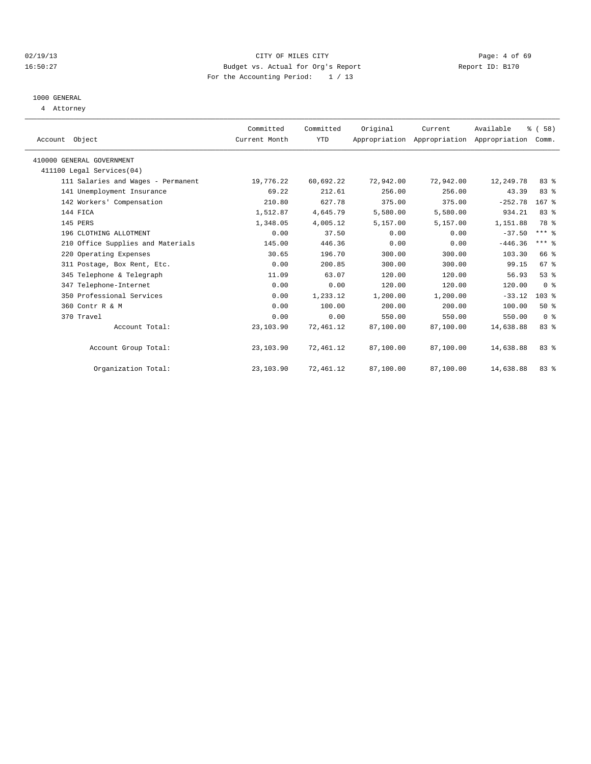CITY OF MILES CITY

Budget vs. Actual for Org's Report

For the Accounting Period: 1 / 13

02/19/13 16:50:27 — Report ID: B170

1000 GENERAL

4 Attorney

| Account Object | Committed Current Month | Committed YTD | Original Appropriation | Current Appropriation | Available Appropriation | % ( 58) Comm. |
|---|---|---|---|---|---|---|
| 410000 GENERAL GOVERNMENT | | | | | | |
| 411100 Legal Services(04) | | | | | | |
| 111 Salaries and Wages - Permanent | 19,776.22 | 60,692.22 | 72,942.00 | 72,942.00 | 12,249.78 | 83 % |
| 141 Unemployment Insurance | 69.22 | 212.61 | 256.00 | 256.00 | 43.39 | 83 % |
| 142 Workers' Compensation | 210.80 | 627.78 | 375.00 | 375.00 | -252.78 | 167 % |
| 144 FICA | 1,512.87 | 4,645.79 | 5,580.00 | 5,580.00 | 934.21 | 83 % |
| 145 PERS | 1,348.05 | 4,005.12 | 5,157.00 | 5,157.00 | 1,151.88 | 78 % |
| 196 CLOTHING ALLOTMENT | 0.00 | 37.50 | 0.00 | 0.00 | -37.50 | *** % |
| 210 Office Supplies and Materials | 145.00 | 446.36 | 0.00 | 0.00 | -446.36 | *** % |
| 220 Operating Expenses | 30.65 | 196.70 | 300.00 | 300.00 | 103.30 | 66 % |
| 311 Postage, Box Rent, Etc. | 0.00 | 200.85 | 300.00 | 300.00 | 99.15 | 67 % |
| 345 Telephone & Telegraph | 11.09 | 63.07 | 120.00 | 120.00 | 56.93 | 53 % |
| 347 Telephone-Internet | 0.00 | 0.00 | 120.00 | 120.00 | 120.00 | 0 % |
| 350 Professional Services | 0.00 | 1,233.12 | 1,200.00 | 1,200.00 | -33.12 | 103 % |
| 360 Contr R & M | 0.00 | 100.00 | 200.00 | 200.00 | 100.00 | 50 % |
| 370 Travel | 0.00 | 0.00 | 550.00 | 550.00 | 550.00 | 0 % |
| Account Total: | 23,103.90 | 72,461.12 | 87,100.00 | 87,100.00 | 14,638.88 | 83 % |
| Account Group Total: | 23,103.90 | 72,461.12 | 87,100.00 | 87,100.00 | 14,638.88 | 83 % |
| Organization Total: | 23,103.90 | 72,461.12 | 87,100.00 | 87,100.00 | 14,638.88 | 83 % |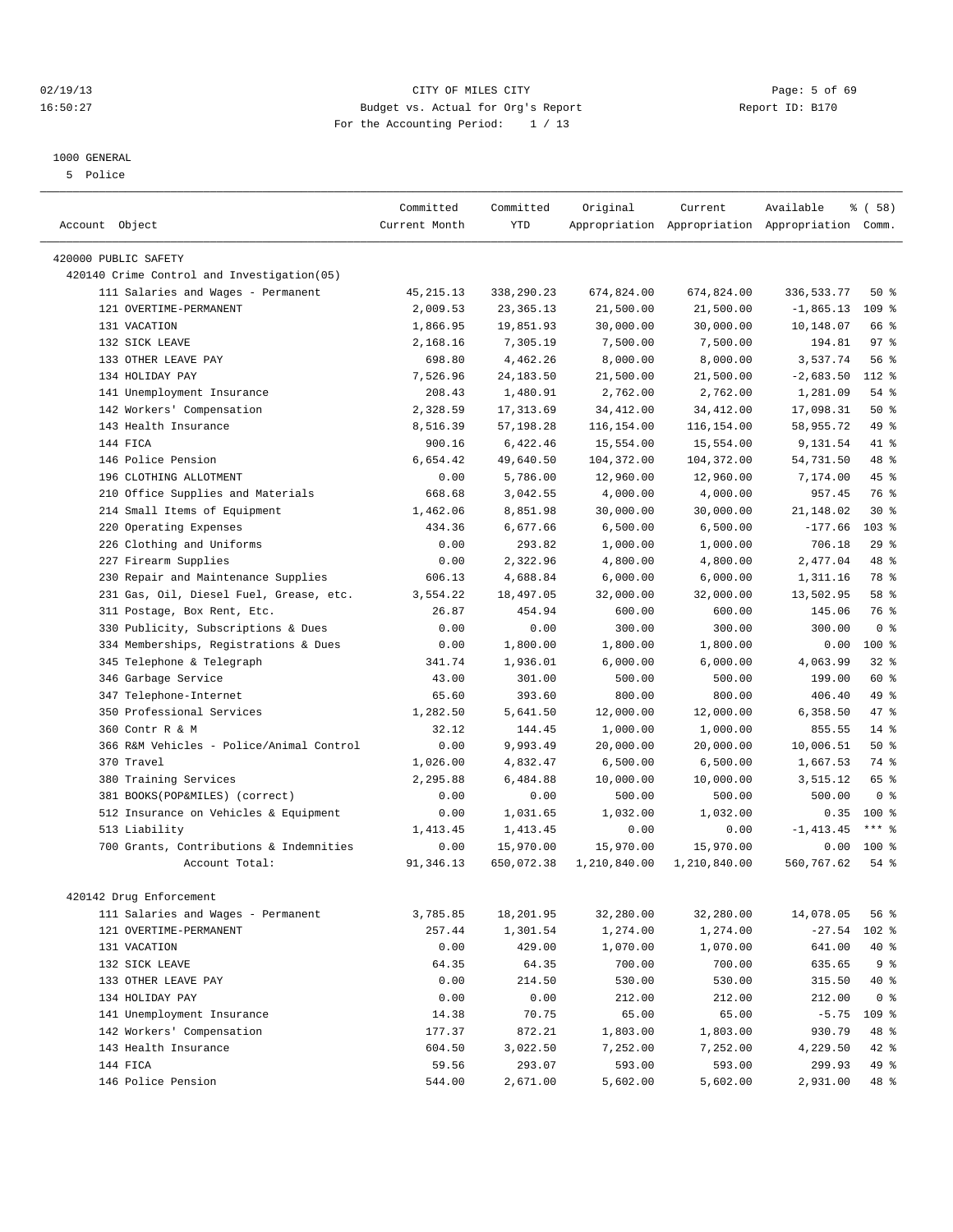CITY OF MILES CITY
Budget vs. Actual for Org's Report
For the Accounting Period: 1 / 13

02/19/13
16:50:27

Report ID: B170

1000 GENERAL
5 Police

| Account Object | Committed Current Month | Committed YTD | Original Appropriation | Current Appropriation | Available Appropriation | % ( 58) Comm. |
|---|---|---|---|---|---|---|
| 420000 PUBLIC SAFETY | | | | | | |
| 420140 Crime Control and Investigation(05) | | | | | | |
| 111 Salaries and Wages - Permanent | 45,215.13 | 338,290.23 | 674,824.00 | 674,824.00 | 336,533.77 | 50 % |
| 121 OVERTIME-PERMANENT | 2,009.53 | 23,365.13 | 21,500.00 | 21,500.00 | -1,865.13 | 109 % |
| 131 VACATION | 1,866.95 | 19,851.93 | 30,000.00 | 30,000.00 | 10,148.07 | 66 % |
| 132 SICK LEAVE | 2,168.16 | 7,305.19 | 7,500.00 | 7,500.00 | 194.81 | 97 % |
| 133 OTHER LEAVE PAY | 698.80 | 4,462.26 | 8,000.00 | 8,000.00 | 3,537.74 | 56 % |
| 134 HOLIDAY PAY | 7,526.96 | 24,183.50 | 21,500.00 | 21,500.00 | -2,683.50 | 112 % |
| 141 Unemployment Insurance | 208.43 | 1,480.91 | 2,762.00 | 2,762.00 | 1,281.09 | 54 % |
| 142 Workers' Compensation | 2,328.59 | 17,313.69 | 34,412.00 | 34,412.00 | 17,098.31 | 50 % |
| 143 Health Insurance | 8,516.39 | 57,198.28 | 116,154.00 | 116,154.00 | 58,955.72 | 49 % |
| 144 FICA | 900.16 | 6,422.46 | 15,554.00 | 15,554.00 | 9,131.54 | 41 % |
| 146 Police Pension | 6,654.42 | 49,640.50 | 104,372.00 | 104,372.00 | 54,731.50 | 48 % |
| 196 CLOTHING ALLOTMENT | 0.00 | 5,786.00 | 12,960.00 | 12,960.00 | 7,174.00 | 45 % |
| 210 Office Supplies and Materials | 668.68 | 3,042.55 | 4,000.00 | 4,000.00 | 957.45 | 76 % |
| 214 Small Items of Equipment | 1,462.06 | 8,851.98 | 30,000.00 | 30,000.00 | 21,148.02 | 30 % |
| 220 Operating Expenses | 434.36 | 6,677.66 | 6,500.00 | 6,500.00 | -177.66 | 103 % |
| 226 Clothing and Uniforms | 0.00 | 293.82 | 1,000.00 | 1,000.00 | 706.18 | 29 % |
| 227 Firearm Supplies | 0.00 | 2,322.96 | 4,800.00 | 4,800.00 | 2,477.04 | 48 % |
| 230 Repair and Maintenance Supplies | 606.13 | 4,688.84 | 6,000.00 | 6,000.00 | 1,311.16 | 78 % |
| 231 Gas, Oil, Diesel Fuel, Grease, etc. | 3,554.22 | 18,497.05 | 32,000.00 | 32,000.00 | 13,502.95 | 58 % |
| 311 Postage, Box Rent, Etc. | 26.87 | 454.94 | 600.00 | 600.00 | 145.06 | 76 % |
| 330 Publicity, Subscriptions & Dues | 0.00 | 0.00 | 300.00 | 300.00 | 300.00 | 0 % |
| 334 Memberships, Registrations & Dues | 0.00 | 1,800.00 | 1,800.00 | 1,800.00 | 0.00 | 100 % |
| 345 Telephone & Telegraph | 341.74 | 1,936.01 | 6,000.00 | 6,000.00 | 4,063.99 | 32 % |
| 346 Garbage Service | 43.00 | 301.00 | 500.00 | 500.00 | 199.00 | 60 % |
| 347 Telephone-Internet | 65.60 | 393.60 | 800.00 | 800.00 | 406.40 | 49 % |
| 350 Professional Services | 1,282.50 | 5,641.50 | 12,000.00 | 12,000.00 | 6,358.50 | 47 % |
| 360 Contr R & M | 32.12 | 144.45 | 1,000.00 | 1,000.00 | 855.55 | 14 % |
| 366 R&M Vehicles - Police/Animal Control | 0.00 | 9,993.49 | 20,000.00 | 20,000.00 | 10,006.51 | 50 % |
| 370 Travel | 1,026.00 | 4,832.47 | 6,500.00 | 6,500.00 | 1,667.53 | 74 % |
| 380 Training Services | 2,295.88 | 6,484.88 | 10,000.00 | 10,000.00 | 3,515.12 | 65 % |
| 381 BOOKS(POP&MILES) (correct) | 0.00 | 0.00 | 500.00 | 500.00 | 500.00 | 0 % |
| 512 Insurance on Vehicles & Equipment | 0.00 | 1,031.65 | 1,032.00 | 1,032.00 | 0.35 | 100 % |
| 513 Liability | 1,413.45 | 1,413.45 | 0.00 | 0.00 | -1,413.45 | *** % |
| 700 Grants, Contributions & Indemnities | 0.00 | 15,970.00 | 15,970.00 | 15,970.00 | 0.00 | 100 % |
| Account Total: | 91,346.13 | 650,072.38 | 1,210,840.00 | 1,210,840.00 | 560,767.62 | 54 % |
| 420142 Drug Enforcement | | | | | | |
| 111 Salaries and Wages - Permanent | 3,785.85 | 18,201.95 | 32,280.00 | 32,280.00 | 14,078.05 | 56 % |
| 121 OVERTIME-PERMANENT | 257.44 | 1,301.54 | 1,274.00 | 1,274.00 | -27.54 | 102 % |
| 131 VACATION | 0.00 | 429.00 | 1,070.00 | 1,070.00 | 641.00 | 40 % |
| 132 SICK LEAVE | 64.35 | 64.35 | 700.00 | 700.00 | 635.65 | 9 % |
| 133 OTHER LEAVE PAY | 0.00 | 214.50 | 530.00 | 530.00 | 315.50 | 40 % |
| 134 HOLIDAY PAY | 0.00 | 0.00 | 212.00 | 212.00 | 212.00 | 0 % |
| 141 Unemployment Insurance | 14.38 | 70.75 | 65.00 | 65.00 | -5.75 | 109 % |
| 142 Workers' Compensation | 177.37 | 872.21 | 1,803.00 | 1,803.00 | 930.79 | 48 % |
| 143 Health Insurance | 604.50 | 3,022.50 | 7,252.00 | 7,252.00 | 4,229.50 | 42 % |
| 144 FICA | 59.56 | 293.07 | 593.00 | 593.00 | 299.93 | 49 % |
| 146 Police Pension | 544.00 | 2,671.00 | 5,602.00 | 5,602.00 | 2,931.00 | 48 % |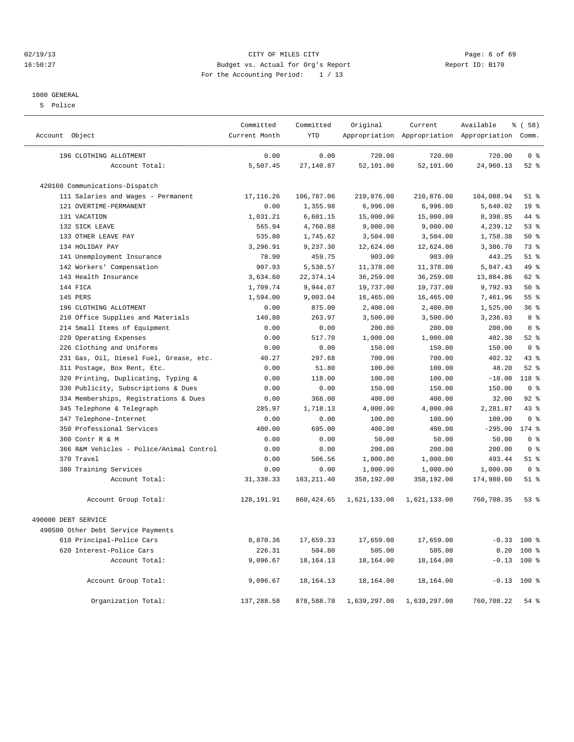CITY OF MILES CITY
Budget vs. Actual for Org's Report
For the Accounting Period: 1 / 13

02/19/13 16:50:27 — Report ID: B170

1000 GENERAL
5 Police

| Account Object | Committed Current Month | Committed YTD | Original Appropriation | Current Appropriation | Available Appropriation | % ( 58) Comm. |
|---|---|---|---|---|---|---|
| 196 CLOTHING ALLOTMENT | 0.00 | 0.00 | 720.00 | 720.00 | 720.00 | 0 % |
| Account Total: | 5,507.45 | 27,140.87 | 52,101.00 | 52,101.00 | 24,960.13 | 52 % |
| 420160 Communications-Dispatch | | | | | | |
| 111 Salaries and Wages - Permanent | 17,116.26 | 106,787.06 | 210,876.00 | 210,876.00 | 104,088.94 | 51 % |
| 121 OVERTIME-PERMANENT | 0.00 | 1,355.98 | 6,996.00 | 6,996.00 | 5,640.02 | 19 % |
| 131 VACATION | 1,031.21 | 6,601.15 | 15,000.00 | 15,000.00 | 8,398.85 | 44 % |
| 132 SICK LEAVE | 565.94 | 4,760.88 | 9,000.00 | 9,000.00 | 4,239.12 | 53 % |
| 133 OTHER LEAVE PAY | 535.80 | 1,745.62 | 3,504.00 | 3,504.00 | 1,758.38 | 50 % |
| 134 HOLIDAY PAY | 3,296.91 | 9,237.30 | 12,624.00 | 12,624.00 | 3,386.70 | 73 % |
| 141 Unemployment Insurance | 78.90 | 459.75 | 903.00 | 903.00 | 443.25 | 51 % |
| 142 Workers' Compensation | 907.93 | 5,530.57 | 11,378.00 | 11,378.00 | 5,847.43 | 49 % |
| 143 Health Insurance | 3,634.60 | 22,374.14 | 36,259.00 | 36,259.00 | 13,884.86 | 62 % |
| 144 FICA | 1,709.74 | 9,944.07 | 19,737.00 | 19,737.00 | 9,792.93 | 50 % |
| 145 PERS | 1,594.00 | 9,003.04 | 16,465.00 | 16,465.00 | 7,461.96 | 55 % |
| 196 CLOTHING ALLOTMENT | 0.00 | 875.00 | 2,400.00 | 2,400.00 | 1,525.00 | 36 % |
| 210 Office Supplies and Materials | 140.80 | 263.97 | 3,500.00 | 3,500.00 | 3,236.03 | 8 % |
| 214 Small Items of Equipment | 0.00 | 0.00 | 200.00 | 200.00 | 200.00 | 0 % |
| 220 Operating Expenses | 0.00 | 517.70 | 1,000.00 | 1,000.00 | 482.30 | 52 % |
| 226 Clothing and Uniforms | 0.00 | 0.00 | 150.00 | 150.00 | 150.00 | 0 % |
| 231 Gas, Oil, Diesel Fuel, Grease, etc. | 40.27 | 297.68 | 700.00 | 700.00 | 402.32 | 43 % |
| 311 Postage, Box Rent, Etc. | 0.00 | 51.80 | 100.00 | 100.00 | 48.20 | 52 % |
| 320 Printing, Duplicating, Typing & | 0.00 | 118.00 | 100.00 | 100.00 | -18.00 | 118 % |
| 330 Publicity, Subscriptions & Dues | 0.00 | 0.00 | 150.00 | 150.00 | 150.00 | 0 % |
| 334 Memberships, Registrations & Dues | 0.00 | 368.00 | 400.00 | 400.00 | 32.00 | 92 % |
| 345 Telephone & Telegraph | 285.97 | 1,718.13 | 4,000.00 | 4,000.00 | 2,281.87 | 43 % |
| 347 Telephone-Internet | 0.00 | 0.00 | 100.00 | 100.00 | 100.00 | 0 % |
| 350 Professional Services | 400.00 | 695.00 | 400.00 | 400.00 | -295.00 | 174 % |
| 360 Contr R & M | 0.00 | 0.00 | 50.00 | 50.00 | 50.00 | 0 % |
| 366 R&M Vehicles - Police/Animal Control | 0.00 | 0.00 | 200.00 | 200.00 | 200.00 | 0 % |
| 370 Travel | 0.00 | 506.56 | 1,000.00 | 1,000.00 | 493.44 | 51 % |
| 380 Training Services | 0.00 | 0.00 | 1,000.00 | 1,000.00 | 1,000.00 | 0 % |
| Account Total: | 31,338.33 | 183,211.40 | 358,192.00 | 358,192.00 | 174,980.60 | 51 % |
| Account Group Total: | 128,191.91 | 860,424.65 | 1,621,133.00 | 1,621,133.00 | 760,708.35 | 53 % |
| 490000 DEBT SERVICE | | | | | | |
| 490500 Other Debt Service Payments | | | | | | |
| 610 Principal-Police Cars | 8,870.36 | 17,659.33 | 17,659.00 | 17,659.00 | -0.33 | 100 % |
| 620 Interest-Police Cars | 226.31 | 504.80 | 505.00 | 505.00 | 0.20 | 100 % |
| Account Total: | 9,096.67 | 18,164.13 | 18,164.00 | 18,164.00 | -0.13 | 100 % |
| Account Group Total: | 9,096.67 | 18,164.13 | 18,164.00 | 18,164.00 | -0.13 | 100 % |
| Organization Total: | 137,288.58 | 878,588.78 | 1,639,297.00 | 1,639,297.00 | 760,708.22 | 54 % |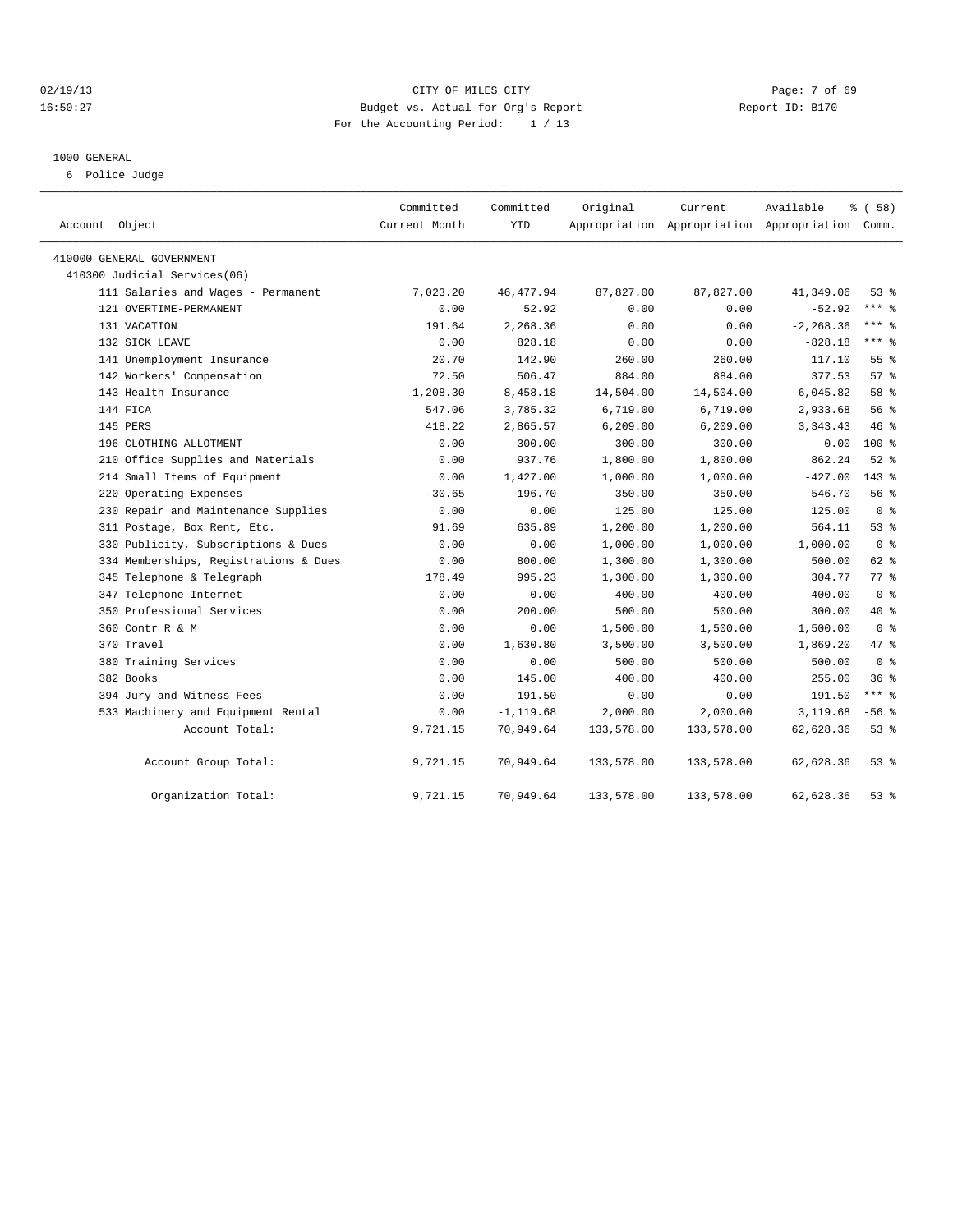CITY OF MILES CITY

Budget vs. Actual for Org's Report

For the Accounting Period: 1 / 13

02/19/13
16:50:27

Report ID: B170

1000 GENERAL

6 Police Judge

| Account Object | Committed Current Month | Committed YTD | Original Appropriation | Current Appropriation | Available Appropriation | % ( 58) Comm. |
|---|---|---|---|---|---|---|
| 410000 GENERAL GOVERNMENT | | | | | | |
| 410300 Judicial Services(06) | | | | | | |
| 111 Salaries and Wages - Permanent | 7,023.20 | 46,477.94 | 87,827.00 | 87,827.00 | 41,349.06 | 53 % |
| 121 OVERTIME-PERMANENT | 0.00 | 52.92 | 0.00 | 0.00 | -52.92 | *** % |
| 131 VACATION | 191.64 | 2,268.36 | 0.00 | 0.00 | -2,268.36 | *** % |
| 132 SICK LEAVE | 0.00 | 828.18 | 0.00 | 0.00 | -828.18 | *** % |
| 141 Unemployment Insurance | 20.70 | 142.90 | 260.00 | 260.00 | 117.10 | 55 % |
| 142 Workers' Compensation | 72.50 | 506.47 | 884.00 | 884.00 | 377.53 | 57 % |
| 143 Health Insurance | 1,208.30 | 8,458.18 | 14,504.00 | 14,504.00 | 6,045.82 | 58 % |
| 144 FICA | 547.06 | 3,785.32 | 6,719.00 | 6,719.00 | 2,933.68 | 56 % |
| 145 PERS | 418.22 | 2,865.57 | 6,209.00 | 6,209.00 | 3,343.43 | 46 % |
| 196 CLOTHING ALLOTMENT | 0.00 | 300.00 | 300.00 | 300.00 | 0.00 | 100 % |
| 210 Office Supplies and Materials | 0.00 | 937.76 | 1,800.00 | 1,800.00 | 862.24 | 52 % |
| 214 Small Items of Equipment | 0.00 | 1,427.00 | 1,000.00 | 1,000.00 | -427.00 | 143 % |
| 220 Operating Expenses | -30.65 | -196.70 | 350.00 | 350.00 | 546.70 | -56 % |
| 230 Repair and Maintenance Supplies | 0.00 | 0.00 | 125.00 | 125.00 | 125.00 | 0 % |
| 311 Postage, Box Rent, Etc. | 91.69 | 635.89 | 1,200.00 | 1,200.00 | 564.11 | 53 % |
| 330 Publicity, Subscriptions & Dues | 0.00 | 0.00 | 1,000.00 | 1,000.00 | 1,000.00 | 0 % |
| 334 Memberships, Registrations & Dues | 0.00 | 800.00 | 1,300.00 | 1,300.00 | 500.00 | 62 % |
| 345 Telephone & Telegraph | 178.49 | 995.23 | 1,300.00 | 1,300.00 | 304.77 | 77 % |
| 347 Telephone-Internet | 0.00 | 0.00 | 400.00 | 400.00 | 400.00 | 0 % |
| 350 Professional Services | 0.00 | 200.00 | 500.00 | 500.00 | 300.00 | 40 % |
| 360 Contr R & M | 0.00 | 0.00 | 1,500.00 | 1,500.00 | 1,500.00 | 0 % |
| 370 Travel | 0.00 | 1,630.80 | 3,500.00 | 3,500.00 | 1,869.20 | 47 % |
| 380 Training Services | 0.00 | 0.00 | 500.00 | 500.00 | 500.00 | 0 % |
| 382 Books | 0.00 | 145.00 | 400.00 | 400.00 | 255.00 | 36 % |
| 394 Jury and Witness Fees | 0.00 | -191.50 | 0.00 | 0.00 | 191.50 | *** % |
| 533 Machinery and Equipment Rental | 0.00 | -1,119.68 | 2,000.00 | 2,000.00 | 3,119.68 | -56 % |
| Account Total: | 9,721.15 | 70,949.64 | 133,578.00 | 133,578.00 | 62,628.36 | 53 % |
| Account Group Total: | 9,721.15 | 70,949.64 | 133,578.00 | 133,578.00 | 62,628.36 | 53 % |
| Organization Total: | 9,721.15 | 70,949.64 | 133,578.00 | 133,578.00 | 62,628.36 | 53 % |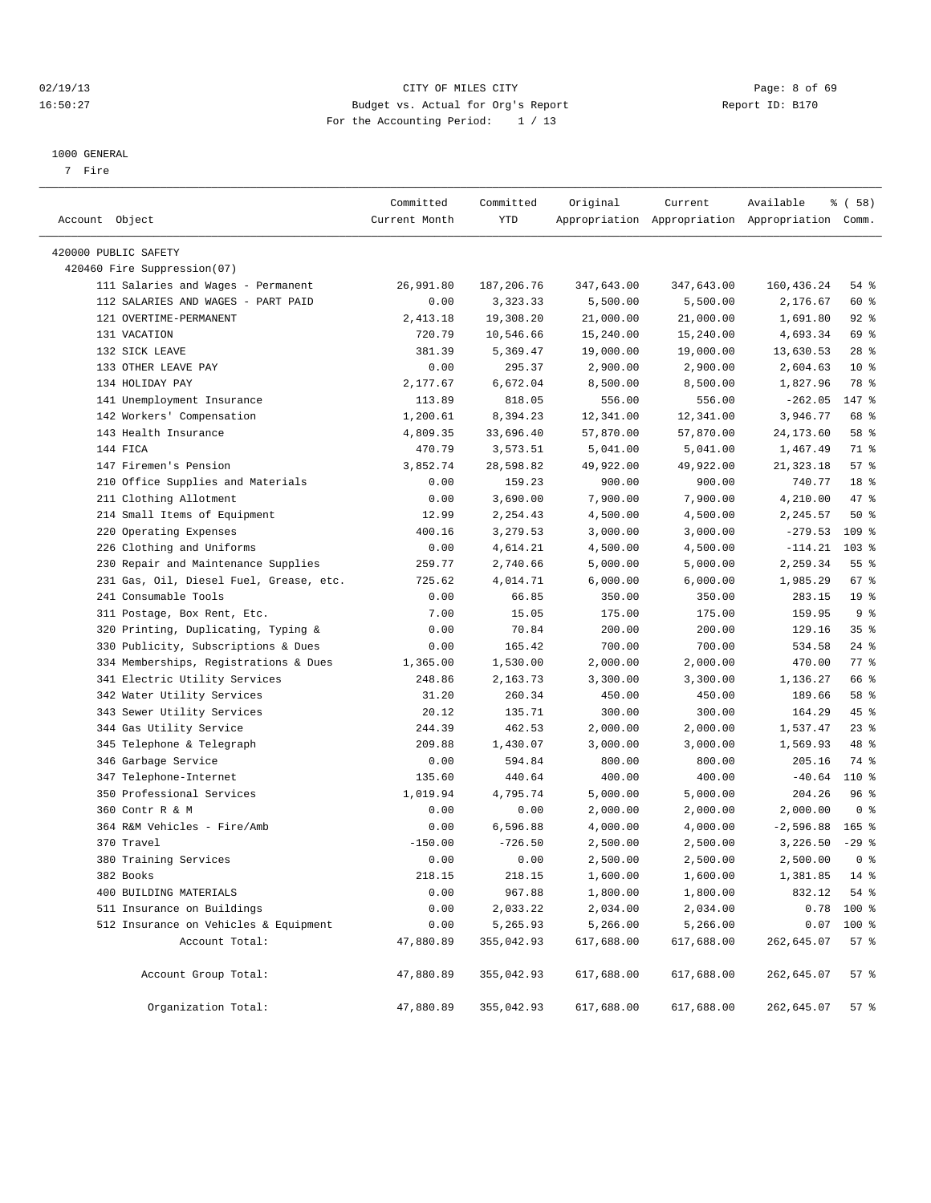02/19/13 CITY OF MILES CITY
16:50:27 Budget vs. Actual for Org's Report Report ID: B170
For the Accounting Period: 1 / 13

1000 GENERAL
7 Fire

| Account Object | Committed Current Month | Committed YTD | Original Appropriation | Current Appropriation | Available Appropriation | % ( 58) Comm. |
|---|---|---|---|---|---|---|
| 420000 PUBLIC SAFETY | | | | | | |
| 420460 Fire Suppression(07) | | | | | | |
| 111 Salaries and Wages - Permanent | 26,991.80 | 187,206.76 | 347,643.00 | 347,643.00 | 160,436.24 | 54 % |
| 112 SALARIES AND WAGES - PART PAID | 0.00 | 3,323.33 | 5,500.00 | 5,500.00 | 2,176.67 | 60 % |
| 121 OVERTIME-PERMANENT | 2,413.18 | 19,308.20 | 21,000.00 | 21,000.00 | 1,691.80 | 92 % |
| 131 VACATION | 720.79 | 10,546.66 | 15,240.00 | 15,240.00 | 4,693.34 | 69 % |
| 132 SICK LEAVE | 381.39 | 5,369.47 | 19,000.00 | 19,000.00 | 13,630.53 | 28 % |
| 133 OTHER LEAVE PAY | 0.00 | 295.37 | 2,900.00 | 2,900.00 | 2,604.63 | 10 % |
| 134 HOLIDAY PAY | 2,177.67 | 6,672.04 | 8,500.00 | 8,500.00 | 1,827.96 | 78 % |
| 141 Unemployment Insurance | 113.89 | 818.05 | 556.00 | 556.00 | -262.05 | 147 % |
| 142 Workers' Compensation | 1,200.61 | 8,394.23 | 12,341.00 | 12,341.00 | 3,946.77 | 68 % |
| 143 Health Insurance | 4,809.35 | 33,696.40 | 57,870.00 | 57,870.00 | 24,173.60 | 58 % |
| 144 FICA | 470.79 | 3,573.51 | 5,041.00 | 5,041.00 | 1,467.49 | 71 % |
| 147 Firemen's Pension | 3,852.74 | 28,598.82 | 49,922.00 | 49,922.00 | 21,323.18 | 57 % |
| 210 Office Supplies and Materials | 0.00 | 159.23 | 900.00 | 900.00 | 740.77 | 18 % |
| 211 Clothing Allotment | 0.00 | 3,690.00 | 7,900.00 | 7,900.00 | 4,210.00 | 47 % |
| 214 Small Items of Equipment | 12.99 | 2,254.43 | 4,500.00 | 4,500.00 | 2,245.57 | 50 % |
| 220 Operating Expenses | 400.16 | 3,279.53 | 3,000.00 | 3,000.00 | -279.53 | 109 % |
| 226 Clothing and Uniforms | 0.00 | 4,614.21 | 4,500.00 | 4,500.00 | -114.21 | 103 % |
| 230 Repair and Maintenance Supplies | 259.77 | 2,740.66 | 5,000.00 | 5,000.00 | 2,259.34 | 55 % |
| 231 Gas, Oil, Diesel Fuel, Grease, etc. | 725.62 | 4,014.71 | 6,000.00 | 6,000.00 | 1,985.29 | 67 % |
| 241 Consumable Tools | 0.00 | 66.85 | 350.00 | 350.00 | 283.15 | 19 % |
| 311 Postage, Box Rent, Etc. | 7.00 | 15.05 | 175.00 | 175.00 | 159.95 | 9 % |
| 320 Printing, Duplicating, Typing & | 0.00 | 70.84 | 200.00 | 200.00 | 129.16 | 35 % |
| 330 Publicity, Subscriptions & Dues | 0.00 | 165.42 | 700.00 | 700.00 | 534.58 | 24 % |
| 334 Memberships, Registrations & Dues | 1,365.00 | 1,530.00 | 2,000.00 | 2,000.00 | 470.00 | 77 % |
| 341 Electric Utility Services | 248.86 | 2,163.73 | 3,300.00 | 3,300.00 | 1,136.27 | 66 % |
| 342 Water Utility Services | 31.20 | 260.34 | 450.00 | 450.00 | 189.66 | 58 % |
| 343 Sewer Utility Services | 20.12 | 135.71 | 300.00 | 300.00 | 164.29 | 45 % |
| 344 Gas Utility Service | 244.39 | 462.53 | 2,000.00 | 2,000.00 | 1,537.47 | 23 % |
| 345 Telephone & Telegraph | 209.88 | 1,430.07 | 3,000.00 | 3,000.00 | 1,569.93 | 48 % |
| 346 Garbage Service | 0.00 | 594.84 | 800.00 | 800.00 | 205.16 | 74 % |
| 347 Telephone-Internet | 135.60 | 440.64 | 400.00 | 400.00 | -40.64 | 110 % |
| 350 Professional Services | 1,019.94 | 4,795.74 | 5,000.00 | 5,000.00 | 204.26 | 96 % |
| 360 Contr R & M | 0.00 | 0.00 | 2,000.00 | 2,000.00 | 2,000.00 | 0 % |
| 364 R&M Vehicles - Fire/Amb | 0.00 | 6,596.88 | 4,000.00 | 4,000.00 | -2,596.88 | 165 % |
| 370 Travel | -150.00 | -726.50 | 2,500.00 | 2,500.00 | 3,226.50 | -29 % |
| 380 Training Services | 0.00 | 0.00 | 2,500.00 | 2,500.00 | 2,500.00 | 0 % |
| 382 Books | 218.15 | 218.15 | 1,600.00 | 1,600.00 | 1,381.85 | 14 % |
| 400 BUILDING MATERIALS | 0.00 | 967.88 | 1,800.00 | 1,800.00 | 832.12 | 54 % |
| 511 Insurance on Buildings | 0.00 | 2,033.22 | 2,034.00 | 2,034.00 | 0.78 | 100 % |
| 512 Insurance on Vehicles & Equipment | 0.00 | 5,265.93 | 5,266.00 | 5,266.00 | 0.07 | 100 % |
| Account Total: | 47,880.89 | 355,042.93 | 617,688.00 | 617,688.00 | 262,645.07 | 57 % |
| Account Group Total: | 47,880.89 | 355,042.93 | 617,688.00 | 617,688.00 | 262,645.07 | 57 % |
| Organization Total: | 47,880.89 | 355,042.93 | 617,688.00 | 617,688.00 | 262,645.07 | 57 % |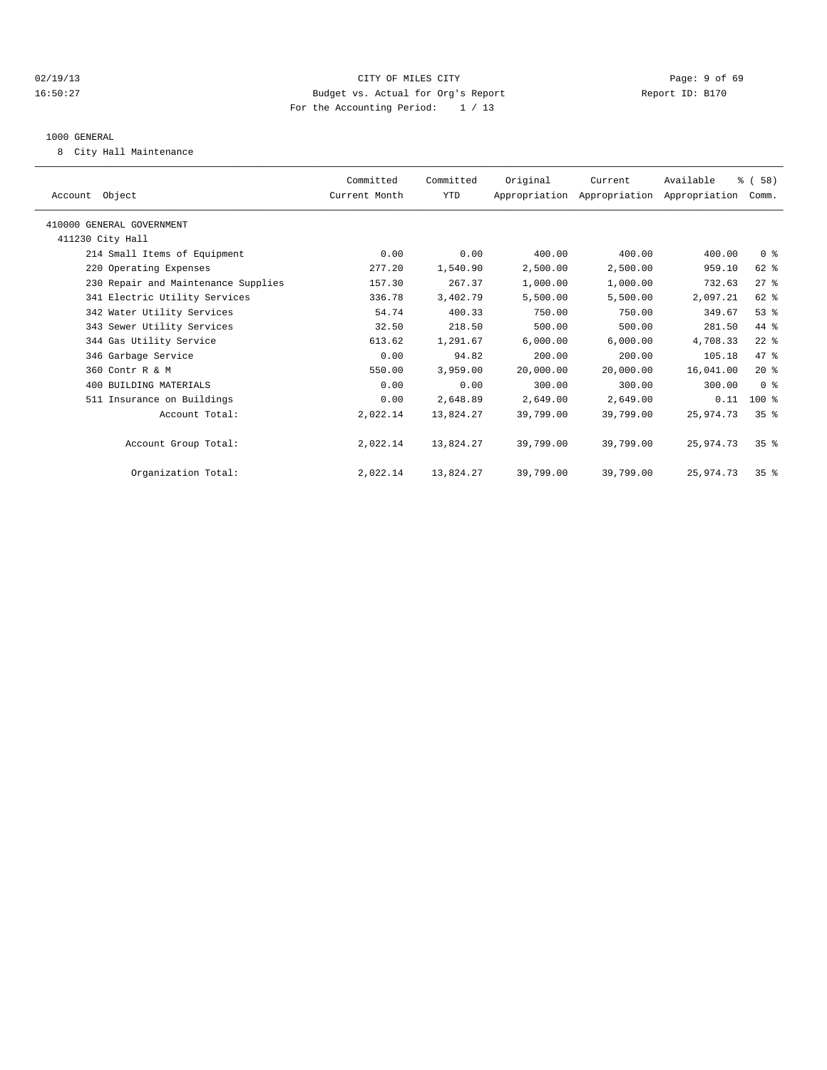CITY OF MILES CITY

Budget vs. Actual for Org's Report

For the Accounting Period: 1 / 13

02/19/13 16:50:27 Report ID: B170

1000 GENERAL

8 City Hall Maintenance

| Account Object | Committed Current Month | Committed YTD | Original Appropriation | Current Appropriation | Available Appropriation | % ( 58) Comm. |
|---|---|---|---|---|---|---|
| 410000 GENERAL GOVERNMENT | | | | | | |
| 411230 City Hall | | | | | | |
| 214 Small Items of Equipment | 0.00 | 0.00 | 400.00 | 400.00 | 400.00 | 0 % |
| 220 Operating Expenses | 277.20 | 1,540.90 | 2,500.00 | 2,500.00 | 959.10 | 62 % |
| 230 Repair and Maintenance Supplies | 157.30 | 267.37 | 1,000.00 | 1,000.00 | 732.63 | 27 % |
| 341 Electric Utility Services | 336.78 | 3,402.79 | 5,500.00 | 5,500.00 | 2,097.21 | 62 % |
| 342 Water Utility Services | 54.74 | 400.33 | 750.00 | 750.00 | 349.67 | 53 % |
| 343 Sewer Utility Services | 32.50 | 218.50 | 500.00 | 500.00 | 281.50 | 44 % |
| 344 Gas Utility Service | 613.62 | 1,291.67 | 6,000.00 | 6,000.00 | 4,708.33 | 22 % |
| 346 Garbage Service | 0.00 | 94.82 | 200.00 | 200.00 | 105.18 | 47 % |
| 360 Contr R & M | 550.00 | 3,959.00 | 20,000.00 | 20,000.00 | 16,041.00 | 20 % |
| 400 BUILDING MATERIALS | 0.00 | 0.00 | 300.00 | 300.00 | 300.00 | 0 % |
| 511 Insurance on Buildings | 0.00 | 2,648.89 | 2,649.00 | 2,649.00 | 0.11 | 100 % |
| Account Total: | 2,022.14 | 13,824.27 | 39,799.00 | 39,799.00 | 25,974.73 | 35 % |
| Account Group Total: | 2,022.14 | 13,824.27 | 39,799.00 | 39,799.00 | 25,974.73 | 35 % |
| Organization Total: | 2,022.14 | 13,824.27 | 39,799.00 | 39,799.00 | 25,974.73 | 35 % |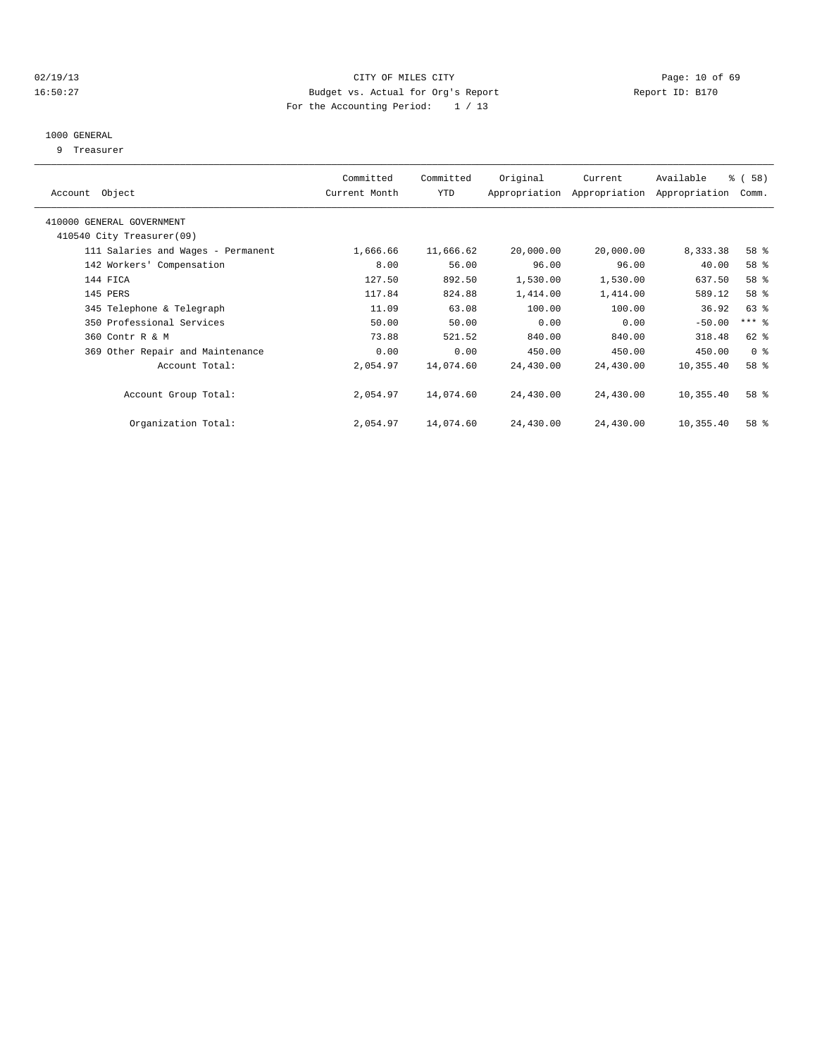CITY OF MILES CITY
Budget vs. Actual for Org's Report
For the Accounting Period: 1 / 13

02/19/13
16:50:27

Report ID: B170

1000 GENERAL
9 Treasurer

| Account Object | Committed Current Month | Committed YTD | Original Appropriation | Current Appropriation | Available Appropriation | % ( 58) Comm. |
|---|---|---|---|---|---|---|
| 410000 GENERAL GOVERNMENT | | | | | | |
| 410540 City Treasurer(09) | | | | | | |
| 111 Salaries and Wages - Permanent | 1,666.66 | 11,666.62 | 20,000.00 | 20,000.00 | 8,333.38 | 58 % |
| 142 Workers' Compensation | 8.00 | 56.00 | 96.00 | 96.00 | 40.00 | 58 % |
| 144 FICA | 127.50 | 892.50 | 1,530.00 | 1,530.00 | 637.50 | 58 % |
| 145 PERS | 117.84 | 824.88 | 1,414.00 | 1,414.00 | 589.12 | 58 % |
| 345 Telephone & Telegraph | 11.09 | 63.08 | 100.00 | 100.00 | 36.92 | 63 % |
| 350 Professional Services | 50.00 | 50.00 | 0.00 | 0.00 | -50.00 | *** % |
| 360 Contr R & M | 73.88 | 521.52 | 840.00 | 840.00 | 318.48 | 62 % |
| 369 Other Repair and Maintenance | 0.00 | 0.00 | 450.00 | 450.00 | 450.00 | 0 % |
| Account Total: | 2,054.97 | 14,074.60 | 24,430.00 | 24,430.00 | 10,355.40 | 58 % |
| Account Group Total: | 2,054.97 | 14,074.60 | 24,430.00 | 24,430.00 | 10,355.40 | 58 % |
| Organization Total: | 2,054.97 | 14,074.60 | 24,430.00 | 24,430.00 | 10,355.40 | 58 % |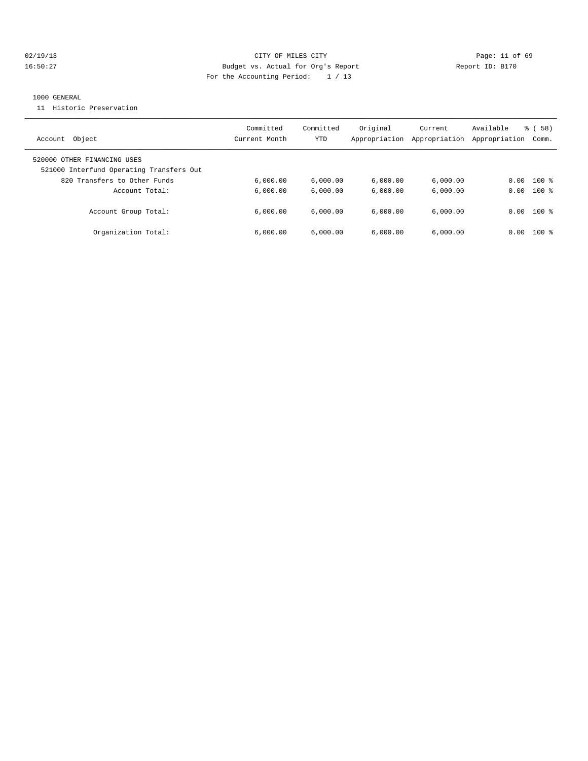CITY OF MILES CITY
Budget vs. Actual for Org's Report
For the Accounting Period: 1 / 13

02/19/13 16:50:27 | Report ID: B170

1000 GENERAL
11 Historic Preservation

| Account Object | Committed Current Month | Committed YTD | Original Appropriation | Current Appropriation | Available Appropriation | % ( 58) Comm. |
|---|---|---|---|---|---|---|
| 520000 OTHER FINANCING USES | | | | | | |
| 521000 Interfund Operating Transfers Out | | | | | | |
| 820 Transfers to Other Funds | 6,000.00 | 6,000.00 | 6,000.00 | 6,000.00 | 0.00 | 100 % |
| Account Total: | 6,000.00 | 6,000.00 | 6,000.00 | 6,000.00 | 0.00 | 100 % |
| Account Group Total: | 6,000.00 | 6,000.00 | 6,000.00 | 6,000.00 | 0.00 | 100 % |
| Organization Total: | 6,000.00 | 6,000.00 | 6,000.00 | 6,000.00 | 0.00 | 100 % |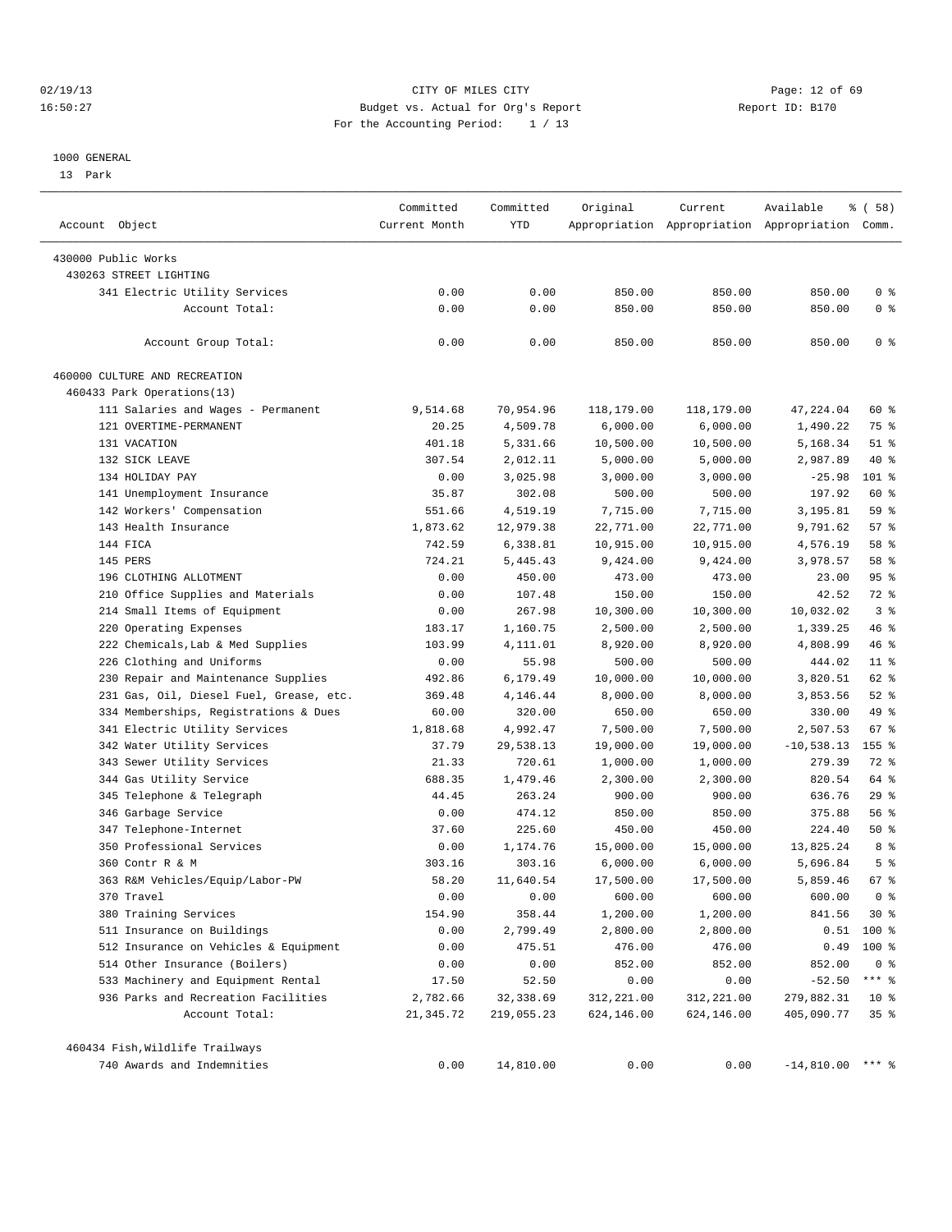CITY OF MILES CITY
Budget vs. Actual for Org's Report
For the Accounting Period: 1 / 13

Report ID: B170

1000 GENERAL
13 Park

| Account Object | Committed Current Month | Committed YTD | Original Appropriation | Current Appropriation | Available Appropriation | % ( 58) Comm. |
|---|---|---|---|---|---|---|
| 430000 Public Works | | | | | | |
| 430263 STREET LIGHTING | | | | | | |
| 341 Electric Utility Services | 0.00 | 0.00 | 850.00 | 850.00 | 850.00 | 0 % |
| Account Total: | 0.00 | 0.00 | 850.00 | 850.00 | 850.00 | 0 % |
| Account Group Total: | 0.00 | 0.00 | 850.00 | 850.00 | 850.00 | 0 % |
| 460000 CULTURE AND RECREATION | | | | | | |
| 460433 Park Operations(13) | | | | | | |
| 111 Salaries and Wages - Permanent | 9,514.68 | 70,954.96 | 118,179.00 | 118,179.00 | 47,224.04 | 60 % |
| 121 OVERTIME-PERMANENT | 20.25 | 4,509.78 | 6,000.00 | 6,000.00 | 1,490.22 | 75 % |
| 131 VACATION | 401.18 | 5,331.66 | 10,500.00 | 10,500.00 | 5,168.34 | 51 % |
| 132 SICK LEAVE | 307.54 | 2,012.11 | 5,000.00 | 5,000.00 | 2,987.89 | 40 % |
| 134 HOLIDAY PAY | 0.00 | 3,025.98 | 3,000.00 | 3,000.00 | -25.98 | 101 % |
| 141 Unemployment Insurance | 35.87 | 302.08 | 500.00 | 500.00 | 197.92 | 60 % |
| 142 Workers' Compensation | 551.66 | 4,519.19 | 7,715.00 | 7,715.00 | 3,195.81 | 59 % |
| 143 Health Insurance | 1,873.62 | 12,979.38 | 22,771.00 | 22,771.00 | 9,791.62 | 57 % |
| 144 FICA | 742.59 | 6,338.81 | 10,915.00 | 10,915.00 | 4,576.19 | 58 % |
| 145 PERS | 724.21 | 5,445.43 | 9,424.00 | 9,424.00 | 3,978.57 | 58 % |
| 196 CLOTHING ALLOTMENT | 0.00 | 450.00 | 473.00 | 473.00 | 23.00 | 95 % |
| 210 Office Supplies and Materials | 0.00 | 107.48 | 150.00 | 150.00 | 42.52 | 72 % |
| 214 Small Items of Equipment | 0.00 | 267.98 | 10,300.00 | 10,300.00 | 10,032.02 | 3 % |
| 220 Operating Expenses | 183.17 | 1,160.75 | 2,500.00 | 2,500.00 | 1,339.25 | 46 % |
| 222 Chemicals,Lab & Med Supplies | 103.99 | 4,111.01 | 8,920.00 | 8,920.00 | 4,808.99 | 46 % |
| 226 Clothing and Uniforms | 0.00 | 55.98 | 500.00 | 500.00 | 444.02 | 11 % |
| 230 Repair and Maintenance Supplies | 492.86 | 6,179.49 | 10,000.00 | 10,000.00 | 3,820.51 | 62 % |
| 231 Gas, Oil, Diesel Fuel, Grease, etc. | 369.48 | 4,146.44 | 8,000.00 | 8,000.00 | 3,853.56 | 52 % |
| 334 Memberships, Registrations & Dues | 60.00 | 320.00 | 650.00 | 650.00 | 330.00 | 49 % |
| 341 Electric Utility Services | 1,818.68 | 4,992.47 | 7,500.00 | 7,500.00 | 2,507.53 | 67 % |
| 342 Water Utility Services | 37.79 | 29,538.13 | 19,000.00 | 19,000.00 | -10,538.13 | 155 % |
| 343 Sewer Utility Services | 21.33 | 720.61 | 1,000.00 | 1,000.00 | 279.39 | 72 % |
| 344 Gas Utility Service | 688.35 | 1,479.46 | 2,300.00 | 2,300.00 | 820.54 | 64 % |
| 345 Telephone & Telegraph | 44.45 | 263.24 | 900.00 | 900.00 | 636.76 | 29 % |
| 346 Garbage Service | 0.00 | 474.12 | 850.00 | 850.00 | 375.88 | 56 % |
| 347 Telephone-Internet | 37.60 | 225.60 | 450.00 | 450.00 | 224.40 | 50 % |
| 350 Professional Services | 0.00 | 1,174.76 | 15,000.00 | 15,000.00 | 13,825.24 | 8 % |
| 360 Contr R & M | 303.16 | 303.16 | 6,000.00 | 6,000.00 | 5,696.84 | 5 % |
| 363 R&M Vehicles/Equip/Labor-PW | 58.20 | 11,640.54 | 17,500.00 | 17,500.00 | 5,859.46 | 67 % |
| 370 Travel | 0.00 | 0.00 | 600.00 | 600.00 | 600.00 | 0 % |
| 380 Training Services | 154.90 | 358.44 | 1,200.00 | 1,200.00 | 841.56 | 30 % |
| 511 Insurance on Buildings | 0.00 | 2,799.49 | 2,800.00 | 2,800.00 | 0.51 | 100 % |
| 512 Insurance on Vehicles & Equipment | 0.00 | 475.51 | 476.00 | 476.00 | 0.49 | 100 % |
| 514 Other Insurance (Boilers) | 0.00 | 0.00 | 852.00 | 852.00 | 852.00 | 0 % |
| 533 Machinery and Equipment Rental | 17.50 | 52.50 | 0.00 | 0.00 | -52.50 | *** % |
| 936 Parks and Recreation Facilities | 2,782.66 | 32,338.69 | 312,221.00 | 312,221.00 | 279,882.31 | 10 % |
| Account Total: | 21,345.72 | 219,055.23 | 624,146.00 | 624,146.00 | 405,090.77 | 35 % |
| 460434 Fish,Wildlife Trailways | | | | | | |
| 740 Awards and Indemnities | 0.00 | 14,810.00 | 0.00 | 0.00 | -14,810.00 | *** % |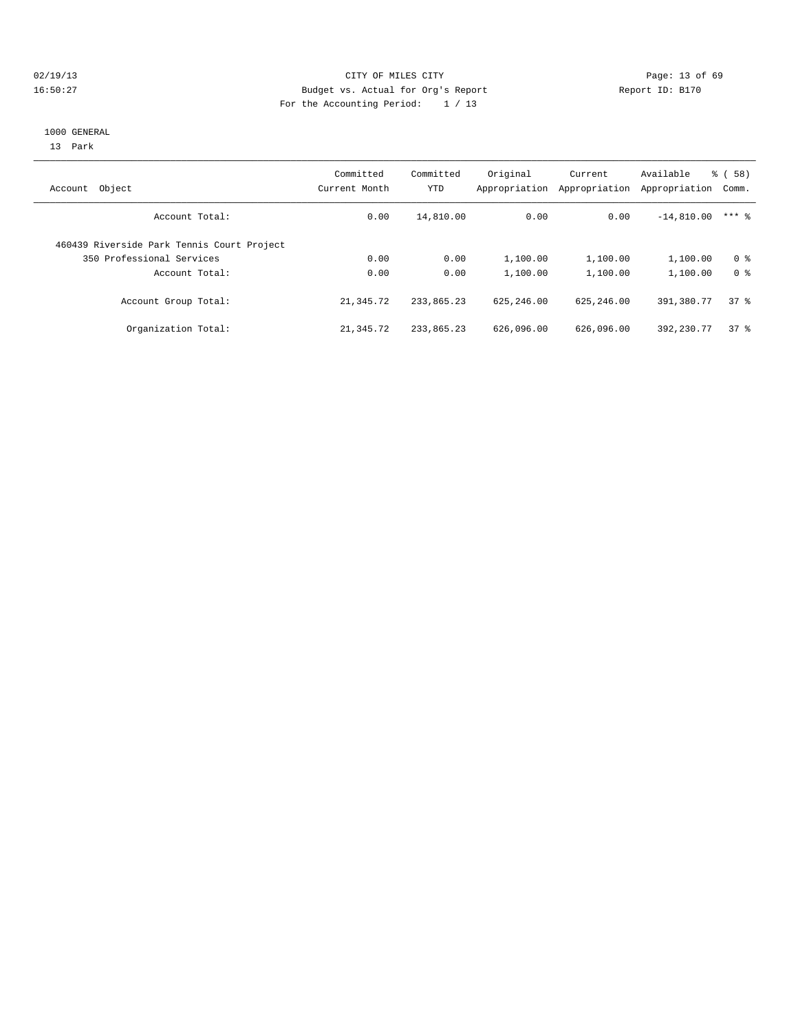CITY OF MILES CITY

Budget vs. Actual for Org's Report

For the Accounting Period: 1 / 13

02/19/13 16:50:27 — Report ID: B170

1000 GENERAL

13 Park

| Account Object | Committed Current Month | Committed YTD | Original Appropriation | Current Appropriation | Available Appropriation | % ( 58) Comm. |
|---|---|---|---|---|---|---|
| Account Total: | 0.00 | 14,810.00 | 0.00 | 0.00 | -14,810.00 | *** % |
| 460439 Riverside Park Tennis Court Project | | | | | | |
| 350 Professional Services | 0.00 | 0.00 | 1,100.00 | 1,100.00 | 1,100.00 | 0 % |
| Account Total: | 0.00 | 0.00 | 1,100.00 | 1,100.00 | 1,100.00 | 0 % |
| Account Group Total: | 21,345.72 | 233,865.23 | 625,246.00 | 625,246.00 | 391,380.77 | 37 % |
| Organization Total: | 21,345.72 | 233,865.23 | 626,096.00 | 626,096.00 | 392,230.77 | 37 % |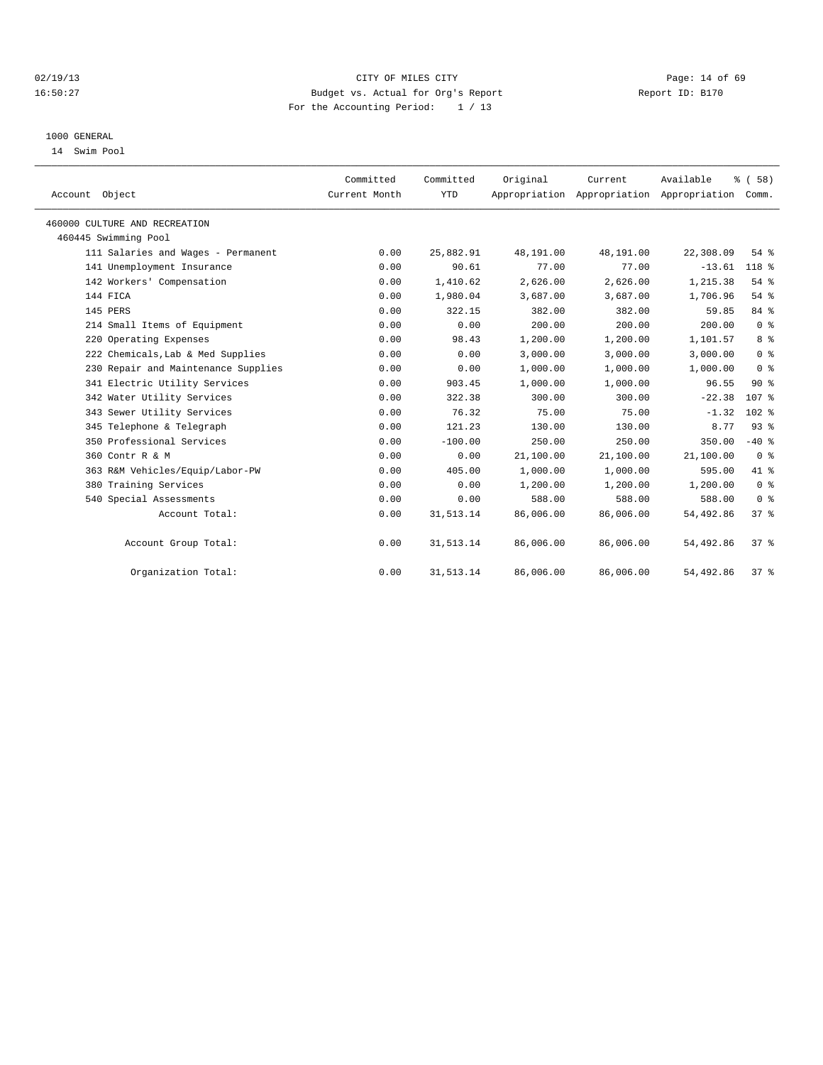CITY OF MILES CITY

Budget vs. Actual for Org's Report

For the Accounting Period: 1 / 13

1000 GENERAL

14 Swim Pool

| Account Object | Committed Current Month | Committed YTD | Original Appropriation | Current Appropriation | Available Appropriation | % ( 58) Comm. |
|---|---|---|---|---|---|---|
| 460000 CULTURE AND RECREATION | | | | | | |
| 460445 Swimming Pool | | | | | | |
| 111 Salaries and Wages - Permanent | 0.00 | 25,882.91 | 48,191.00 | 48,191.00 | 22,308.09 | 54 % |
| 141 Unemployment Insurance | 0.00 | 90.61 | 77.00 | 77.00 | -13.61 | 118 % |
| 142 Workers' Compensation | 0.00 | 1,410.62 | 2,626.00 | 2,626.00 | 1,215.38 | 54 % |
| 144 FICA | 0.00 | 1,980.04 | 3,687.00 | 3,687.00 | 1,706.96 | 54 % |
| 145 PERS | 0.00 | 322.15 | 382.00 | 382.00 | 59.85 | 84 % |
| 214 Small Items of Equipment | 0.00 | 0.00 | 200.00 | 200.00 | 200.00 | 0 % |
| 220 Operating Expenses | 0.00 | 98.43 | 1,200.00 | 1,200.00 | 1,101.57 | 8 % |
| 222 Chemicals,Lab & Med Supplies | 0.00 | 0.00 | 3,000.00 | 3,000.00 | 3,000.00 | 0 % |
| 230 Repair and Maintenance Supplies | 0.00 | 0.00 | 1,000.00 | 1,000.00 | 1,000.00 | 0 % |
| 341 Electric Utility Services | 0.00 | 903.45 | 1,000.00 | 1,000.00 | 96.55 | 90 % |
| 342 Water Utility Services | 0.00 | 322.38 | 300.00 | 300.00 | -22.38 | 107 % |
| 343 Sewer Utility Services | 0.00 | 76.32 | 75.00 | 75.00 | -1.32 | 102 % |
| 345 Telephone & Telegraph | 0.00 | 121.23 | 130.00 | 130.00 | 8.77 | 93 % |
| 350 Professional Services | 0.00 | -100.00 | 250.00 | 250.00 | 350.00 | -40 % |
| 360 Contr R & M | 0.00 | 0.00 | 21,100.00 | 21,100.00 | 21,100.00 | 0 % |
| 363 R&M Vehicles/Equip/Labor-PW | 0.00 | 405.00 | 1,000.00 | 1,000.00 | 595.00 | 41 % |
| 380 Training Services | 0.00 | 0.00 | 1,200.00 | 1,200.00 | 1,200.00 | 0 % |
| 540 Special Assessments | 0.00 | 0.00 | 588.00 | 588.00 | 588.00 | 0 % |
| Account Total: | 0.00 | 31,513.14 | 86,006.00 | 86,006.00 | 54,492.86 | 37 % |
| Account Group Total: | 0.00 | 31,513.14 | 86,006.00 | 86,006.00 | 54,492.86 | 37 % |
| Organization Total: | 0.00 | 31,513.14 | 86,006.00 | 86,006.00 | 54,492.86 | 37 % |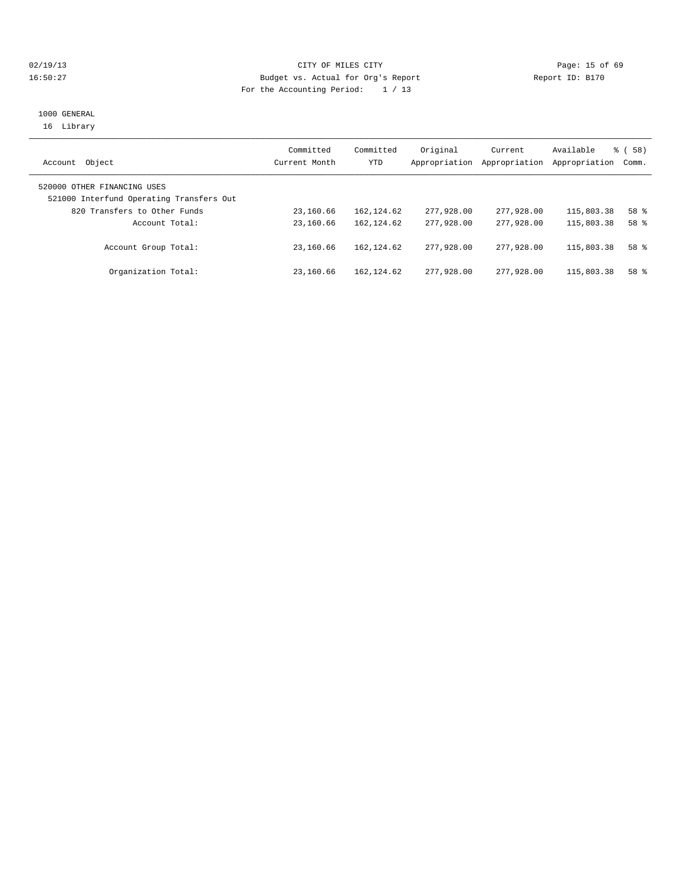# CITY OF MILES CITY

## Budget vs. Actual for Org's Report

For the Accounting Period: 1 / 13

02/19/13 16:50:27 — Report ID: B170

### 1000 GENERAL

16 Library

| Account Object | Committed Current Month | Committed YTD | Original Appropriation | Current Appropriation | Available Appropriation | % ( 58) Comm. |
|---|---|---|---|---|---|---|
| 520000 OTHER FINANCING USES | | | | | | |
| 521000 Interfund Operating Transfers Out | | | | | | |
| 820 Transfers to Other Funds | 23,160.66 | 162,124.62 | 277,928.00 | 277,928.00 | 115,803.38 | 58 % |
| Account Total: | 23,160.66 | 162,124.62 | 277,928.00 | 277,928.00 | 115,803.38 | 58 % |
| Account Group Total: | 23,160.66 | 162,124.62 | 277,928.00 | 277,928.00 | 115,803.38 | 58 % |
| Organization Total: | 23,160.66 | 162,124.62 | 277,928.00 | 277,928.00 | 115,803.38 | 58 % |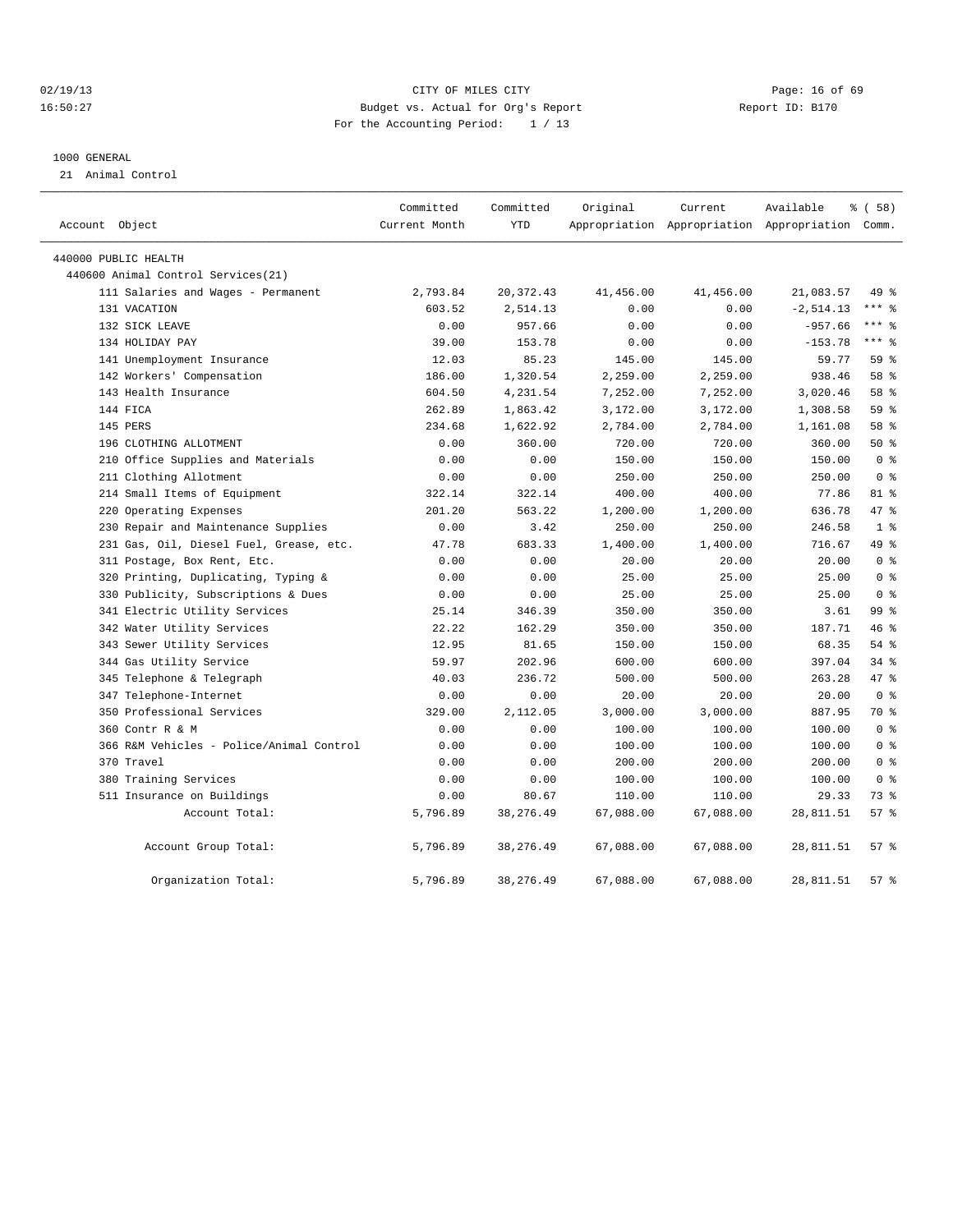CITY OF MILES CITY
Budget vs. Actual for Org's Report
For the Accounting Period: 1 / 13

02/19/13
16:50:27

Report ID: B170

1000 GENERAL
21 Animal Control

| Account Object | Committed Current Month | Committed YTD | Original Appropriation | Current Appropriation | Available Appropriation | % ( 58) Comm. |
|---|---|---|---|---|---|---|
| 440000 PUBLIC HEALTH | | | | | | |
| 440600 Animal Control Services(21) | | | | | | |
| 111 Salaries and Wages - Permanent | 2,793.84 | 20,372.43 | 41,456.00 | 41,456.00 | 21,083.57 | 49 % |
| 131 VACATION | 603.52 | 2,514.13 | 0.00 | 0.00 | -2,514.13 | *** % |
| 132 SICK LEAVE | 0.00 | 957.66 | 0.00 | 0.00 | -957.66 | *** % |
| 134 HOLIDAY PAY | 39.00 | 153.78 | 0.00 | 0.00 | -153.78 | *** % |
| 141 Unemployment Insurance | 12.03 | 85.23 | 145.00 | 145.00 | 59.77 | 59 % |
| 142 Workers' Compensation | 186.00 | 1,320.54 | 2,259.00 | 2,259.00 | 938.46 | 58 % |
| 143 Health Insurance | 604.50 | 4,231.54 | 7,252.00 | 7,252.00 | 3,020.46 | 58 % |
| 144 FICA | 262.89 | 1,863.42 | 3,172.00 | 3,172.00 | 1,308.58 | 59 % |
| 145 PERS | 234.68 | 1,622.92 | 2,784.00 | 2,784.00 | 1,161.08 | 58 % |
| 196 CLOTHING ALLOTMENT | 0.00 | 360.00 | 720.00 | 720.00 | 360.00 | 50 % |
| 210 Office Supplies and Materials | 0.00 | 0.00 | 150.00 | 150.00 | 150.00 | 0 % |
| 211 Clothing Allotment | 0.00 | 0.00 | 250.00 | 250.00 | 250.00 | 0 % |
| 214 Small Items of Equipment | 322.14 | 322.14 | 400.00 | 400.00 | 77.86 | 81 % |
| 220 Operating Expenses | 201.20 | 563.22 | 1,200.00 | 1,200.00 | 636.78 | 47 % |
| 230 Repair and Maintenance Supplies | 0.00 | 3.42 | 250.00 | 250.00 | 246.58 | 1 % |
| 231 Gas, Oil, Diesel Fuel, Grease, etc. | 47.78 | 683.33 | 1,400.00 | 1,400.00 | 716.67 | 49 % |
| 311 Postage, Box Rent, Etc. | 0.00 | 0.00 | 20.00 | 20.00 | 20.00 | 0 % |
| 320 Printing, Duplicating, Typing & | 0.00 | 0.00 | 25.00 | 25.00 | 25.00 | 0 % |
| 330 Publicity, Subscriptions & Dues | 0.00 | 0.00 | 25.00 | 25.00 | 25.00 | 0 % |
| 341 Electric Utility Services | 25.14 | 346.39 | 350.00 | 350.00 | 3.61 | 99 % |
| 342 Water Utility Services | 22.22 | 162.29 | 350.00 | 350.00 | 187.71 | 46 % |
| 343 Sewer Utility Services | 12.95 | 81.65 | 150.00 | 150.00 | 68.35 | 54 % |
| 344 Gas Utility Service | 59.97 | 202.96 | 600.00 | 600.00 | 397.04 | 34 % |
| 345 Telephone & Telegraph | 40.03 | 236.72 | 500.00 | 500.00 | 263.28 | 47 % |
| 347 Telephone-Internet | 0.00 | 0.00 | 20.00 | 20.00 | 20.00 | 0 % |
| 350 Professional Services | 329.00 | 2,112.05 | 3,000.00 | 3,000.00 | 887.95 | 70 % |
| 360 Contr R & M | 0.00 | 0.00 | 100.00 | 100.00 | 100.00 | 0 % |
| 366 R&M Vehicles - Police/Animal Control | 0.00 | 0.00 | 100.00 | 100.00 | 100.00 | 0 % |
| 370 Travel | 0.00 | 0.00 | 200.00 | 200.00 | 200.00 | 0 % |
| 380 Training Services | 0.00 | 0.00 | 100.00 | 100.00 | 100.00 | 0 % |
| 511 Insurance on Buildings | 0.00 | 80.67 | 110.00 | 110.00 | 29.33 | 73 % |
| Account Total: | 5,796.89 | 38,276.49 | 67,088.00 | 67,088.00 | 28,811.51 | 57 % |
| Account Group Total: | 5,796.89 | 38,276.49 | 67,088.00 | 67,088.00 | 28,811.51 | 57 % |
| Organization Total: | 5,796.89 | 38,276.49 | 67,088.00 | 67,088.00 | 28,811.51 | 57 % |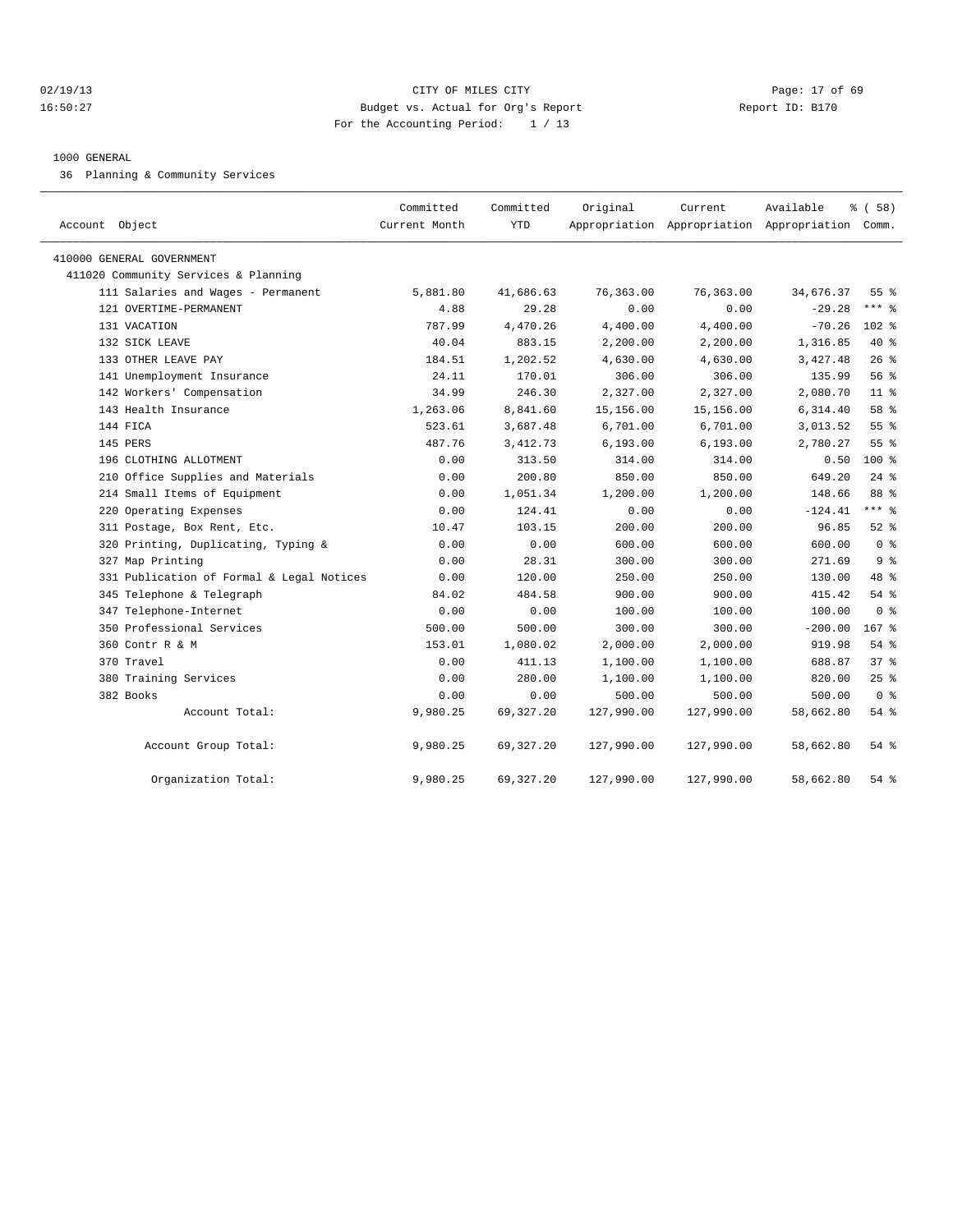CITY OF MILES CITY
Budget vs. Actual for Org's Report
For the Accounting Period: 1 / 13

02/19/13
16:50:27

Report ID: B170

1000 GENERAL
36 Planning & Community Services

| Account Object | Committed Current Month | Committed YTD | Original Appropriation | Current Appropriation | Available Appropriation | % ( 58) Comm. |
|---|---|---|---|---|---|---|
| 410000 GENERAL GOVERNMENT | | | | | | |
| 411020 Community Services & Planning | | | | | | |
| 111 Salaries and Wages - Permanent | 5,881.80 | 41,686.63 | 76,363.00 | 76,363.00 | 34,676.37 | 55 % |
| 121 OVERTIME-PERMANENT | 4.88 | 29.28 | 0.00 | 0.00 | -29.28 | *** % |
| 131 VACATION | 787.99 | 4,470.26 | 4,400.00 | 4,400.00 | -70.26 | 102 % |
| 132 SICK LEAVE | 40.04 | 883.15 | 2,200.00 | 2,200.00 | 1,316.85 | 40 % |
| 133 OTHER LEAVE PAY | 184.51 | 1,202.52 | 4,630.00 | 4,630.00 | 3,427.48 | 26 % |
| 141 Unemployment Insurance | 24.11 | 170.01 | 306.00 | 306.00 | 135.99 | 56 % |
| 142 Workers' Compensation | 34.99 | 246.30 | 2,327.00 | 2,327.00 | 2,080.70 | 11 % |
| 143 Health Insurance | 1,263.06 | 8,841.60 | 15,156.00 | 15,156.00 | 6,314.40 | 58 % |
| 144 FICA | 523.61 | 3,687.48 | 6,701.00 | 6,701.00 | 3,013.52 | 55 % |
| 145 PERS | 487.76 | 3,412.73 | 6,193.00 | 6,193.00 | 2,780.27 | 55 % |
| 196 CLOTHING ALLOTMENT | 0.00 | 313.50 | 314.00 | 314.00 | 0.50 | 100 % |
| 210 Office Supplies and Materials | 0.00 | 200.80 | 850.00 | 850.00 | 649.20 | 24 % |
| 214 Small Items of Equipment | 0.00 | 1,051.34 | 1,200.00 | 1,200.00 | 148.66 | 88 % |
| 220 Operating Expenses | 0.00 | 124.41 | 0.00 | 0.00 | -124.41 | *** % |
| 311 Postage, Box Rent, Etc. | 10.47 | 103.15 | 200.00 | 200.00 | 96.85 | 52 % |
| 320 Printing, Duplicating, Typing & | 0.00 | 0.00 | 600.00 | 600.00 | 600.00 | 0 % |
| 327 Map Printing | 0.00 | 28.31 | 300.00 | 300.00 | 271.69 | 9 % |
| 331 Publication of Formal & Legal Notices | 0.00 | 120.00 | 250.00 | 250.00 | 130.00 | 48 % |
| 345 Telephone & Telegraph | 84.02 | 484.58 | 900.00 | 900.00 | 415.42 | 54 % |
| 347 Telephone-Internet | 0.00 | 0.00 | 100.00 | 100.00 | 100.00 | 0 % |
| 350 Professional Services | 500.00 | 500.00 | 300.00 | 300.00 | -200.00 | 167 % |
| 360 Contr R & M | 153.01 | 1,080.02 | 2,000.00 | 2,000.00 | 919.98 | 54 % |
| 370 Travel | 0.00 | 411.13 | 1,100.00 | 1,100.00 | 688.87 | 37 % |
| 380 Training Services | 0.00 | 280.00 | 1,100.00 | 1,100.00 | 820.00 | 25 % |
| 382 Books | 0.00 | 0.00 | 500.00 | 500.00 | 500.00 | 0 % |
| Account Total: | 9,980.25 | 69,327.20 | 127,990.00 | 127,990.00 | 58,662.80 | 54 % |
| Account Group Total: | 9,980.25 | 69,327.20 | 127,990.00 | 127,990.00 | 58,662.80 | 54 % |
| Organization Total: | 9,980.25 | 69,327.20 | 127,990.00 | 127,990.00 | 58,662.80 | 54 % |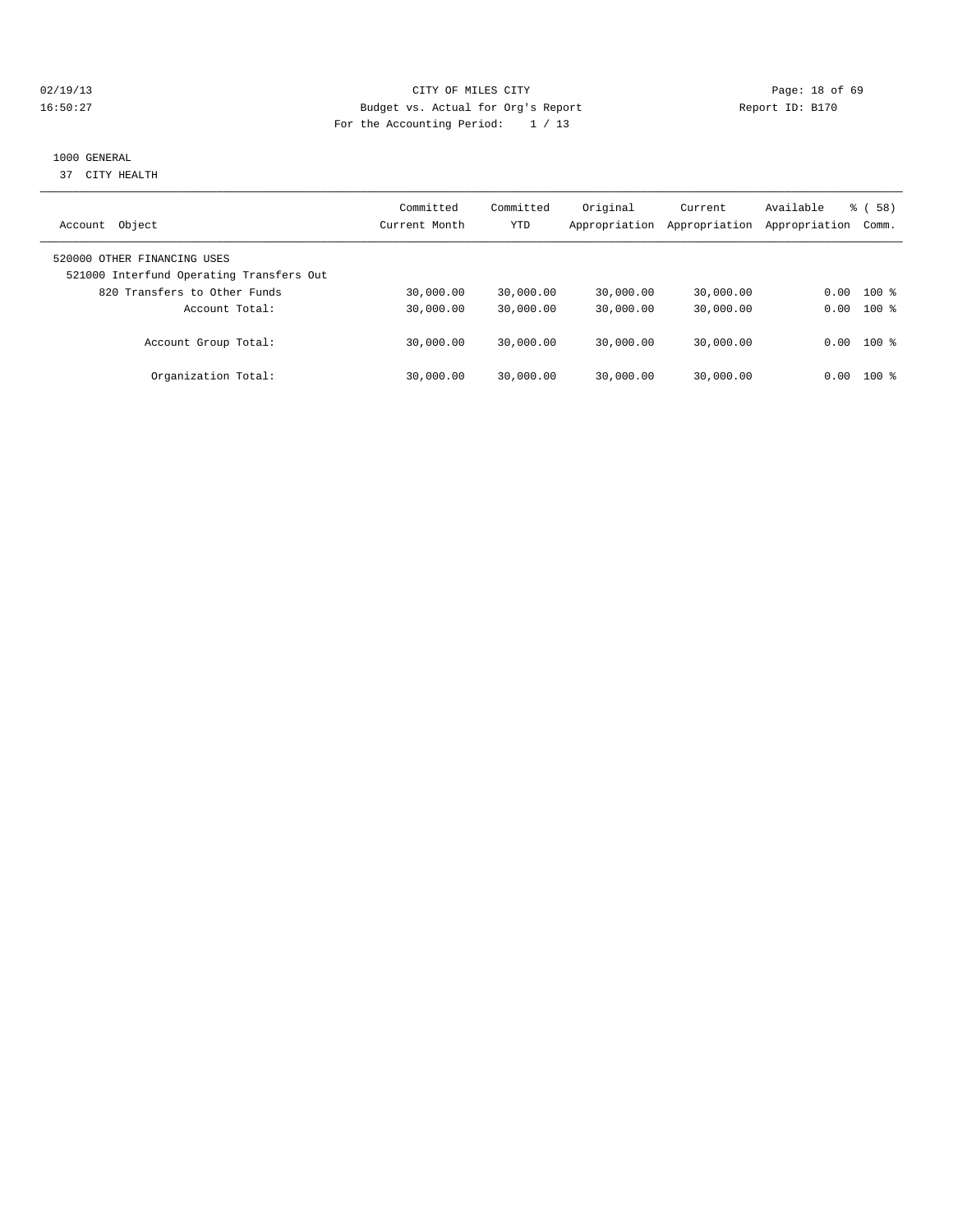CITY OF MILES CITY

Budget vs. Actual for Org's Report

For the Accounting Period: 1 / 13

02/19/13 16:50:27 Report ID: B170

1000 GENERAL

37 CITY HEALTH

| Account Object | Committed Current Month | Committed YTD | Original Appropriation | Current Appropriation | Available Appropriation | % ( 58) Comm. |
|---|---|---|---|---|---|---|
| 520000 OTHER FINANCING USES | | | | | | |
| 521000 Interfund Operating Transfers Out | | | | | | |
| 820 Transfers to Other Funds | 30,000.00 | 30,000.00 | 30,000.00 | 30,000.00 | 0.00 | 100 % |
| Account Total: | 30,000.00 | 30,000.00 | 30,000.00 | 30,000.00 | 0.00 | 100 % |
| Account Group Total: | 30,000.00 | 30,000.00 | 30,000.00 | 30,000.00 | 0.00 | 100 % |
| Organization Total: | 30,000.00 | 30,000.00 | 30,000.00 | 30,000.00 | 0.00 | 100 % |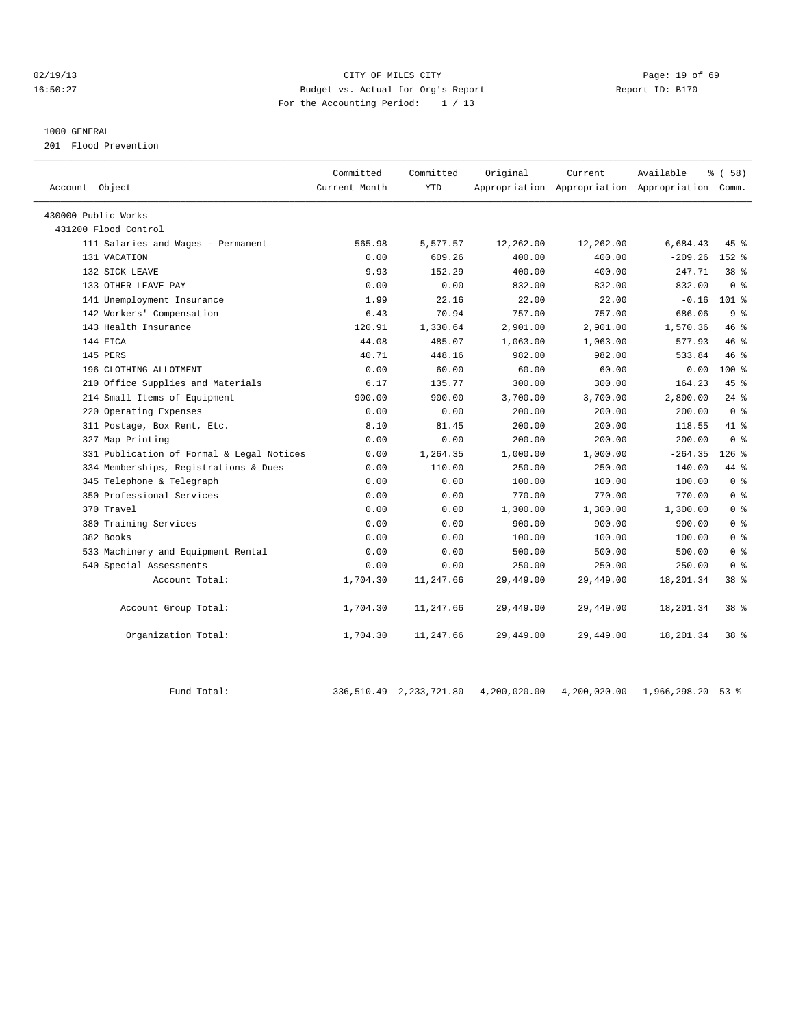CITY OF MILES CITY
Budget vs. Actual for Org's Report
For the Accounting Period: 1 / 13

1000 GENERAL
201 Flood Prevention

| Account Object | Committed Current Month | Committed YTD | Original Appropriation | Current Appropriation | Available Appropriation | % ( 58) Comm. |
|---|---|---|---|---|---|---|
| 430000 Public Works | | | | | | |
| 431200 Flood Control | | | | | | |
| 111 Salaries and Wages - Permanent | 565.98 | 5,577.57 | 12,262.00 | 12,262.00 | 6,684.43 | 45 % |
| 131 VACATION | 0.00 | 609.26 | 400.00 | 400.00 | -209.26 | 152 % |
| 132 SICK LEAVE | 9.93 | 152.29 | 400.00 | 400.00 | 247.71 | 38 % |
| 133 OTHER LEAVE PAY | 0.00 | 0.00 | 832.00 | 832.00 | 832.00 | 0 % |
| 141 Unemployment Insurance | 1.99 | 22.16 | 22.00 | 22.00 | -0.16 | 101 % |
| 142 Workers' Compensation | 6.43 | 70.94 | 757.00 | 757.00 | 686.06 | 9 % |
| 143 Health Insurance | 120.91 | 1,330.64 | 2,901.00 | 2,901.00 | 1,570.36 | 46 % |
| 144 FICA | 44.08 | 485.07 | 1,063.00 | 1,063.00 | 577.93 | 46 % |
| 145 PERS | 40.71 | 448.16 | 982.00 | 982.00 | 533.84 | 46 % |
| 196 CLOTHING ALLOTMENT | 0.00 | 60.00 | 60.00 | 60.00 | 0.00 | 100 % |
| 210 Office Supplies and Materials | 6.17 | 135.77 | 300.00 | 300.00 | 164.23 | 45 % |
| 214 Small Items of Equipment | 900.00 | 900.00 | 3,700.00 | 3,700.00 | 2,800.00 | 24 % |
| 220 Operating Expenses | 0.00 | 0.00 | 200.00 | 200.00 | 200.00 | 0 % |
| 311 Postage, Box Rent, Etc. | 8.10 | 81.45 | 200.00 | 200.00 | 118.55 | 41 % |
| 327 Map Printing | 0.00 | 0.00 | 200.00 | 200.00 | 200.00 | 0 % |
| 331 Publication of Formal & Legal Notices | 0.00 | 1,264.35 | 1,000.00 | 1,000.00 | -264.35 | 126 % |
| 334 Memberships, Registrations & Dues | 0.00 | 110.00 | 250.00 | 250.00 | 140.00 | 44 % |
| 345 Telephone & Telegraph | 0.00 | 0.00 | 100.00 | 100.00 | 100.00 | 0 % |
| 350 Professional Services | 0.00 | 0.00 | 770.00 | 770.00 | 770.00 | 0 % |
| 370 Travel | 0.00 | 0.00 | 1,300.00 | 1,300.00 | 1,300.00 | 0 % |
| 380 Training Services | 0.00 | 0.00 | 900.00 | 900.00 | 900.00 | 0 % |
| 382 Books | 0.00 | 0.00 | 100.00 | 100.00 | 100.00 | 0 % |
| 533 Machinery and Equipment Rental | 0.00 | 0.00 | 500.00 | 500.00 | 500.00 | 0 % |
| 540 Special Assessments | 0.00 | 0.00 | 250.00 | 250.00 | 250.00 | 0 % |
| Account Total: | 1,704.30 | 11,247.66 | 29,449.00 | 29,449.00 | 18,201.34 | 38 % |
| Account Group Total: | 1,704.30 | 11,247.66 | 29,449.00 | 29,449.00 | 18,201.34 | 38 % |
| Organization Total: | 1,704.30 | 11,247.66 | 29,449.00 | 29,449.00 | 18,201.34 | 38 % |
| Fund Total: | 336,510.49 | 2,233,721.80 | 4,200,020.00 | 4,200,020.00 | 1,966,298.20 | 53 % |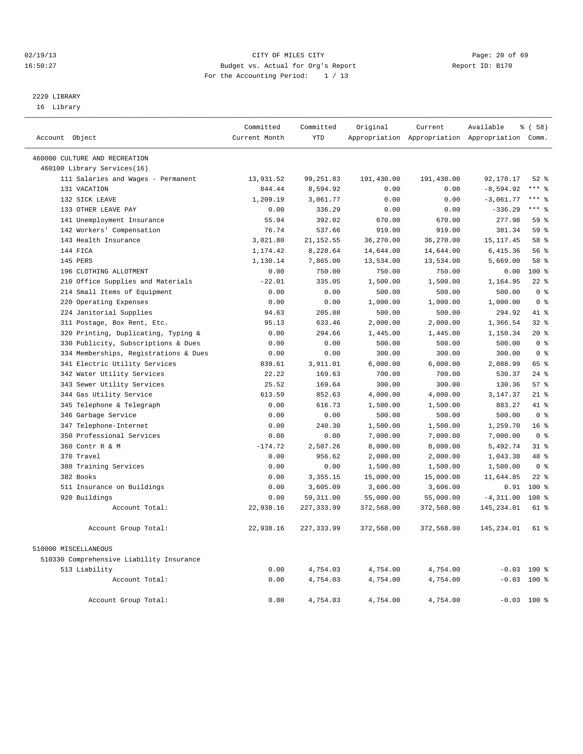CITY OF MILES CITY
Budget vs. Actual for Org's Report
For the Accounting Period: 1 / 13

02/19/13
16:50:27

Report ID: B170

## 2220 LIBRARY

16 Library

| Account Object | Committed Current Month | Committed YTD | Original Appropriation | Current Appropriation | Available Appropriation | % ( 58) Comm. |
|---|---|---|---|---|---|---|
| 460000 CULTURE AND RECREATION | | | | | | |
| 460100 Library Services(16) | | | | | | |
| 111 Salaries and Wages - Permanent | 13,931.52 | 99,251.83 | 191,430.00 | 191,430.00 | 92,178.17 | 52 % |
| 131 VACATION | 844.44 | 8,594.92 | 0.00 | 0.00 | -8,594.92 | *** % |
| 132 SICK LEAVE | 1,209.19 | 3,061.77 | 0.00 | 0.00 | -3,061.77 | *** % |
| 133 OTHER LEAVE PAY | 0.00 | 336.29 | 0.00 | 0.00 | -336.29 | *** % |
| 141 Unemployment Insurance | 55.94 | 392.02 | 670.00 | 670.00 | 277.98 | 59 % |
| 142 Workers' Compensation | 76.74 | 537.66 | 919.00 | 919.00 | 381.34 | 59 % |
| 143 Health Insurance | 3,021.80 | 21,152.55 | 36,270.00 | 36,270.00 | 15,117.45 | 58 % |
| 144 FICA | 1,174.42 | 8,228.64 | 14,644.00 | 14,644.00 | 6,415.36 | 56 % |
| 145 PERS | 1,130.14 | 7,865.00 | 13,534.00 | 13,534.00 | 5,669.00 | 58 % |
| 196 CLOTHING ALLOTMENT | 0.00 | 750.00 | 750.00 | 750.00 | 0.00 | 100 % |
| 210 Office Supplies and Materials | -22.01 | 335.05 | 1,500.00 | 1,500.00 | 1,164.95 | 22 % |
| 214 Small Items of Equipment | 0.00 | 0.00 | 500.00 | 500.00 | 500.00 | 0 % |
| 220 Operating Expenses | 0.00 | 0.00 | 1,000.00 | 1,000.00 | 1,000.00 | 0 % |
| 224 Janitorial Supplies | 94.63 | 205.08 | 500.00 | 500.00 | 294.92 | 41 % |
| 311 Postage, Box Rent, Etc. | 95.13 | 633.46 | 2,000.00 | 2,000.00 | 1,366.54 | 32 % |
| 320 Printing, Duplicating, Typing & | 0.00 | 294.66 | 1,445.00 | 1,445.00 | 1,150.34 | 20 % |
| 330 Publicity, Subscriptions & Dues | 0.00 | 0.00 | 500.00 | 500.00 | 500.00 | 0 % |
| 334 Memberships, Registrations & Dues | 0.00 | 0.00 | 300.00 | 300.00 | 300.00 | 0 % |
| 341 Electric Utility Services | 839.61 | 3,911.01 | 6,000.00 | 6,000.00 | 2,088.99 | 65 % |
| 342 Water Utility Services | 22.22 | 169.63 | 700.00 | 700.00 | 530.37 | 24 % |
| 343 Sewer Utility Services | 25.52 | 169.64 | 300.00 | 300.00 | 130.36 | 57 % |
| 344 Gas Utility Service | 613.59 | 852.63 | 4,000.00 | 4,000.00 | 3,147.37 | 21 % |
| 345 Telephone & Telegraph | 0.00 | 616.73 | 1,500.00 | 1,500.00 | 883.27 | 41 % |
| 346 Garbage Service | 0.00 | 0.00 | 500.00 | 500.00 | 500.00 | 0 % |
| 347 Telephone-Internet | 0.00 | 240.30 | 1,500.00 | 1,500.00 | 1,259.70 | 16 % |
| 350 Professional Services | 0.00 | 0.00 | 7,000.00 | 7,000.00 | 7,000.00 | 0 % |
| 360 Contr R & M | -174.72 | 2,507.26 | 8,000.00 | 8,000.00 | 5,492.74 | 31 % |
| 370 Travel | 0.00 | 956.62 | 2,000.00 | 2,000.00 | 1,043.38 | 48 % |
| 380 Training Services | 0.00 | 0.00 | 1,500.00 | 1,500.00 | 1,500.00 | 0 % |
| 382 Books | 0.00 | 3,355.15 | 15,000.00 | 15,000.00 | 11,644.85 | 22 % |
| 511 Insurance on Buildings | 0.00 | 3,605.09 | 3,606.00 | 3,606.00 | 0.91 | 100 % |
| 920 Buildings | 0.00 | 59,311.00 | 55,000.00 | 55,000.00 | -4,311.00 | 108 % |
| Account Total: | 22,938.16 | 227,333.99 | 372,568.00 | 372,568.00 | 145,234.01 | 61 % |
| Account Group Total: | 22,938.16 | 227,333.99 | 372,568.00 | 372,568.00 | 145,234.01 | 61 % |
| 510000 MISCELLANEOUS | | | | | | |
| 510330 Comprehensive Liability Insurance | | | | | | |
| 513 Liability | 0.00 | 4,754.03 | 4,754.00 | 4,754.00 | -0.03 | 100 % |
| Account Total: | 0.00 | 4,754.03 | 4,754.00 | 4,754.00 | -0.03 | 100 % |
| Account Group Total: | 0.00 | 4,754.03 | 4,754.00 | 4,754.00 | -0.03 | 100 % |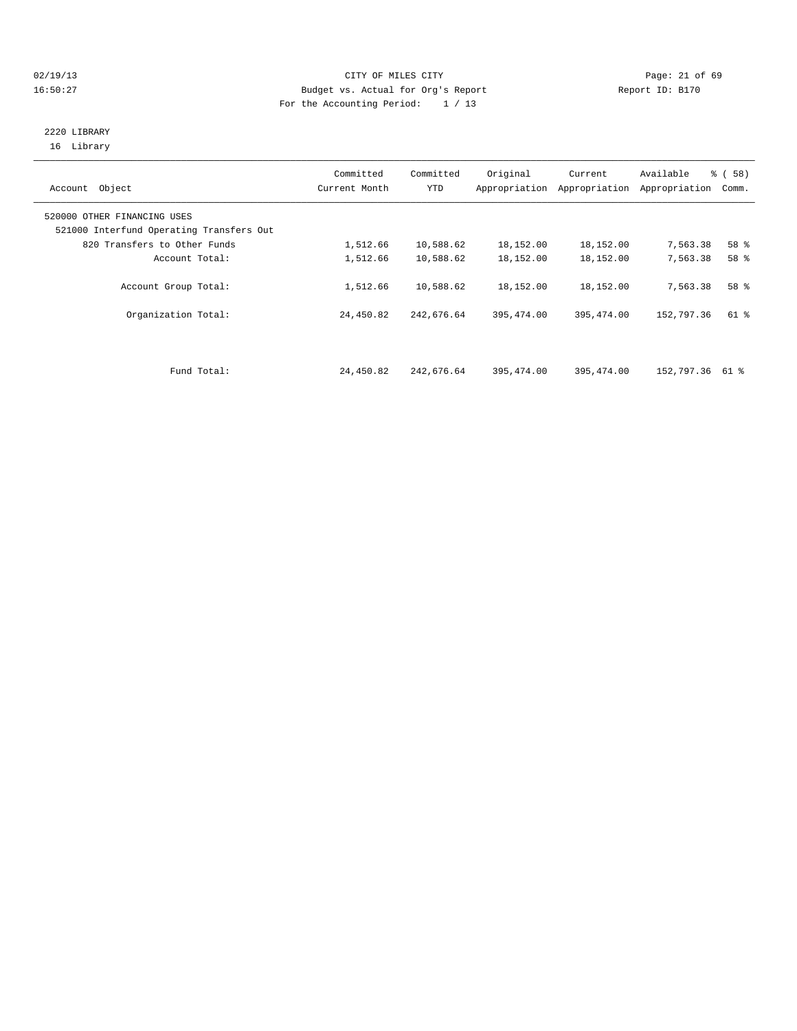CITY OF MILES CITY
Budget vs. Actual for Org's Report
For the Accounting Period: 1 / 13

02/19/13
16:50:27

Report ID: B170

2220 LIBRARY
16 Library

| Account Object | Committed Current Month | Committed YTD | Original Appropriation | Current Appropriation | Available Appropriation | % ( 58) Comm. |
|---|---|---|---|---|---|---|
| 520000 OTHER FINANCING USES | | | | | | |
| 521000 Interfund Operating Transfers Out | | | | | | |
| 820 Transfers to Other Funds | 1,512.66 | 10,588.62 | 18,152.00 | 18,152.00 | 7,563.38 | 58 % |
| Account Total: | 1,512.66 | 10,588.62 | 18,152.00 | 18,152.00 | 7,563.38 | 58 % |
| Account Group Total: | 1,512.66 | 10,588.62 | 18,152.00 | 18,152.00 | 7,563.38 | 58 % |
| Organization Total: | 24,450.82 | 242,676.64 | 395,474.00 | 395,474.00 | 152,797.36 | 61 % |
| Fund Total: | 24,450.82 | 242,676.64 | 395,474.00 | 395,474.00 | 152,797.36 | 61 % |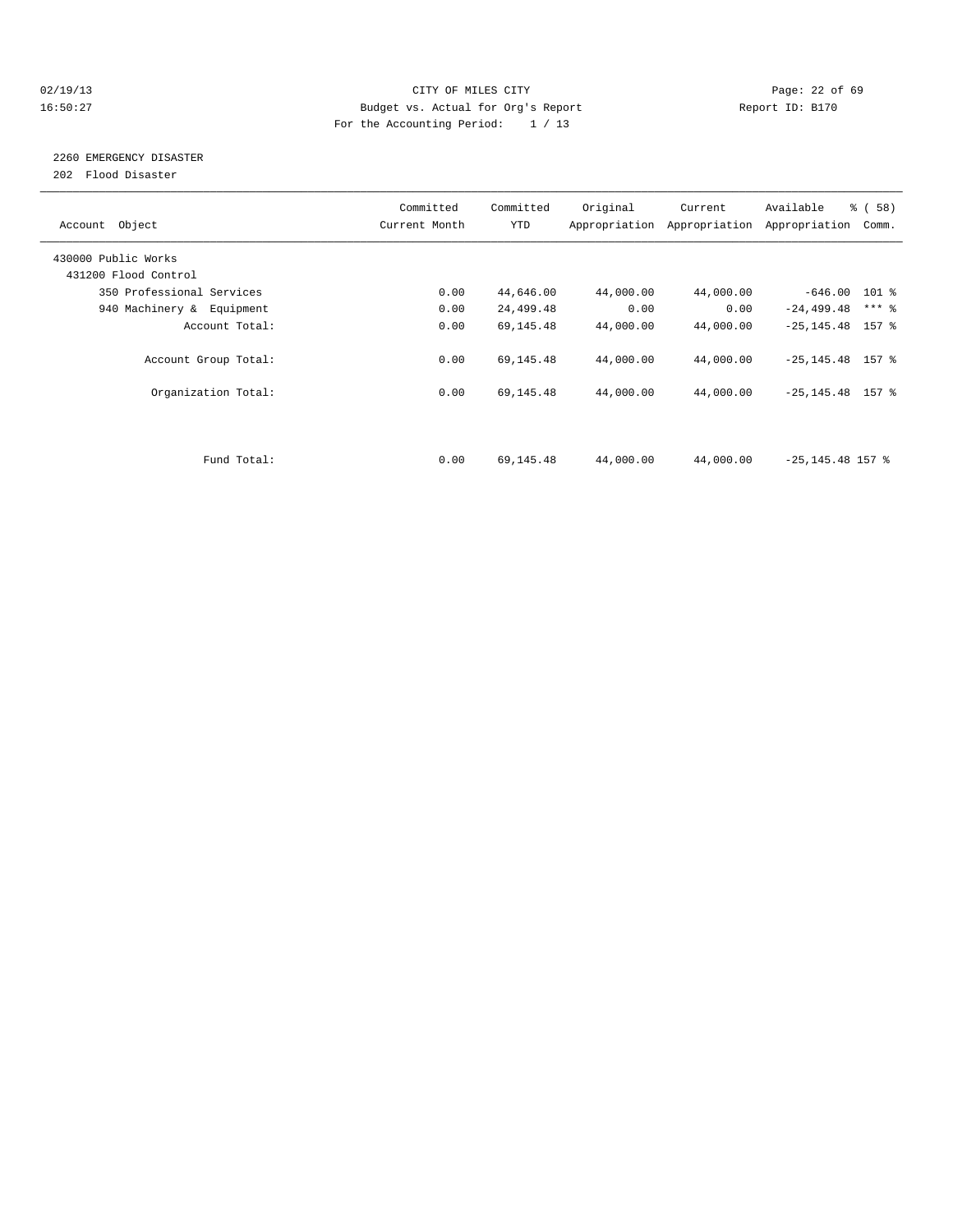CITY OF MILES CITY
Budget vs. Actual for Org's Report
For the Accounting Period: 1 / 13

02/19/13
16:50:27

Report ID: B170

## 2260 EMERGENCY DISASTER

202 Flood Disaster

| Account Object | Committed Current Month | Committed YTD | Original Appropriation | Current Appropriation | Available Appropriation | % ( 58) Comm. |
|---|---|---|---|---|---|---|
| 430000 Public Works | | | | | | |
| 431200 Flood Control | | | | | | |
| 350 Professional Services | 0.00 | 44,646.00 | 44,000.00 | 44,000.00 | -646.00 | 101 % |
| 940 Machinery & Equipment | 0.00 | 24,499.48 | 0.00 | 0.00 | -24,499.48 | *** % |
| Account Total: | 0.00 | 69,145.48 | 44,000.00 | 44,000.00 | -25,145.48 | 157 % |
| Account Group Total: | 0.00 | 69,145.48 | 44,000.00 | 44,000.00 | -25,145.48 | 157 % |
| Organization Total: | 0.00 | 69,145.48 | 44,000.00 | 44,000.00 | -25,145.48 | 157 % |
| Fund Total: | 0.00 | 69,145.48 | 44,000.00 | 44,000.00 | -25,145.48 | 157 % |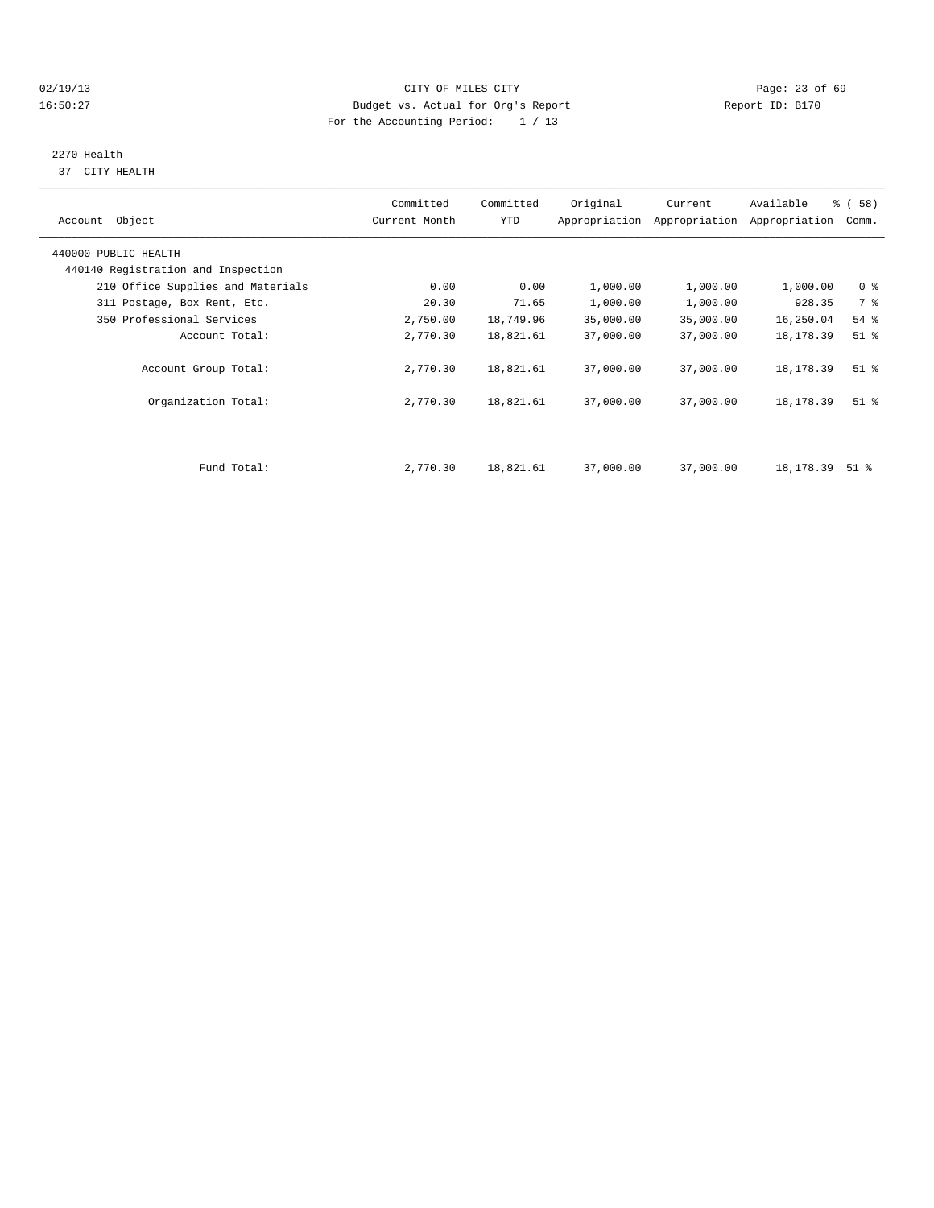CITY OF MILES CITY
Budget vs. Actual for Org's Report
For the Accounting Period: 1 / 13

02/19/13
16:50:27

Report ID: B170

2270 Health
37 CITY HEALTH

| Account Object | Committed Current Month | Committed YTD | Original Appropriation | Current Appropriation | Available Appropriation | % ( 58) Comm. |
|---|---|---|---|---|---|---|
| 440000 PUBLIC HEALTH | | | | | | |
| 440140 Registration and Inspection | | | | | | |
| 210 Office Supplies and Materials | 0.00 | 0.00 | 1,000.00 | 1,000.00 | 1,000.00 | 0 % |
| 311 Postage, Box Rent, Etc. | 20.30 | 71.65 | 1,000.00 | 1,000.00 | 928.35 | 7 % |
| 350 Professional Services | 2,750.00 | 18,749.96 | 35,000.00 | 35,000.00 | 16,250.04 | 54 % |
| Account Total: | 2,770.30 | 18,821.61 | 37,000.00 | 37,000.00 | 18,178.39 | 51 % |
| Account Group Total: | 2,770.30 | 18,821.61 | 37,000.00 | 37,000.00 | 18,178.39 | 51 % |
| Organization Total: | 2,770.30 | 18,821.61 | 37,000.00 | 37,000.00 | 18,178.39 | 51 % |
| Fund Total: | 2,770.30 | 18,821.61 | 37,000.00 | 37,000.00 | 18,178.39 | 51 % |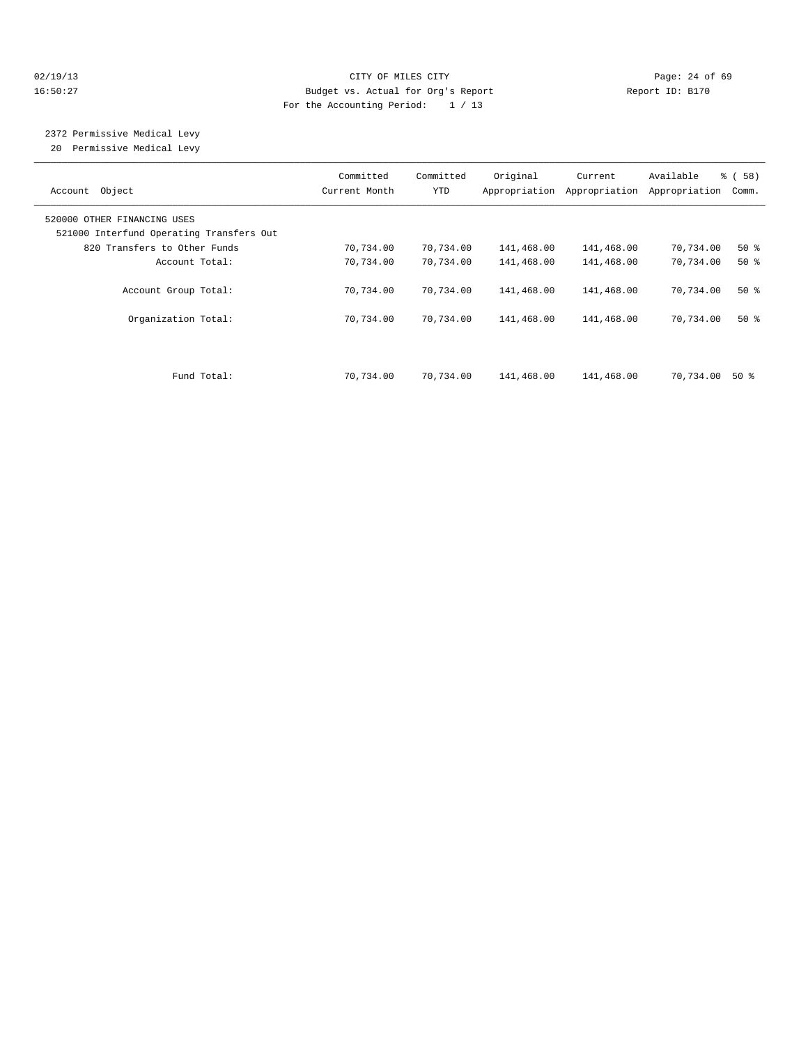CITY OF MILES CITY
Budget vs. Actual for Org's Report
For the Accounting Period: 1 / 13

02/19/13
16:50:27

Report ID: B170

2372 Permissive Medical Levy
20 Permissive Medical Levy

| Account Object | Committed Current Month | Committed YTD | Original Appropriation | Current Appropriation | Available Appropriation | % ( 58) Comm. |
|---|---|---|---|---|---|---|
| 520000 OTHER FINANCING USES | | | | | | |
| 521000 Interfund Operating Transfers Out | | | | | | |
| 820 Transfers to Other Funds | 70,734.00 | 70,734.00 | 141,468.00 | 141,468.00 | 70,734.00 | 50 % |
| Account Total: | 70,734.00 | 70,734.00 | 141,468.00 | 141,468.00 | 70,734.00 | 50 % |
| Account Group Total: | 70,734.00 | 70,734.00 | 141,468.00 | 141,468.00 | 70,734.00 | 50 % |
| Organization Total: | 70,734.00 | 70,734.00 | 141,468.00 | 141,468.00 | 70,734.00 | 50 % |
| Fund Total: | 70,734.00 | 70,734.00 | 141,468.00 | 141,468.00 | 70,734.00 | 50 % |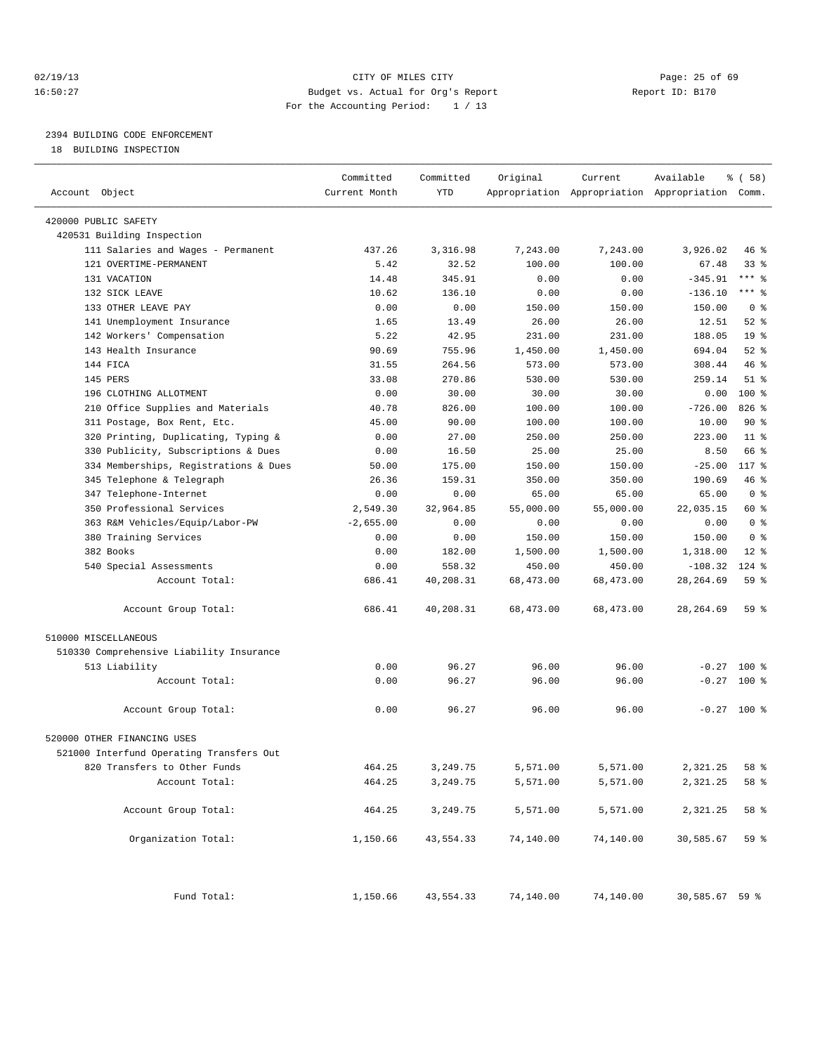02/19/13 CITY OF MILES CITY
16:50:27 Budget vs. Actual for Org's Report Report ID: B170
For the Accounting Period: 1 / 13

2394 BUILDING CODE ENFORCEMENT
18 BUILDING INSPECTION

| Account Object | Committed Current Month | Committed YTD | Original Appropriation | Current Appropriation | Available Appropriation | % ( 58) Comm. |
|---|---|---|---|---|---|---|
| 420000 PUBLIC SAFETY | | | | | | |
| 420531 Building Inspection | | | | | | |
| 111 Salaries and Wages - Permanent | 437.26 | 3,316.98 | 7,243.00 | 7,243.00 | 3,926.02 | 46 % |
| 121 OVERTIME-PERMANENT | 5.42 | 32.52 | 100.00 | 100.00 | 67.48 | 33 % |
| 131 VACATION | 14.48 | 345.91 | 0.00 | 0.00 | -345.91 | *** % |
| 132 SICK LEAVE | 10.62 | 136.10 | 0.00 | 0.00 | -136.10 | *** % |
| 133 OTHER LEAVE PAY | 0.00 | 0.00 | 150.00 | 150.00 | 150.00 | 0 % |
| 141 Unemployment Insurance | 1.65 | 13.49 | 26.00 | 26.00 | 12.51 | 52 % |
| 142 Workers' Compensation | 5.22 | 42.95 | 231.00 | 231.00 | 188.05 | 19 % |
| 143 Health Insurance | 90.69 | 755.96 | 1,450.00 | 1,450.00 | 694.04 | 52 % |
| 144 FICA | 31.55 | 264.56 | 573.00 | 573.00 | 308.44 | 46 % |
| 145 PERS | 33.08 | 270.86 | 530.00 | 530.00 | 259.14 | 51 % |
| 196 CLOTHING ALLOTMENT | 0.00 | 30.00 | 30.00 | 30.00 | 0.00 | 100 % |
| 210 Office Supplies and Materials | 40.78 | 826.00 | 100.00 | 100.00 | -726.00 | 826 % |
| 311 Postage, Box Rent, Etc. | 45.00 | 90.00 | 100.00 | 100.00 | 10.00 | 90 % |
| 320 Printing, Duplicating, Typing & | 0.00 | 27.00 | 250.00 | 250.00 | 223.00 | 11 % |
| 330 Publicity, Subscriptions & Dues | 0.00 | 16.50 | 25.00 | 25.00 | 8.50 | 66 % |
| 334 Memberships, Registrations & Dues | 50.00 | 175.00 | 150.00 | 150.00 | -25.00 | 117 % |
| 345 Telephone & Telegraph | 26.36 | 159.31 | 350.00 | 350.00 | 190.69 | 46 % |
| 347 Telephone-Internet | 0.00 | 0.00 | 65.00 | 65.00 | 65.00 | 0 % |
| 350 Professional Services | 2,549.30 | 32,964.85 | 55,000.00 | 55,000.00 | 22,035.15 | 60 % |
| 363 R&M Vehicles/Equip/Labor-PW | -2,655.00 | 0.00 | 0.00 | 0.00 | 0.00 | 0 % |
| 380 Training Services | 0.00 | 0.00 | 150.00 | 150.00 | 150.00 | 0 % |
| 382 Books | 0.00 | 182.00 | 1,500.00 | 1,500.00 | 1,318.00 | 12 % |
| 540 Special Assessments | 0.00 | 558.32 | 450.00 | 450.00 | -108.32 | 124 % |
| Account Total: | 686.41 | 40,208.31 | 68,473.00 | 68,473.00 | 28,264.69 | 59 % |
| Account Group Total: | 686.41 | 40,208.31 | 68,473.00 | 68,473.00 | 28,264.69 | 59 % |
| 510000 MISCELLANEOUS | | | | | | |
| 510330 Comprehensive Liability Insurance | | | | | | |
| 513 Liability | 0.00 | 96.27 | 96.00 | 96.00 | -0.27 | 100 % |
| Account Total: | 0.00 | 96.27 | 96.00 | 96.00 | -0.27 | 100 % |
| Account Group Total: | 0.00 | 96.27 | 96.00 | 96.00 | -0.27 | 100 % |
| 520000 OTHER FINANCING USES | | | | | | |
| 521000 Interfund Operating Transfers Out | | | | | | |
| 820 Transfers to Other Funds | 464.25 | 3,249.75 | 5,571.00 | 5,571.00 | 2,321.25 | 58 % |
| Account Total: | 464.25 | 3,249.75 | 5,571.00 | 5,571.00 | 2,321.25 | 58 % |
| Account Group Total: | 464.25 | 3,249.75 | 5,571.00 | 5,571.00 | 2,321.25 | 58 % |
| Organization Total: | 1,150.66 | 43,554.33 | 74,140.00 | 74,140.00 | 30,585.67 | 59 % |
| Fund Total: | 1,150.66 | 43,554.33 | 74,140.00 | 74,140.00 | 30,585.67 | 59 % |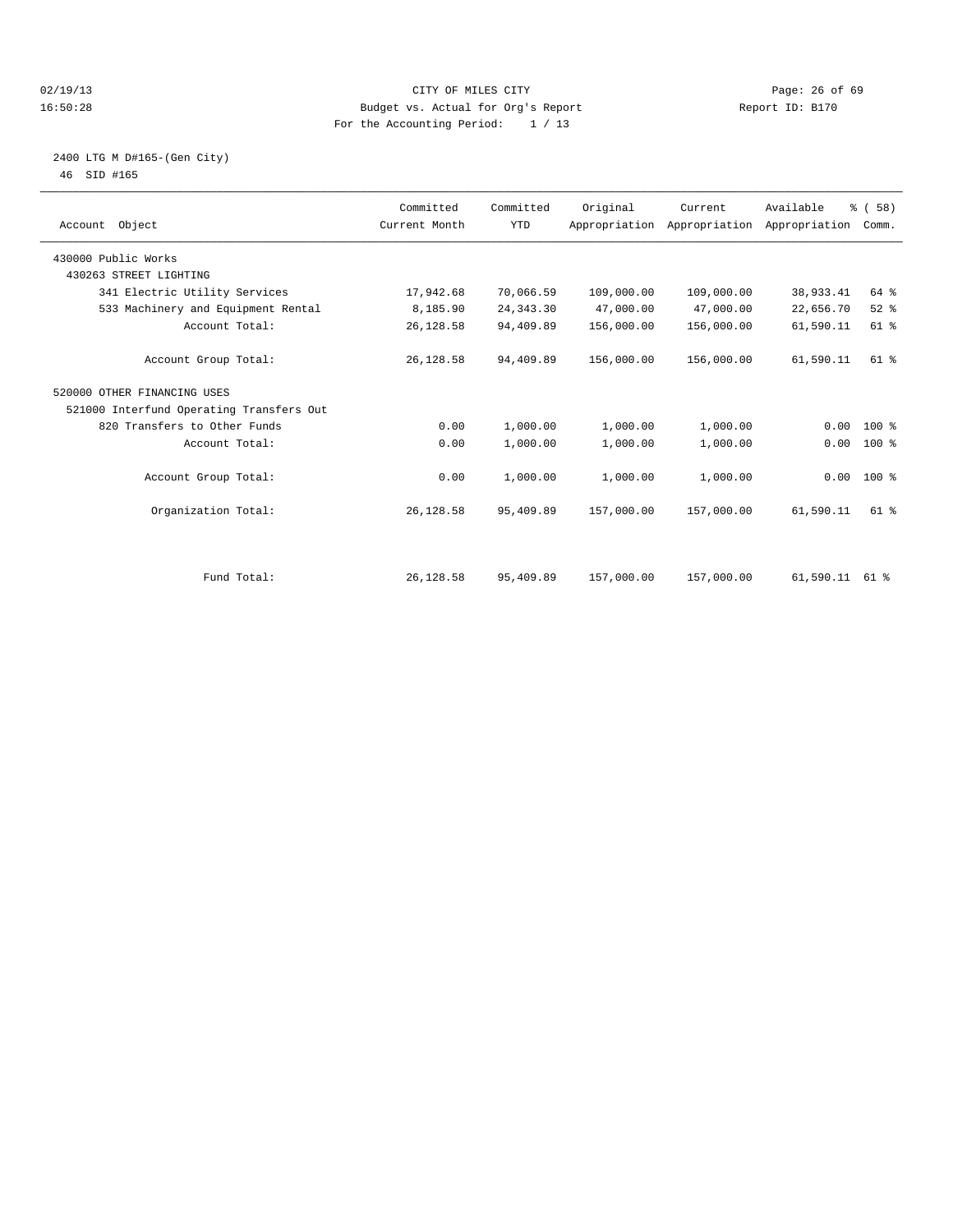CITY OF MILES CITY

Budget vs. Actual for Org's Report

For the Accounting Period: 1 / 13

02/19/13 16:50:28 Report ID: B170

2400 LTG M D#165-(Gen City)

46 SID #165

| Account Object | Committed Current Month | Committed YTD | Original Appropriation | Current Appropriation | Available Appropriation | % ( 58) Comm. |
|---|---|---|---|---|---|---|
| 430000 Public Works | | | | | | |
| 430263 STREET LIGHTING | | | | | | |
| 341 Electric Utility Services | 17,942.68 | 70,066.59 | 109,000.00 | 109,000.00 | 38,933.41 | 64 % |
| 533 Machinery and Equipment Rental | 8,185.90 | 24,343.30 | 47,000.00 | 47,000.00 | 22,656.70 | 52 % |
| Account Total: | 26,128.58 | 94,409.89 | 156,000.00 | 156,000.00 | 61,590.11 | 61 % |
| Account Group Total: | 26,128.58 | 94,409.89 | 156,000.00 | 156,000.00 | 61,590.11 | 61 % |
| 520000 OTHER FINANCING USES | | | | | | |
| 521000 Interfund Operating Transfers Out | | | | | | |
| 820 Transfers to Other Funds | 0.00 | 1,000.00 | 1,000.00 | 1,000.00 | 0.00 | 100 % |
| Account Total: | 0.00 | 1,000.00 | 1,000.00 | 1,000.00 | 0.00 | 100 % |
| Account Group Total: | 0.00 | 1,000.00 | 1,000.00 | 1,000.00 | 0.00 | 100 % |
| Organization Total: | 26,128.58 | 95,409.89 | 157,000.00 | 157,000.00 | 61,590.11 | 61 % |
| Fund Total: | 26,128.58 | 95,409.89 | 157,000.00 | 157,000.00 | 61,590.11 | 61 % |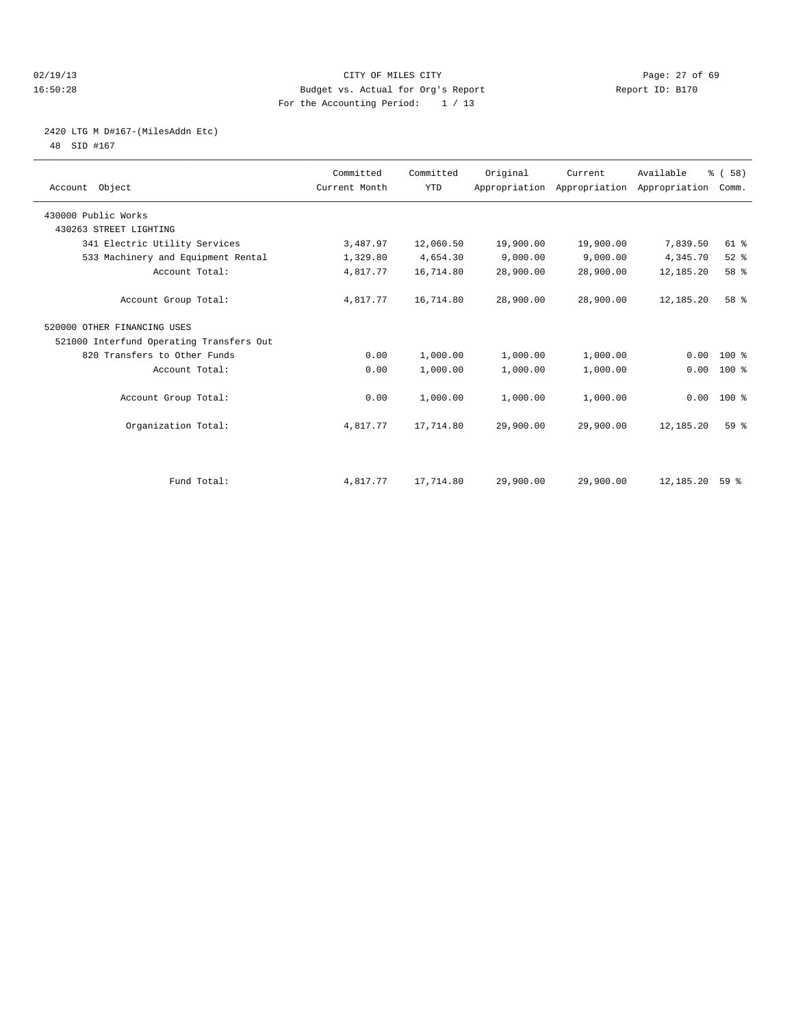CITY OF MILES CITY

Budget vs. Actual for Org's Report

For the Accounting Period: 1 / 13

02/19/13 16:50:28 Report ID: B170

## 2420 LTG M D#167-(MilesAddn Etc)

48 SID #167

| Account Object | Committed Current Month | Committed YTD | Original Appropriation | Current Appropriation | Available Appropriation | % ( 58) Comm. |
|---|---|---|---|---|---|---|
| 430000 Public Works | | | | | | |
| 430263 STREET LIGHTING | | | | | | |
| 341 Electric Utility Services | 3,487.97 | 12,060.50 | 19,900.00 | 19,900.00 | 7,839.50 | 61 % |
| 533 Machinery and Equipment Rental | 1,329.80 | 4,654.30 | 9,000.00 | 9,000.00 | 4,345.70 | 52 % |
| Account Total: | 4,817.77 | 16,714.80 | 28,900.00 | 28,900.00 | 12,185.20 | 58 % |
| Account Group Total: | 4,817.77 | 16,714.80 | 28,900.00 | 28,900.00 | 12,185.20 | 58 % |
| 520000 OTHER FINANCING USES | | | | | | |
| 521000 Interfund Operating Transfers Out | | | | | | |
| 820 Transfers to Other Funds | 0.00 | 1,000.00 | 1,000.00 | 1,000.00 | 0.00 | 100 % |
| Account Total: | 0.00 | 1,000.00 | 1,000.00 | 1,000.00 | 0.00 | 100 % |
| Account Group Total: | 0.00 | 1,000.00 | 1,000.00 | 1,000.00 | 0.00 | 100 % |
| Organization Total: | 4,817.77 | 17,714.80 | 29,900.00 | 29,900.00 | 12,185.20 | 59 % |
| Fund Total: | 4,817.77 | 17,714.80 | 29,900.00 | 29,900.00 | 12,185.20 | 59 % |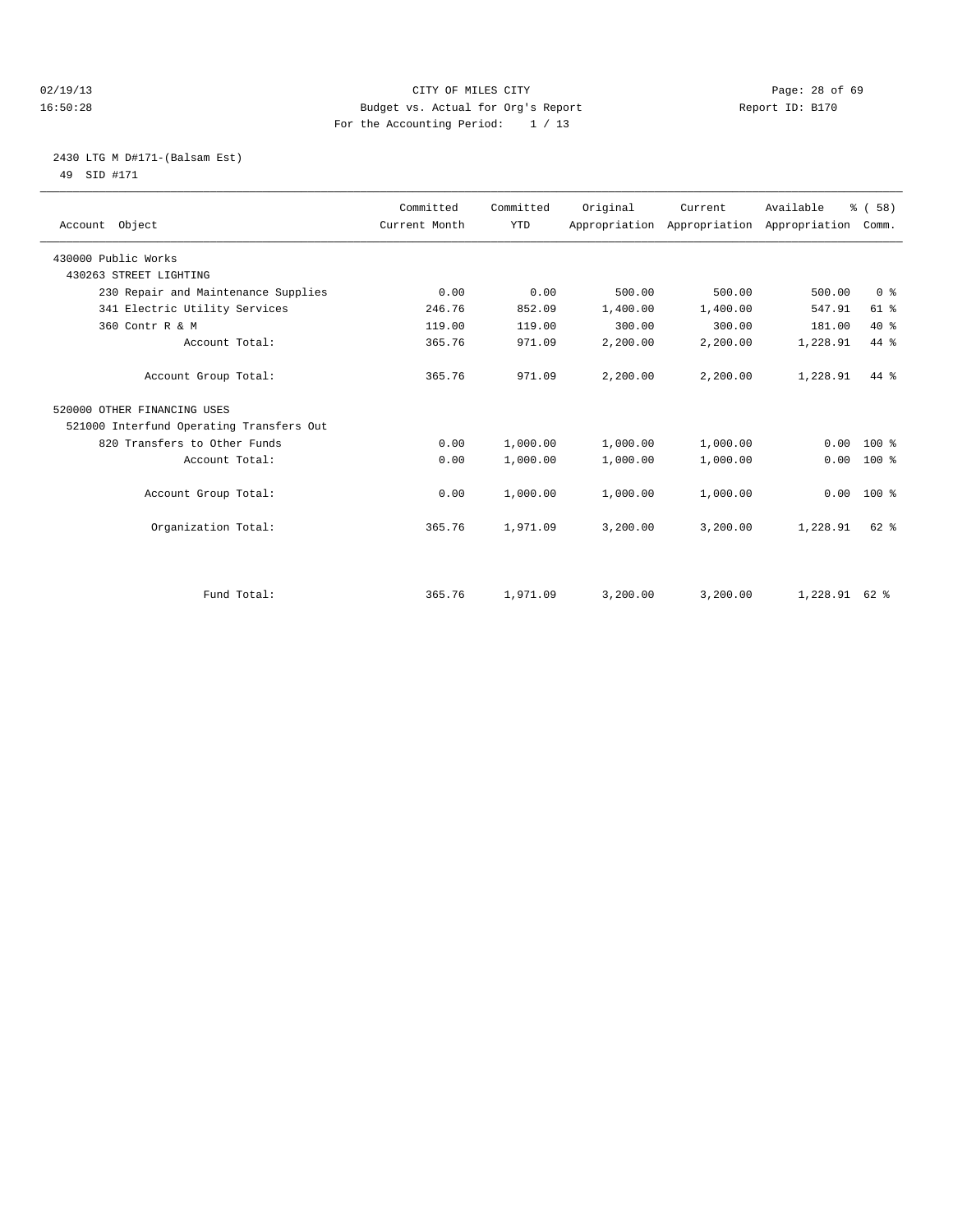CITY OF MILES CITY
Budget vs. Actual for Org's Report
For the Accounting Period: 1 / 13

02/19/13 16:50:28 Report ID: B170

2430 LTG M D#171-(Balsam Est)
49 SID #171

| Account Object | Committed Current Month | Committed YTD | Original Appropriation | Current Appropriation | Available Appropriation | % ( 58) Comm. |
|---|---|---|---|---|---|---|
| 430000 Public Works | | | | | | |
| 430263 STREET LIGHTING | | | | | | |
| 230 Repair and Maintenance Supplies | 0.00 | 0.00 | 500.00 | 500.00 | 500.00 | 0 % |
| 341 Electric Utility Services | 246.76 | 852.09 | 1,400.00 | 1,400.00 | 547.91 | 61 % |
| 360 Contr R & M | 119.00 | 119.00 | 300.00 | 300.00 | 181.00 | 40 % |
| Account Total: | 365.76 | 971.09 | 2,200.00 | 2,200.00 | 1,228.91 | 44 % |
| Account Group Total: | 365.76 | 971.09 | 2,200.00 | 2,200.00 | 1,228.91 | 44 % |
| 520000 OTHER FINANCING USES | | | | | | |
| 521000 Interfund Operating Transfers Out | | | | | | |
| 820 Transfers to Other Funds | 0.00 | 1,000.00 | 1,000.00 | 1,000.00 | 0.00 | 100 % |
| Account Total: | 0.00 | 1,000.00 | 1,000.00 | 1,000.00 | 0.00 | 100 % |
| Account Group Total: | 0.00 | 1,000.00 | 1,000.00 | 1,000.00 | 0.00 | 100 % |
| Organization Total: | 365.76 | 1,971.09 | 3,200.00 | 3,200.00 | 1,228.91 | 62 % |
| Fund Total: | 365.76 | 1,971.09 | 3,200.00 | 3,200.00 | 1,228.91 | 62 % |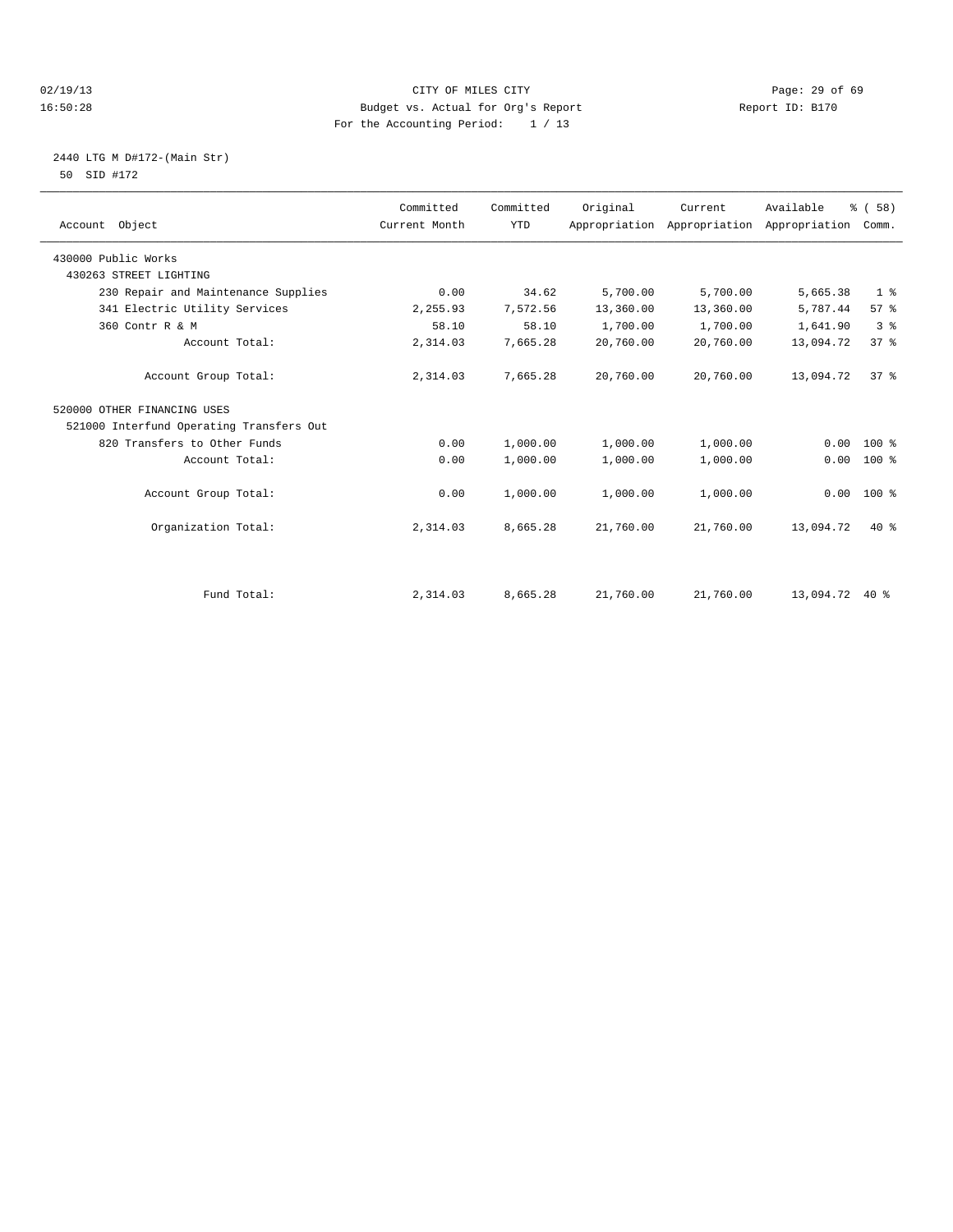CITY OF MILES CITY
Budget vs. Actual for Org's Report
For the Accounting Period: 1 / 13

02/19/13 16:50:28 — Report ID: B170

2440 LTG M D#172-(Main Str)
50 SID #172

| Account Object | Committed Current Month | Committed YTD | Original Appropriation | Current Appropriation | Available Appropriation | % ( 58) Comm. |
|---|---|---|---|---|---|---|
| 430000 Public Works | | | | | | |
| 430263 STREET LIGHTING | | | | | | |
| 230 Repair and Maintenance Supplies | 0.00 | 34.62 | 5,700.00 | 5,700.00 | 5,665.38 | 1 % |
| 341 Electric Utility Services | 2,255.93 | 7,572.56 | 13,360.00 | 13,360.00 | 5,787.44 | 57 % |
| 360 Contr R & M | 58.10 | 58.10 | 1,700.00 | 1,700.00 | 1,641.90 | 3 % |
| Account Total: | 2,314.03 | 7,665.28 | 20,760.00 | 20,760.00 | 13,094.72 | 37 % |
| Account Group Total: | 2,314.03 | 7,665.28 | 20,760.00 | 20,760.00 | 13,094.72 | 37 % |
| 520000 OTHER FINANCING USES | | | | | | |
| 521000 Interfund Operating Transfers Out | | | | | | |
| 820 Transfers to Other Funds | 0.00 | 1,000.00 | 1,000.00 | 1,000.00 | 0.00 | 100 % |
| Account Total: | 0.00 | 1,000.00 | 1,000.00 | 1,000.00 | 0.00 | 100 % |
| Account Group Total: | 0.00 | 1,000.00 | 1,000.00 | 1,000.00 | 0.00 | 100 % |
| Organization Total: | 2,314.03 | 8,665.28 | 21,760.00 | 21,760.00 | 13,094.72 | 40 % |
| Fund Total: | 2,314.03 | 8,665.28 | 21,760.00 | 21,760.00 | 13,094.72 | 40 % |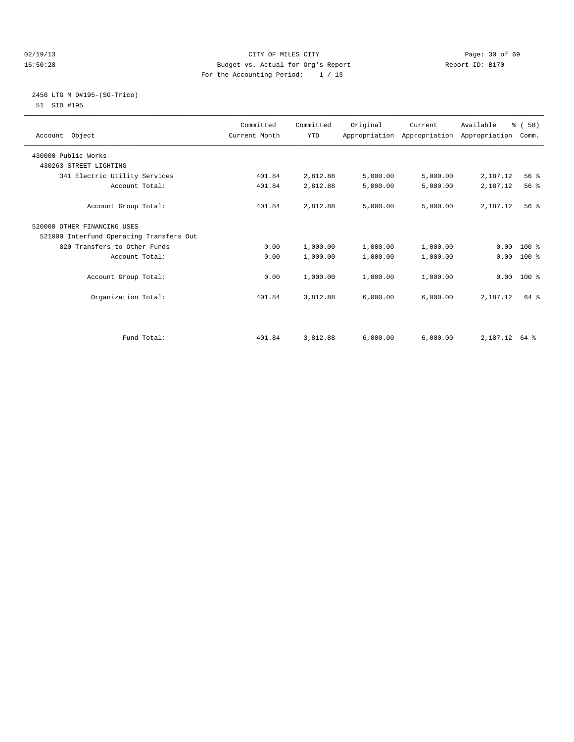CITY OF MILES CITY
Budget vs. Actual for Org's Report
For the Accounting Period: 1 / 13

02/19/13
16:50:28

Report ID: B170

2450 LTG M D#195-(SG-Trico)
51 SID #195

| Account Object | Committed Current Month | Committed YTD | Original Appropriation | Current Appropriation | Available Appropriation | % ( 58) Comm. |
|---|---|---|---|---|---|---|
| 430000 Public Works | | | | | | |
| 430263 STREET LIGHTING | | | | | | |
| 341 Electric Utility Services | 401.84 | 2,812.88 | 5,000.00 | 5,000.00 | 2,187.12 | 56 % |
| Account Total: | 401.84 | 2,812.88 | 5,000.00 | 5,000.00 | 2,187.12 | 56 % |
| Account Group Total: | 401.84 | 2,812.88 | 5,000.00 | 5,000.00 | 2,187.12 | 56 % |
| 520000 OTHER FINANCING USES | | | | | | |
| 521000 Interfund Operating Transfers Out | | | | | | |
| 820 Transfers to Other Funds | 0.00 | 1,000.00 | 1,000.00 | 1,000.00 | 0.00 | 100 % |
| Account Total: | 0.00 | 1,000.00 | 1,000.00 | 1,000.00 | 0.00 | 100 % |
| Account Group Total: | 0.00 | 1,000.00 | 1,000.00 | 1,000.00 | 0.00 | 100 % |
| Organization Total: | 401.84 | 3,812.88 | 6,000.00 | 6,000.00 | 2,187.12 | 64 % |
| Fund Total: | 401.84 | 3,812.88 | 6,000.00 | 6,000.00 | 2,187.12 | 64 % |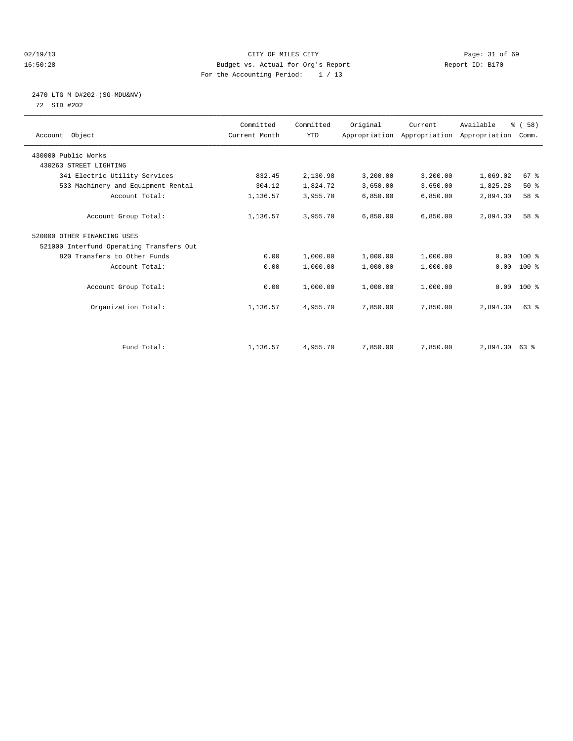CITY OF MILES CITY
Budget vs. Actual for Org's Report
For the Accounting Period: 1 / 13

02/19/13
16:50:28

Report ID: B170

2470 LTG M D#202-(SG-MDU&NV)
72 SID #202

| Account Object | Committed Current Month | Committed YTD | Original Appropriation | Current Appropriation | Available Appropriation | % ( 58) Comm. |
|---|---|---|---|---|---|---|
| 430000 Public Works | | | | | | |
| 430263 STREET LIGHTING | | | | | | |
| 341 Electric Utility Services | 832.45 | 2,130.98 | 3,200.00 | 3,200.00 | 1,069.02 | 67 % |
| 533 Machinery and Equipment Rental | 304.12 | 1,824.72 | 3,650.00 | 3,650.00 | 1,825.28 | 50 % |
| Account Total: | 1,136.57 | 3,955.70 | 6,850.00 | 6,850.00 | 2,894.30 | 58 % |
| Account Group Total: | 1,136.57 | 3,955.70 | 6,850.00 | 6,850.00 | 2,894.30 | 58 % |
| 520000 OTHER FINANCING USES | | | | | | |
| 521000 Interfund Operating Transfers Out | | | | | | |
| 820 Transfers to Other Funds | 0.00 | 1,000.00 | 1,000.00 | 1,000.00 | 0.00 | 100 % |
| Account Total: | 0.00 | 1,000.00 | 1,000.00 | 1,000.00 | 0.00 | 100 % |
| Account Group Total: | 0.00 | 1,000.00 | 1,000.00 | 1,000.00 | 0.00 | 100 % |
| Organization Total: | 1,136.57 | 4,955.70 | 7,850.00 | 7,850.00 | 2,894.30 | 63 % |
| Fund Total: | 1,136.57 | 4,955.70 | 7,850.00 | 7,850.00 | 2,894.30 | 63 % |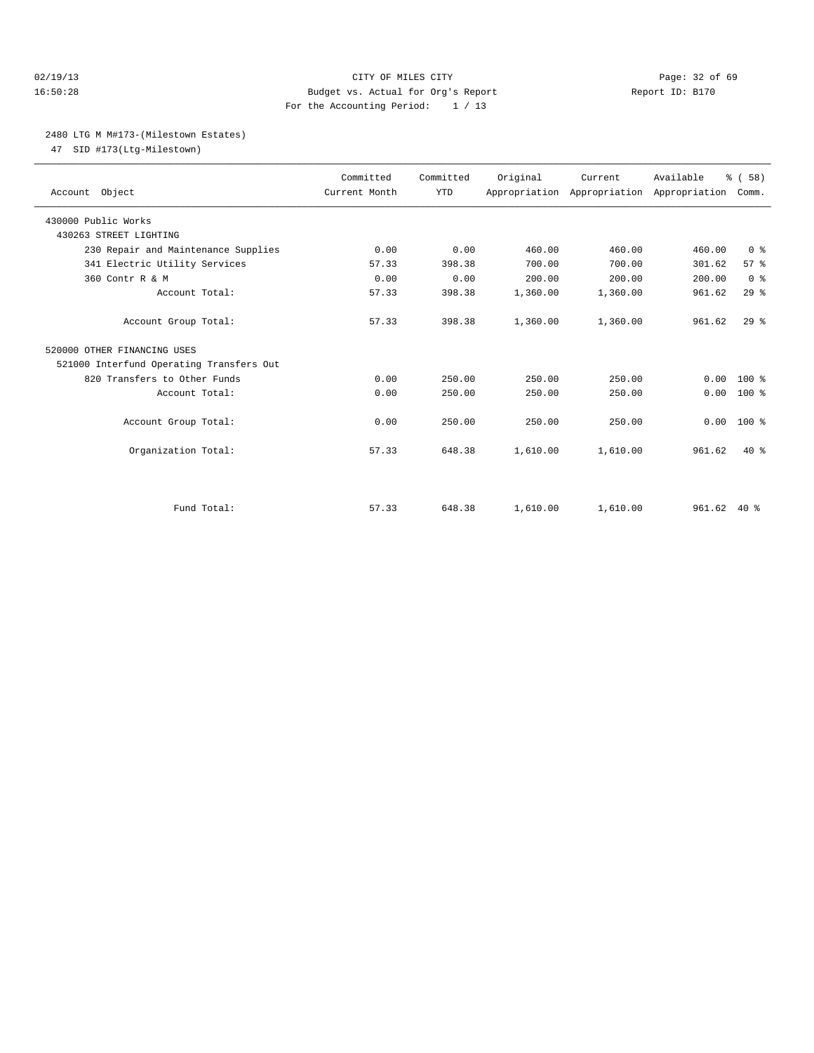CITY OF MILES CITY
Budget vs. Actual for Org's Report
For the Accounting Period: 1 / 13

02/19/13 16:50:28 Report ID: B170

2480 LTG M M#173-(Milestown Estates)
47 SID #173(Ltg-Milestown)

| Account Object | Committed Current Month | Committed YTD | Original Appropriation | Current Appropriation | Available Appropriation | % ( 58) Comm. |
|---|---|---|---|---|---|---|
| 430000 Public Works | | | | | | |
| 430263 STREET LIGHTING | | | | | | |
| 230 Repair and Maintenance Supplies | 0.00 | 0.00 | 460.00 | 460.00 | 460.00 | 0 % |
| 341 Electric Utility Services | 57.33 | 398.38 | 700.00 | 700.00 | 301.62 | 57 % |
| 360 Contr R & M | 0.00 | 0.00 | 200.00 | 200.00 | 200.00 | 0 % |
| Account Total: | 57.33 | 398.38 | 1,360.00 | 1,360.00 | 961.62 | 29 % |
| Account Group Total: | 57.33 | 398.38 | 1,360.00 | 1,360.00 | 961.62 | 29 % |
| 520000 OTHER FINANCING USES | | | | | | |
| 521000 Interfund Operating Transfers Out | | | | | | |
| 820 Transfers to Other Funds | 0.00 | 250.00 | 250.00 | 250.00 | 0.00 | 100 % |
| Account Total: | 0.00 | 250.00 | 250.00 | 250.00 | 0.00 | 100 % |
| Account Group Total: | 0.00 | 250.00 | 250.00 | 250.00 | 0.00 | 100 % |
| Organization Total: | 57.33 | 648.38 | 1,610.00 | 1,610.00 | 961.62 | 40 % |
| Fund Total: | 57.33 | 648.38 | 1,610.00 | 1,610.00 | 961.62 | 40 % |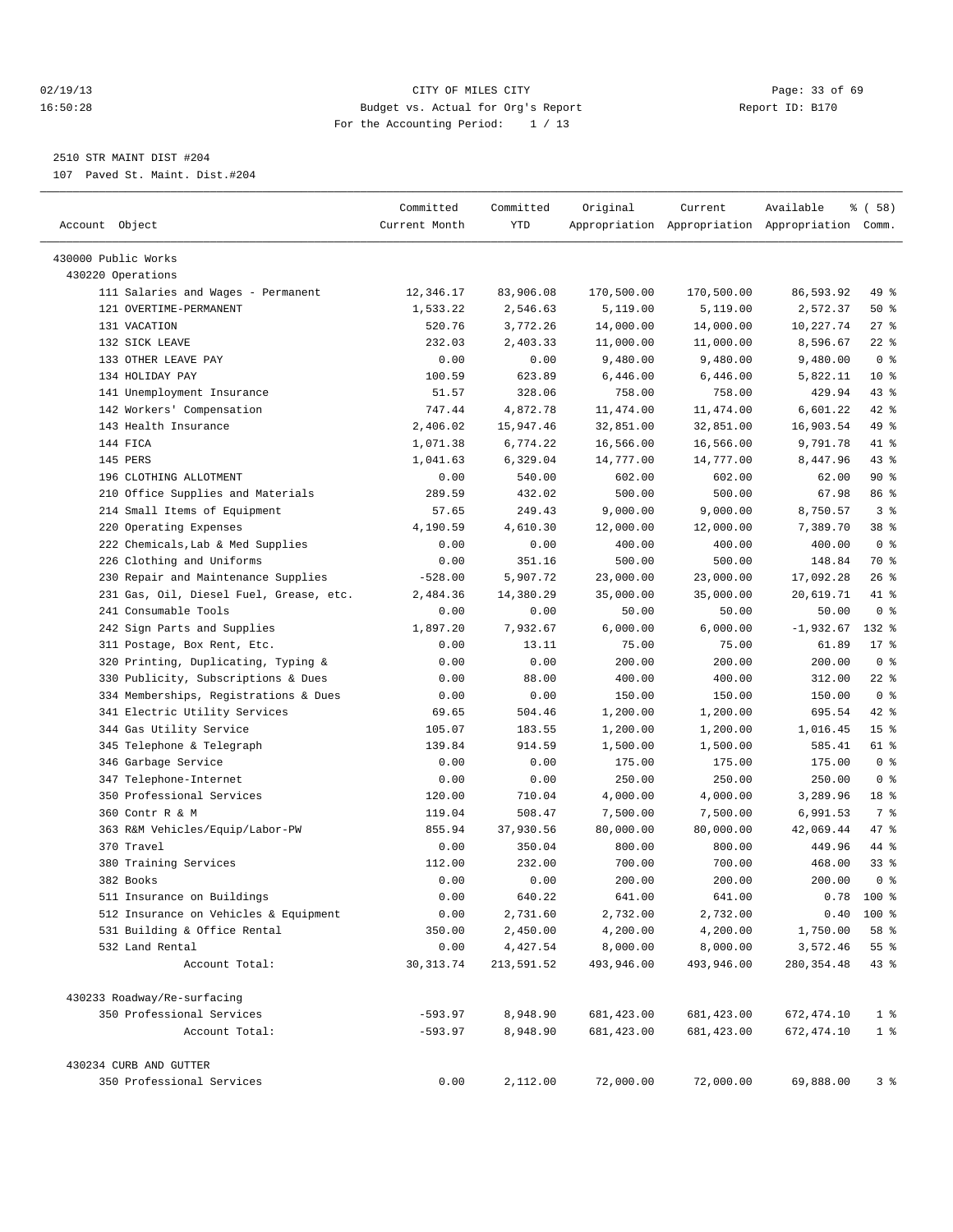2510 STR MAINT DIST #204

107 Paved St. Maint. Dist.#204

| Account Object | Committed Current Month | Committed YTD | Original Appropriation | Current Appropriation | Available Appropriation | % ( 58) Comm. |
|---|---|---|---|---|---|---|
| 430000 Public Works | | | | | | |
| 430220 Operations | | | | | | |
| 111 Salaries and Wages - Permanent | 12,346.17 | 83,906.08 | 170,500.00 | 170,500.00 | 86,593.92 | 49 % |
| 121 OVERTIME-PERMANENT | 1,533.22 | 2,546.63 | 5,119.00 | 5,119.00 | 2,572.37 | 50 % |
| 131 VACATION | 520.76 | 3,772.26 | 14,000.00 | 14,000.00 | 10,227.74 | 27 % |
| 132 SICK LEAVE | 232.03 | 2,403.33 | 11,000.00 | 11,000.00 | 8,596.67 | 22 % |
| 133 OTHER LEAVE PAY | 0.00 | 0.00 | 9,480.00 | 9,480.00 | 9,480.00 | 0 % |
| 134 HOLIDAY PAY | 100.59 | 623.89 | 6,446.00 | 6,446.00 | 5,822.11 | 10 % |
| 141 Unemployment Insurance | 51.57 | 328.06 | 758.00 | 758.00 | 429.94 | 43 % |
| 142 Workers' Compensation | 747.44 | 4,872.78 | 11,474.00 | 11,474.00 | 6,601.22 | 42 % |
| 143 Health Insurance | 2,406.02 | 15,947.46 | 32,851.00 | 32,851.00 | 16,903.54 | 49 % |
| 144 FICA | 1,071.38 | 6,774.22 | 16,566.00 | 16,566.00 | 9,791.78 | 41 % |
| 145 PERS | 1,041.63 | 6,329.04 | 14,777.00 | 14,777.00 | 8,447.96 | 43 % |
| 196 CLOTHING ALLOTMENT | 0.00 | 540.00 | 602.00 | 602.00 | 62.00 | 90 % |
| 210 Office Supplies and Materials | 289.59 | 432.02 | 500.00 | 500.00 | 67.98 | 86 % |
| 214 Small Items of Equipment | 57.65 | 249.43 | 9,000.00 | 9,000.00 | 8,750.57 | 3 % |
| 220 Operating Expenses | 4,190.59 | 4,610.30 | 12,000.00 | 12,000.00 | 7,389.70 | 38 % |
| 222 Chemicals,Lab & Med Supplies | 0.00 | 0.00 | 400.00 | 400.00 | 400.00 | 0 % |
| 226 Clothing and Uniforms | 0.00 | 351.16 | 500.00 | 500.00 | 148.84 | 70 % |
| 230 Repair and Maintenance Supplies | -528.00 | 5,907.72 | 23,000.00 | 23,000.00 | 17,092.28 | 26 % |
| 231 Gas, Oil, Diesel Fuel, Grease, etc. | 2,484.36 | 14,380.29 | 35,000.00 | 35,000.00 | 20,619.71 | 41 % |
| 241 Consumable Tools | 0.00 | 0.00 | 50.00 | 50.00 | 50.00 | 0 % |
| 242 Sign Parts and Supplies | 1,897.20 | 7,932.67 | 6,000.00 | 6,000.00 | -1,932.67 | 132 % |
| 311 Postage, Box Rent, Etc. | 0.00 | 13.11 | 75.00 | 75.00 | 61.89 | 17 % |
| 320 Printing, Duplicating, Typing & | 0.00 | 0.00 | 200.00 | 200.00 | 200.00 | 0 % |
| 330 Publicity, Subscriptions & Dues | 0.00 | 88.00 | 400.00 | 400.00 | 312.00 | 22 % |
| 334 Memberships, Registrations & Dues | 0.00 | 0.00 | 150.00 | 150.00 | 150.00 | 0 % |
| 341 Electric Utility Services | 69.65 | 504.46 | 1,200.00 | 1,200.00 | 695.54 | 42 % |
| 344 Gas Utility Service | 105.07 | 183.55 | 1,200.00 | 1,200.00 | 1,016.45 | 15 % |
| 345 Telephone & Telegraph | 139.84 | 914.59 | 1,500.00 | 1,500.00 | 585.41 | 61 % |
| 346 Garbage Service | 0.00 | 0.00 | 175.00 | 175.00 | 175.00 | 0 % |
| 347 Telephone-Internet | 0.00 | 0.00 | 250.00 | 250.00 | 250.00 | 0 % |
| 350 Professional Services | 120.00 | 710.04 | 4,000.00 | 4,000.00 | 3,289.96 | 18 % |
| 360 Contr R & M | 119.04 | 508.47 | 7,500.00 | 7,500.00 | 6,991.53 | 7 % |
| 363 R&M Vehicles/Equip/Labor-PW | 855.94 | 37,930.56 | 80,000.00 | 80,000.00 | 42,069.44 | 47 % |
| 370 Travel | 0.00 | 350.04 | 800.00 | 800.00 | 449.96 | 44 % |
| 380 Training Services | 112.00 | 232.00 | 700.00 | 700.00 | 468.00 | 33 % |
| 382 Books | 0.00 | 0.00 | 200.00 | 200.00 | 200.00 | 0 % |
| 511 Insurance on Buildings | 0.00 | 640.22 | 641.00 | 641.00 | 0.78 | 100 % |
| 512 Insurance on Vehicles & Equipment | 0.00 | 2,731.60 | 2,732.00 | 2,732.00 | 0.40 | 100 % |
| 531 Building & Office Rental | 350.00 | 2,450.00 | 4,200.00 | 4,200.00 | 1,750.00 | 58 % |
| 532 Land Rental | 0.00 | 4,427.54 | 8,000.00 | 8,000.00 | 3,572.46 | 55 % |
| Account Total: | 30,313.74 | 213,591.52 | 493,946.00 | 493,946.00 | 280,354.48 | 43 % |
| 430233 Roadway/Re-surfacing | | | | | | |
| 350 Professional Services | -593.97 | 8,948.90 | 681,423.00 | 681,423.00 | 672,474.10 | 1 % |
| Account Total: | -593.97 | 8,948.90 | 681,423.00 | 681,423.00 | 672,474.10 | 1 % |
| 430234 CURB AND GUTTER | | | | | | |
| 350 Professional Services | 0.00 | 2,112.00 | 72,000.00 | 72,000.00 | 69,888.00 | 3 % |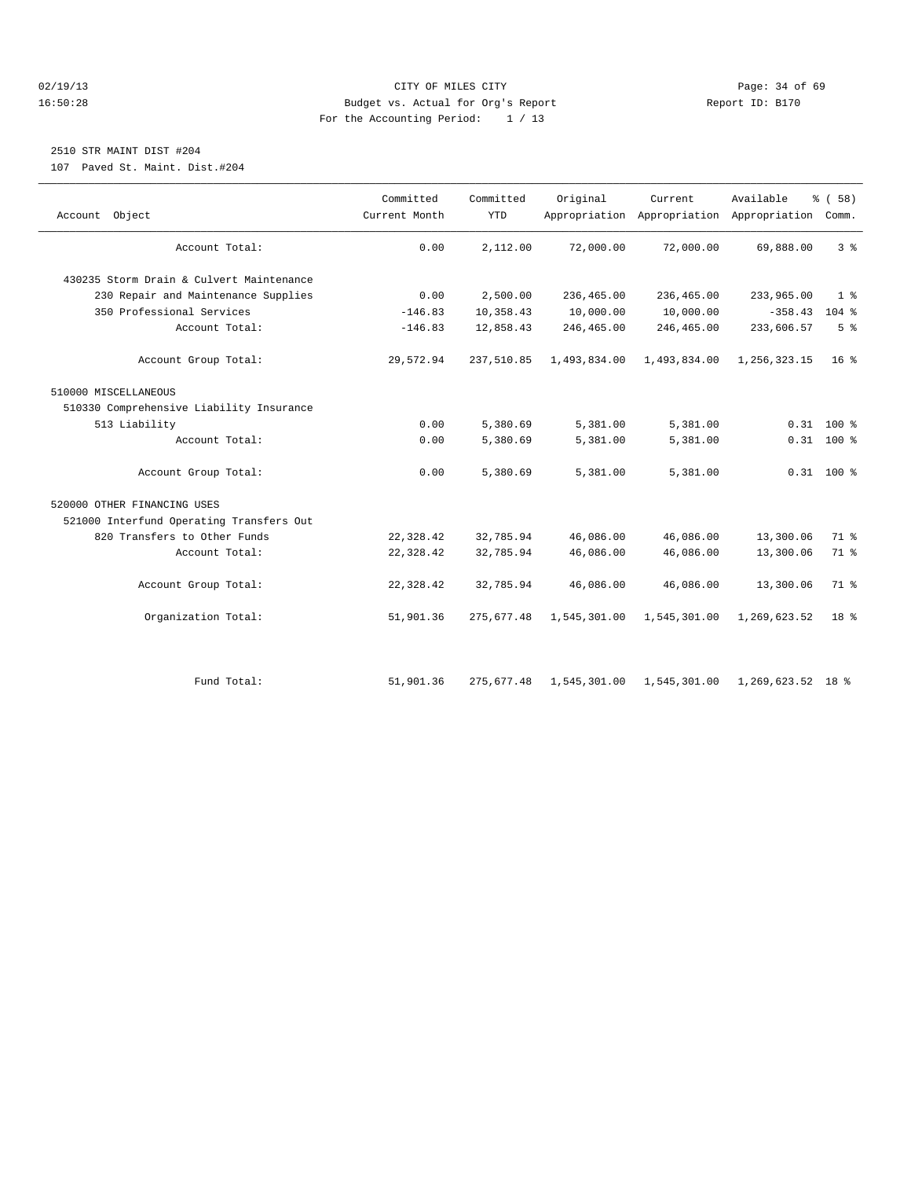CITY OF MILES CITY
Budget vs. Actual for Org's Report
For the Accounting Period: 1 / 13

2510 STR MAINT DIST #204
107 Paved St. Maint. Dist.#204

| Account Object | Committed Current Month | Committed YTD | Original Appropriation | Current Appropriation | Available Appropriation | % ( 58) Comm. |
|---|---|---|---|---|---|---|
| Account Total: | 0.00 | 2,112.00 | 72,000.00 | 72,000.00 | 69,888.00 | 3 % |
| 430235 Storm Drain & Culvert Maintenance | | | | | | |
| 230 Repair and Maintenance Supplies | 0.00 | 2,500.00 | 236,465.00 | 236,465.00 | 233,965.00 | 1 % |
| 350 Professional Services | -146.83 | 10,358.43 | 10,000.00 | 10,000.00 | -358.43 | 104 % |
| Account Total: | -146.83 | 12,858.43 | 246,465.00 | 246,465.00 | 233,606.57 | 5 % |
| Account Group Total: | 29,572.94 | 237,510.85 | 1,493,834.00 | 1,493,834.00 | 1,256,323.15 | 16 % |
| 510000 MISCELLANEOUS | | | | | | |
| 510330 Comprehensive Liability Insurance | | | | | | |
| 513 Liability | 0.00 | 5,380.69 | 5,381.00 | 5,381.00 | 0.31 | 100 % |
| Account Total: | 0.00 | 5,380.69 | 5,381.00 | 5,381.00 | 0.31 | 100 % |
| Account Group Total: | 0.00 | 5,380.69 | 5,381.00 | 5,381.00 | 0.31 | 100 % |
| 520000 OTHER FINANCING USES | | | | | | |
| 521000 Interfund Operating Transfers Out | | | | | | |
| 820 Transfers to Other Funds | 22,328.42 | 32,785.94 | 46,086.00 | 46,086.00 | 13,300.06 | 71 % |
| Account Total: | 22,328.42 | 32,785.94 | 46,086.00 | 46,086.00 | 13,300.06 | 71 % |
| Account Group Total: | 22,328.42 | 32,785.94 | 46,086.00 | 46,086.00 | 13,300.06 | 71 % |
| Organization Total: | 51,901.36 | 275,677.48 | 1,545,301.00 | 1,545,301.00 | 1,269,623.52 | 18 % |
| Fund Total: | 51,901.36 | 275,677.48 | 1,545,301.00 | 1,545,301.00 | 1,269,623.52 | 18 % |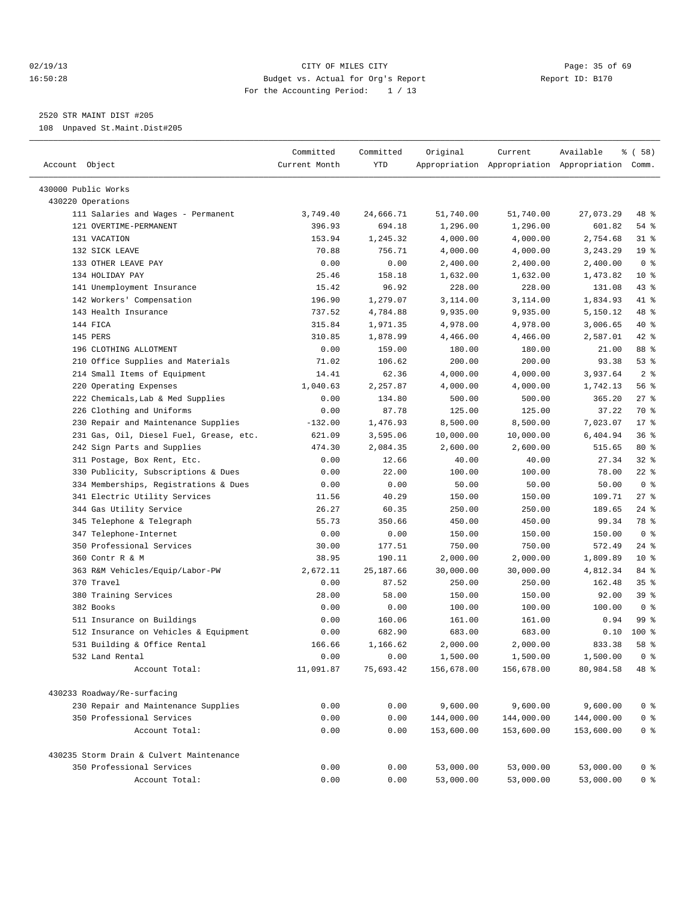CITY OF MILES CITY
Budget vs. Actual for Org's Report
For the Accounting Period: 1 / 13

02/19/13
16:50:28

Report ID: B170

2520 STR MAINT DIST #205
108 Unpaved St.Maint.Dist#205

| Account Object | Committed Current Month | Committed YTD | Original Appropriation | Current Appropriation | Available Appropriation | % ( 58) Comm. |
|---|---|---|---|---|---|---|
| 430000 Public Works | | | | | | |
| 430220 Operations | | | | | | |
| 111 Salaries and Wages - Permanent | 3,749.40 | 24,666.71 | 51,740.00 | 51,740.00 | 27,073.29 | 48 % |
| 121 OVERTIME-PERMANENT | 396.93 | 694.18 | 1,296.00 | 1,296.00 | 601.82 | 54 % |
| 131 VACATION | 153.94 | 1,245.32 | 4,000.00 | 4,000.00 | 2,754.68 | 31 % |
| 132 SICK LEAVE | 70.88 | 756.71 | 4,000.00 | 4,000.00 | 3,243.29 | 19 % |
| 133 OTHER LEAVE PAY | 0.00 | 0.00 | 2,400.00 | 2,400.00 | 2,400.00 | 0 % |
| 134 HOLIDAY PAY | 25.46 | 158.18 | 1,632.00 | 1,632.00 | 1,473.82 | 10 % |
| 141 Unemployment Insurance | 15.42 | 96.92 | 228.00 | 228.00 | 131.08 | 43 % |
| 142 Workers' Compensation | 196.90 | 1,279.07 | 3,114.00 | 3,114.00 | 1,834.93 | 41 % |
| 143 Health Insurance | 737.52 | 4,784.88 | 9,935.00 | 9,935.00 | 5,150.12 | 48 % |
| 144 FICA | 315.84 | 1,971.35 | 4,978.00 | 4,978.00 | 3,006.65 | 40 % |
| 145 PERS | 310.85 | 1,878.99 | 4,466.00 | 4,466.00 | 2,587.01 | 42 % |
| 196 CLOTHING ALLOTMENT | 0.00 | 159.00 | 180.00 | 180.00 | 21.00 | 88 % |
| 210 Office Supplies and Materials | 71.02 | 106.62 | 200.00 | 200.00 | 93.38 | 53 % |
| 214 Small Items of Equipment | 14.41 | 62.36 | 4,000.00 | 4,000.00 | 3,937.64 | 2 % |
| 220 Operating Expenses | 1,040.63 | 2,257.87 | 4,000.00 | 4,000.00 | 1,742.13 | 56 % |
| 222 Chemicals,Lab & Med Supplies | 0.00 | 134.80 | 500.00 | 500.00 | 365.20 | 27 % |
| 226 Clothing and Uniforms | 0.00 | 87.78 | 125.00 | 125.00 | 37.22 | 70 % |
| 230 Repair and Maintenance Supplies | -132.00 | 1,476.93 | 8,500.00 | 8,500.00 | 7,023.07 | 17 % |
| 231 Gas, Oil, Diesel Fuel, Grease, etc. | 621.09 | 3,595.06 | 10,000.00 | 10,000.00 | 6,404.94 | 36 % |
| 242 Sign Parts and Supplies | 474.30 | 2,084.35 | 2,600.00 | 2,600.00 | 515.65 | 80 % |
| 311 Postage, Box Rent, Etc. | 0.00 | 12.66 | 40.00 | 40.00 | 27.34 | 32 % |
| 330 Publicity, Subscriptions & Dues | 0.00 | 22.00 | 100.00 | 100.00 | 78.00 | 22 % |
| 334 Memberships, Registrations & Dues | 0.00 | 0.00 | 50.00 | 50.00 | 50.00 | 0 % |
| 341 Electric Utility Services | 11.56 | 40.29 | 150.00 | 150.00 | 109.71 | 27 % |
| 344 Gas Utility Service | 26.27 | 60.35 | 250.00 | 250.00 | 189.65 | 24 % |
| 345 Telephone & Telegraph | 55.73 | 350.66 | 450.00 | 450.00 | 99.34 | 78 % |
| 347 Telephone-Internet | 0.00 | 0.00 | 150.00 | 150.00 | 150.00 | 0 % |
| 350 Professional Services | 30.00 | 177.51 | 750.00 | 750.00 | 572.49 | 24 % |
| 360 Contr R & M | 38.95 | 190.11 | 2,000.00 | 2,000.00 | 1,809.89 | 10 % |
| 363 R&M Vehicles/Equip/Labor-PW | 2,672.11 | 25,187.66 | 30,000.00 | 30,000.00 | 4,812.34 | 84 % |
| 370 Travel | 0.00 | 87.52 | 250.00 | 250.00 | 162.48 | 35 % |
| 380 Training Services | 28.00 | 58.00 | 150.00 | 150.00 | 92.00 | 39 % |
| 382 Books | 0.00 | 0.00 | 100.00 | 100.00 | 100.00 | 0 % |
| 511 Insurance on Buildings | 0.00 | 160.06 | 161.00 | 161.00 | 0.94 | 99 % |
| 512 Insurance on Vehicles & Equipment | 0.00 | 682.90 | 683.00 | 683.00 | 0.10 | 100 % |
| 531 Building & Office Rental | 166.66 | 1,166.62 | 2,000.00 | 2,000.00 | 833.38 | 58 % |
| 532 Land Rental | 0.00 | 0.00 | 1,500.00 | 1,500.00 | 1,500.00 | 0 % |
| Account Total: | 11,091.87 | 75,693.42 | 156,678.00 | 156,678.00 | 80,984.58 | 48 % |
| 430233 Roadway/Re-surfacing | | | | | | |
| 230 Repair and Maintenance Supplies | 0.00 | 0.00 | 9,600.00 | 9,600.00 | 9,600.00 | 0 % |
| 350 Professional Services | 0.00 | 0.00 | 144,000.00 | 144,000.00 | 144,000.00 | 0 % |
| Account Total: | 0.00 | 0.00 | 153,600.00 | 153,600.00 | 153,600.00 | 0 % |
| 430235 Storm Drain & Culvert Maintenance | | | | | | |
| 350 Professional Services | 0.00 | 0.00 | 53,000.00 | 53,000.00 | 53,000.00 | 0 % |
| Account Total: | 0.00 | 0.00 | 53,000.00 | 53,000.00 | 53,000.00 | 0 % |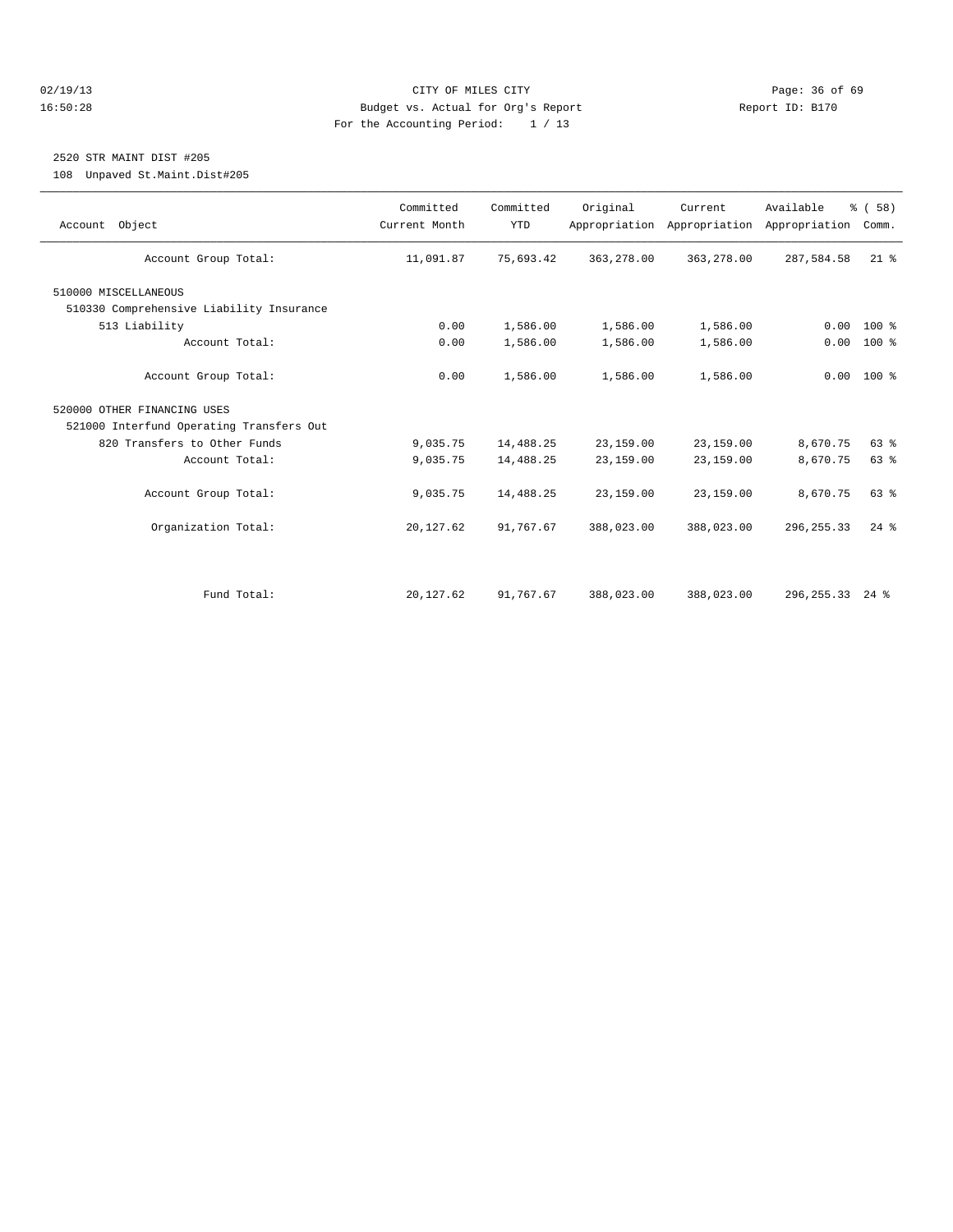CITY OF MILES CITY
Budget vs. Actual for Org's Report
For the Accounting Period: 1 / 13

02/19/13
16:50:28

Report ID: B170

## 2520 STR MAINT DIST #205

108 Unpaved St.Maint.Dist#205

| Account Object | Committed Current Month | Committed YTD | Original Appropriation | Current Appropriation | Available Appropriation | % ( 58) Comm. |
|---|---|---|---|---|---|---|
| Account Group Total: | 11,091.87 | 75,693.42 | 363,278.00 | 363,278.00 | 287,584.58 | 21 % |
| 510000 MISCELLANEOUS | | | | | | |
| 510330 Comprehensive Liability Insurance | | | | | | |
| 513 Liability | 0.00 | 1,586.00 | 1,586.00 | 1,586.00 | 0.00 | 100 % |
| Account Total: | 0.00 | 1,586.00 | 1,586.00 | 1,586.00 | 0.00 | 100 % |
| Account Group Total: | 0.00 | 1,586.00 | 1,586.00 | 1,586.00 | 0.00 | 100 % |
| 520000 OTHER FINANCING USES | | | | | | |
| 521000 Interfund Operating Transfers Out | | | | | | |
| 820 Transfers to Other Funds | 9,035.75 | 14,488.25 | 23,159.00 | 23,159.00 | 8,670.75 | 63 % |
| Account Total: | 9,035.75 | 14,488.25 | 23,159.00 | 23,159.00 | 8,670.75 | 63 % |
| Account Group Total: | 9,035.75 | 14,488.25 | 23,159.00 | 23,159.00 | 8,670.75 | 63 % |
| Organization Total: | 20,127.62 | 91,767.67 | 388,023.00 | 388,023.00 | 296,255.33 | 24 % |
| Fund Total: | 20,127.62 | 91,767.67 | 388,023.00 | 388,023.00 | 296,255.33 | 24 % |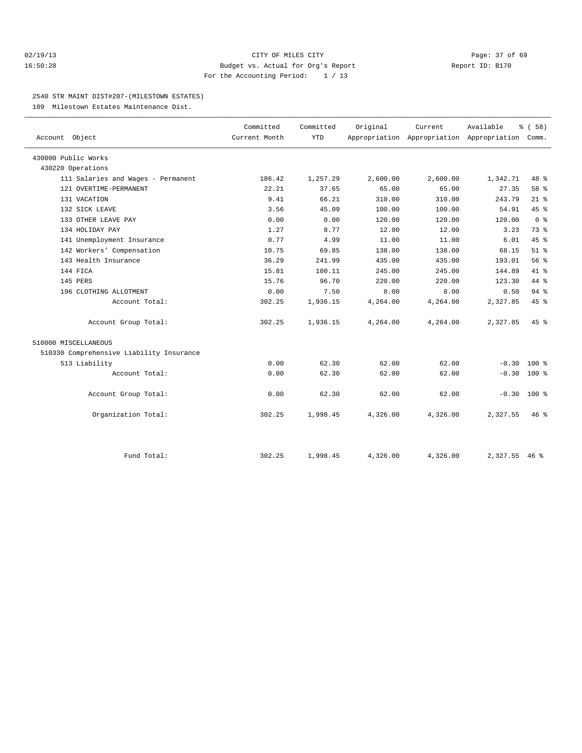CITY OF MILES CITY

Budget vs. Actual for Org's Report

For the Accounting Period: 1 / 13

02/19/13 16:50:28 Report ID: B170

## 2540 STR MAINT DIST#207-(MILESTOWN ESTATES)

109 Milestown Estates Maintenance Dist.

| Account Object | Committed Current Month | Committed YTD | Original Appropriation | Current Appropriation | Available Appropriation | % ( 58) Comm. |
|---|---|---|---|---|---|---|
| 430000 Public Works | | | | | | |
| 430220 Operations | | | | | | |
| 111 Salaries and Wages - Permanent | 186.42 | 1,257.29 | 2,600.00 | 2,600.00 | 1,342.71 | 48 % |
| 121 OVERTIME-PERMANENT | 22.21 | 37.65 | 65.00 | 65.00 | 27.35 | 58 % |
| 131 VACATION | 9.41 | 66.21 | 310.00 | 310.00 | 243.79 | 21 % |
| 132 SICK LEAVE | 3.56 | 45.09 | 100.00 | 100.00 | 54.91 | 45 % |
| 133 OTHER LEAVE PAY | 0.00 | 0.00 | 120.00 | 120.00 | 120.00 | 0 % |
| 134 HOLIDAY PAY | 1.27 | 8.77 | 12.00 | 12.00 | 3.23 | 73 % |
| 141 Unemployment Insurance | 0.77 | 4.99 | 11.00 | 11.00 | 6.01 | 45 % |
| 142 Workers' Compensation | 10.75 | 69.85 | 138.00 | 138.00 | 68.15 | 51 % |
| 143 Health Insurance | 36.29 | 241.99 | 435.00 | 435.00 | 193.01 | 56 % |
| 144 FICA | 15.81 | 100.11 | 245.00 | 245.00 | 144.89 | 41 % |
| 145 PERS | 15.76 | 96.70 | 220.00 | 220.00 | 123.30 | 44 % |
| 196 CLOTHING ALLOTMENT | 0.00 | 7.50 | 8.00 | 8.00 | 0.50 | 94 % |
| Account Total: | 302.25 | 1,936.15 | 4,264.00 | 4,264.00 | 2,327.85 | 45 % |
| Account Group Total: | 302.25 | 1,936.15 | 4,264.00 | 4,264.00 | 2,327.85 | 45 % |
| 510000 MISCELLANEOUS | | | | | | |
| 510330 Comprehensive Liability Insurance | | | | | | |
| 513 Liability | 0.00 | 62.30 | 62.00 | 62.00 | -0.30 | 100 % |
| Account Total: | 0.00 | 62.30 | 62.00 | 62.00 | -0.30 | 100 % |
| Account Group Total: | 0.00 | 62.30 | 62.00 | 62.00 | -0.30 | 100 % |
| Organization Total: | 302.25 | 1,998.45 | 4,326.00 | 4,326.00 | 2,327.55 | 46 % |
| Fund Total: | 302.25 | 1,998.45 | 4,326.00 | 4,326.00 | 2,327.55 | 46 % |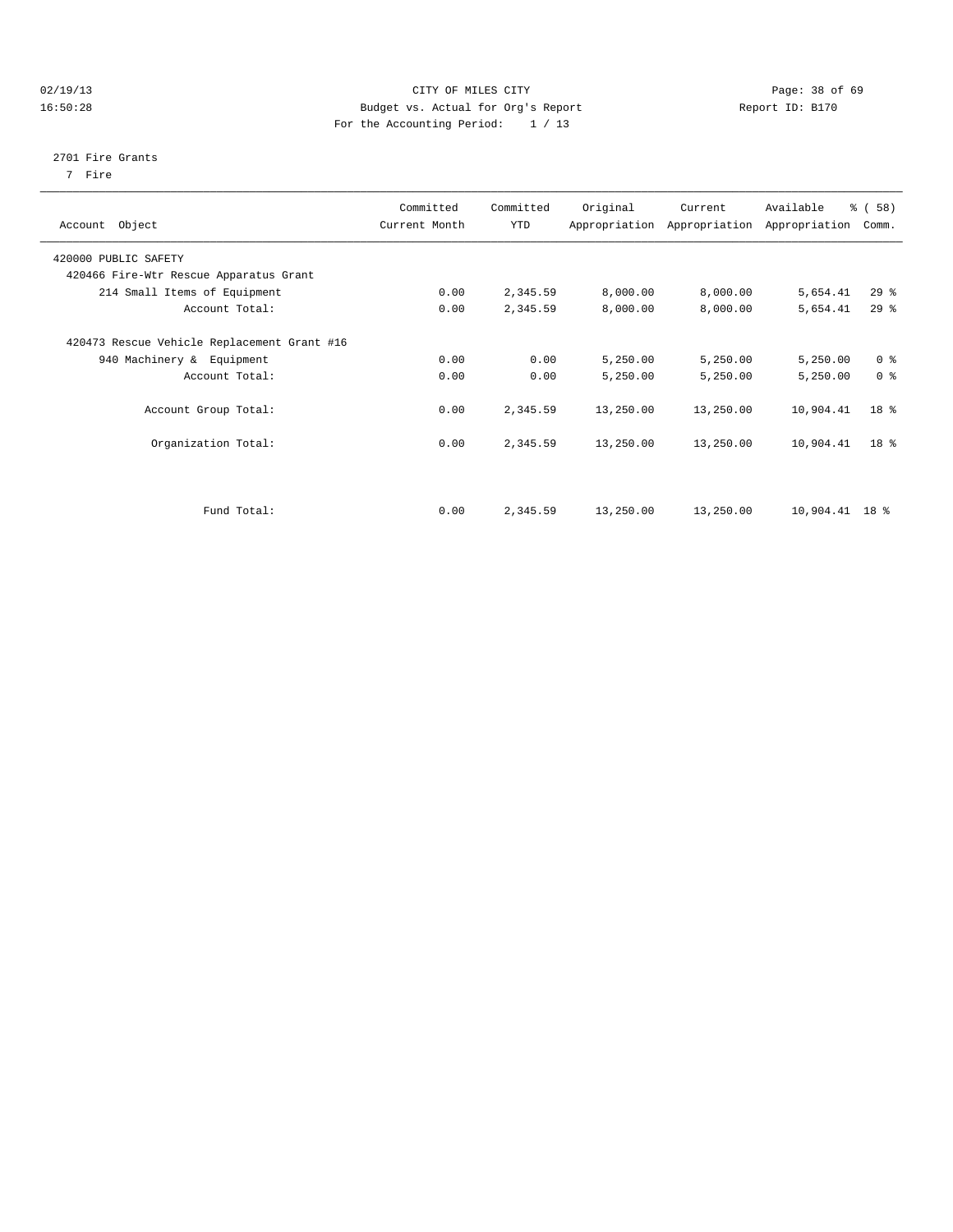CITY OF MILES CITY

Budget vs. Actual for Org's Report

For the Accounting Period: 1 / 13

02/19/13 16:50:28 — Report ID: B170

2701 Fire Grants

7 Fire

| Account Object | Committed Current Month | Committed YTD | Original Appropriation | Current Appropriation | Available Appropriation | % ( 58) Comm. |
|---|---|---|---|---|---|---|
| 420000 PUBLIC SAFETY | | | | | | |
| 420466 Fire-Wtr Rescue Apparatus Grant | | | | | | |
| 214 Small Items of Equipment | 0.00 | 2,345.59 | 8,000.00 | 8,000.00 | 5,654.41 | 29 % |
| Account Total: | 0.00 | 2,345.59 | 8,000.00 | 8,000.00 | 5,654.41 | 29 % |
| 420473 Rescue Vehicle Replacement Grant #16 | | | | | | |
| 940 Machinery & Equipment | 0.00 | 0.00 | 5,250.00 | 5,250.00 | 5,250.00 | 0 % |
| Account Total: | 0.00 | 0.00 | 5,250.00 | 5,250.00 | 5,250.00 | 0 % |
| Account Group Total: | 0.00 | 2,345.59 | 13,250.00 | 13,250.00 | 10,904.41 | 18 % |
| Organization Total: | 0.00 | 2,345.59 | 13,250.00 | 13,250.00 | 10,904.41 | 18 % |
| Fund Total: | 0.00 | 2,345.59 | 13,250.00 | 13,250.00 | 10,904.41 | 18 % |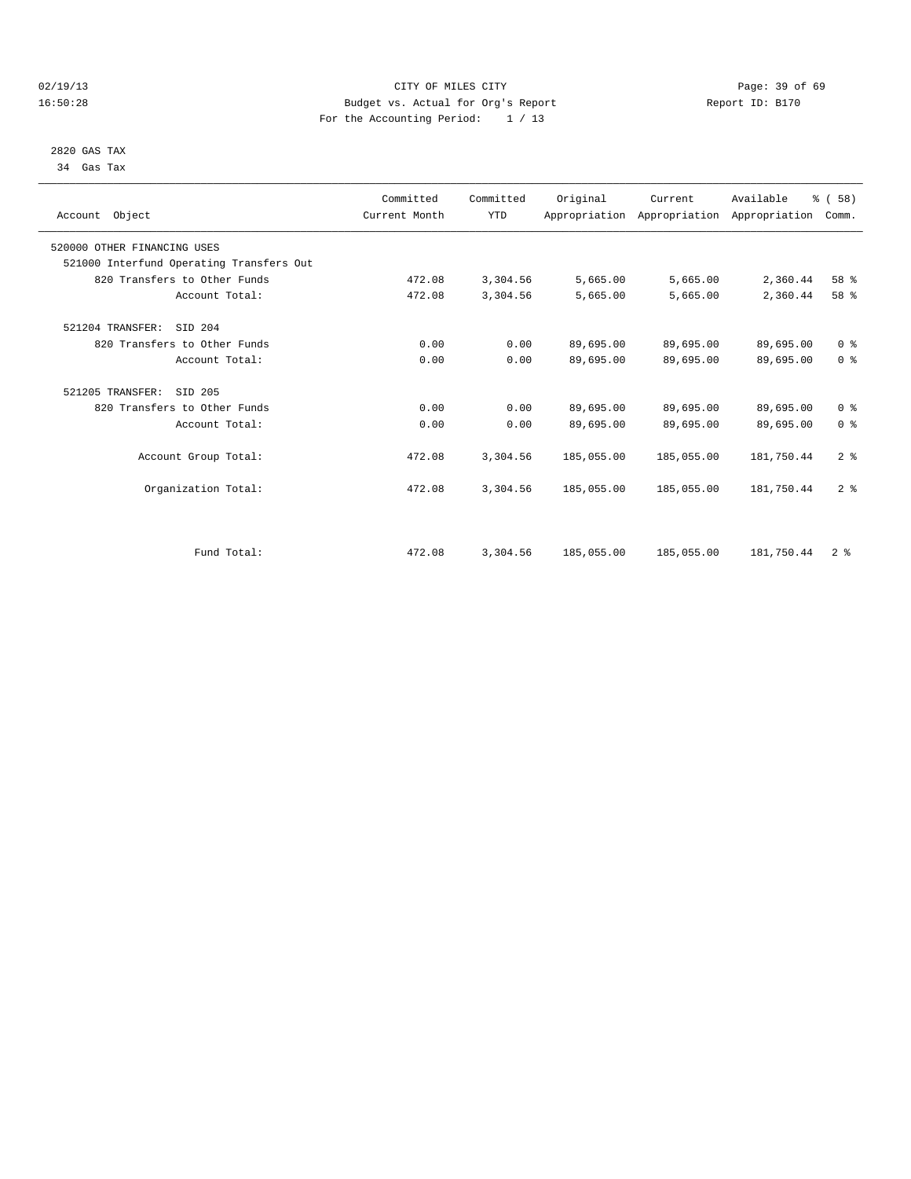CITY OF MILES CITY
Budget vs. Actual for Org's Report
For the Accounting Period: 1 / 13

02/19/13 16:50:28 Report ID: B170

2820 GAS TAX
34 Gas Tax

| Account Object | Committed Current Month | Committed YTD | Original Appropriation | Current Appropriation | Available Appropriation | % ( 58) Comm. |
|---|---|---|---|---|---|---|
| 520000 OTHER FINANCING USES | | | | | | |
| 521000 Interfund Operating Transfers Out | | | | | | |
| 820 Transfers to Other Funds | 472.08 | 3,304.56 | 5,665.00 | 5,665.00 | 2,360.44 | 58 % |
| Account Total: | 472.08 | 3,304.56 | 5,665.00 | 5,665.00 | 2,360.44 | 58 % |
| 521204 TRANSFER: SID 204 | | | | | | |
| 820 Transfers to Other Funds | 0.00 | 0.00 | 89,695.00 | 89,695.00 | 89,695.00 | 0 % |
| Account Total: | 0.00 | 0.00 | 89,695.00 | 89,695.00 | 89,695.00 | 0 % |
| 521205 TRANSFER: SID 205 | | | | | | |
| 820 Transfers to Other Funds | 0.00 | 0.00 | 89,695.00 | 89,695.00 | 89,695.00 | 0 % |
| Account Total: | 0.00 | 0.00 | 89,695.00 | 89,695.00 | 89,695.00 | 0 % |
| Account Group Total: | 472.08 | 3,304.56 | 185,055.00 | 185,055.00 | 181,750.44 | 2 % |
| Organization Total: | 472.08 | 3,304.56 | 185,055.00 | 185,055.00 | 181,750.44 | 2 % |
| Fund Total: | 472.08 | 3,304.56 | 185,055.00 | 185,055.00 | 181,750.44 | 2 % |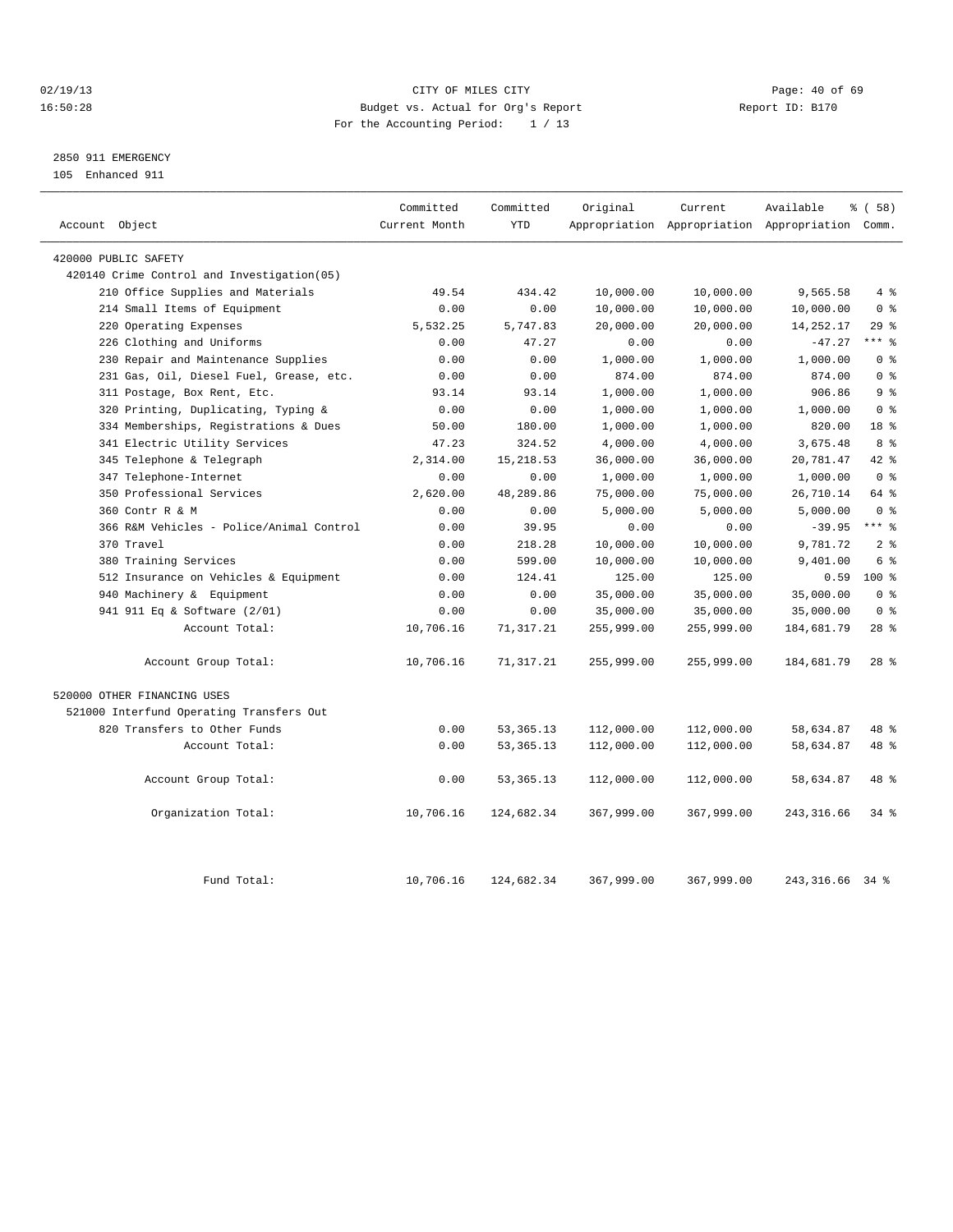CITY OF MILES CITY
Budget vs. Actual for Org's Report
For the Accounting Period: 1 / 13

02/19/13
16:50:28

Report ID: B170

2850 911 EMERGENCY
105 Enhanced 911

| Account Object | Committed Current Month | Committed YTD | Original Appropriation | Current Appropriation | Available Appropriation | % ( 58) Comm. |
|---|---|---|---|---|---|---|
| 420000 PUBLIC SAFETY | | | | | | |
| 420140 Crime Control and Investigation(05) | | | | | | |
| 210 Office Supplies and Materials | 49.54 | 434.42 | 10,000.00 | 10,000.00 | 9,565.58 | 4 % |
| 214 Small Items of Equipment | 0.00 | 0.00 | 10,000.00 | 10,000.00 | 10,000.00 | 0 % |
| 220 Operating Expenses | 5,532.25 | 5,747.83 | 20,000.00 | 20,000.00 | 14,252.17 | 29 % |
| 226 Clothing and Uniforms | 0.00 | 47.27 | 0.00 | 0.00 | -47.27 | *** % |
| 230 Repair and Maintenance Supplies | 0.00 | 0.00 | 1,000.00 | 1,000.00 | 1,000.00 | 0 % |
| 231 Gas, Oil, Diesel Fuel, Grease, etc. | 0.00 | 0.00 | 874.00 | 874.00 | 874.00 | 0 % |
| 311 Postage, Box Rent, Etc. | 93.14 | 93.14 | 1,000.00 | 1,000.00 | 906.86 | 9 % |
| 320 Printing, Duplicating, Typing & | 0.00 | 0.00 | 1,000.00 | 1,000.00 | 1,000.00 | 0 % |
| 334 Memberships, Registrations & Dues | 50.00 | 180.00 | 1,000.00 | 1,000.00 | 820.00 | 18 % |
| 341 Electric Utility Services | 47.23 | 324.52 | 4,000.00 | 4,000.00 | 3,675.48 | 8 % |
| 345 Telephone & Telegraph | 2,314.00 | 15,218.53 | 36,000.00 | 36,000.00 | 20,781.47 | 42 % |
| 347 Telephone-Internet | 0.00 | 0.00 | 1,000.00 | 1,000.00 | 1,000.00 | 0 % |
| 350 Professional Services | 2,620.00 | 48,289.86 | 75,000.00 | 75,000.00 | 26,710.14 | 64 % |
| 360 Contr R & M | 0.00 | 0.00 | 5,000.00 | 5,000.00 | 5,000.00 | 0 % |
| 366 R&M Vehicles - Police/Animal Control | 0.00 | 39.95 | 0.00 | 0.00 | -39.95 | *** % |
| 370 Travel | 0.00 | 218.28 | 10,000.00 | 10,000.00 | 9,781.72 | 2 % |
| 380 Training Services | 0.00 | 599.00 | 10,000.00 | 10,000.00 | 9,401.00 | 6 % |
| 512 Insurance on Vehicles & Equipment | 0.00 | 124.41 | 125.00 | 125.00 | 0.59 | 100 % |
| 940 Machinery & Equipment | 0.00 | 0.00 | 35,000.00 | 35,000.00 | 35,000.00 | 0 % |
| 941 911 Eq & Software (2/01) | 0.00 | 0.00 | 35,000.00 | 35,000.00 | 35,000.00 | 0 % |
| Account Total: | 10,706.16 | 71,317.21 | 255,999.00 | 255,999.00 | 184,681.79 | 28 % |
| Account Group Total: | 10,706.16 | 71,317.21 | 255,999.00 | 255,999.00 | 184,681.79 | 28 % |
| 520000 OTHER FINANCING USES | | | | | | |
| 521000 Interfund Operating Transfers Out | | | | | | |
| 820 Transfers to Other Funds | 0.00 | 53,365.13 | 112,000.00 | 112,000.00 | 58,634.87 | 48 % |
| Account Total: | 0.00 | 53,365.13 | 112,000.00 | 112,000.00 | 58,634.87 | 48 % |
| Account Group Total: | 0.00 | 53,365.13 | 112,000.00 | 112,000.00 | 58,634.87 | 48 % |
| Organization Total: | 10,706.16 | 124,682.34 | 367,999.00 | 367,999.00 | 243,316.66 | 34 % |
| Fund Total: | 10,706.16 | 124,682.34 | 367,999.00 | 367,999.00 | 243,316.66 | 34 % |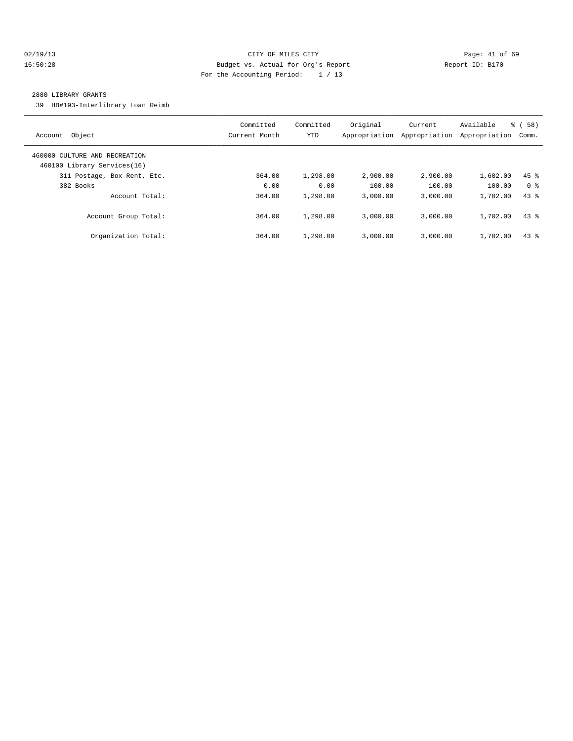CITY OF MILES CITY
Budget vs. Actual for Org's Report
For the Accounting Period: 1 / 13

02/19/13
16:50:28

Report ID: B170

2880 LIBRARY GRANTS

39 HB#193-Interlibrary Loan Reimb

| Account Object | Committed Current Month | Committed YTD | Original Appropriation | Current Appropriation | Available Appropriation | % ( 58) Comm. |
|---|---|---|---|---|---|---|
| 460000 CULTURE AND RECREATION | | | | | | |
| 460100 Library Services(16) | | | | | | |
| 311 Postage, Box Rent, Etc. | 364.00 | 1,298.00 | 2,900.00 | 2,900.00 | 1,602.00 | 45 % |
| 382 Books | 0.00 | 0.00 | 100.00 | 100.00 | 100.00 | 0 % |
| Account Total: | 364.00 | 1,298.00 | 3,000.00 | 3,000.00 | 1,702.00 | 43 % |
| Account Group Total: | 364.00 | 1,298.00 | 3,000.00 | 3,000.00 | 1,702.00 | 43 % |
| Organization Total: | 364.00 | 1,298.00 | 3,000.00 | 3,000.00 | 1,702.00 | 43 % |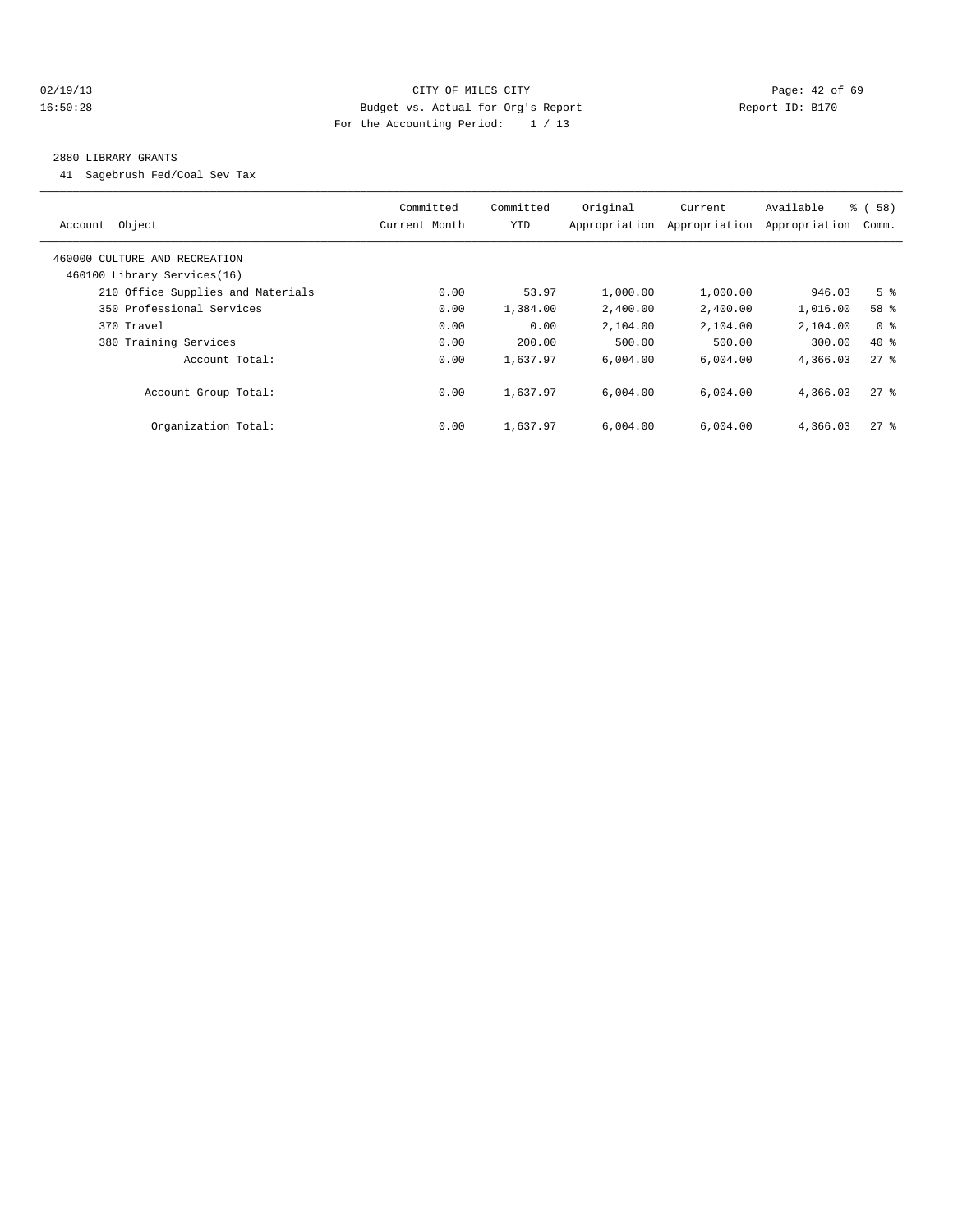CITY OF MILES CITY
Budget vs. Actual for Org's Report
For the Accounting Period: 1 / 13

02/19/13
16:50:28

Report ID: B170

## 2880 LIBRARY GRANTS

41 Sagebrush Fed/Coal Sev Tax

| Account Object | Committed Current Month | Committed YTD | Original Appropriation | Current Appropriation | Available Appropriation | % ( 58) Comm. |
|---|---|---|---|---|---|---|
| 460000 CULTURE AND RECREATION | | | | | | |
| 460100 Library Services(16) | | | | | | |
| 210 Office Supplies and Materials | 0.00 | 53.97 | 1,000.00 | 1,000.00 | 946.03 | 5 % |
| 350 Professional Services | 0.00 | 1,384.00 | 2,400.00 | 2,400.00 | 1,016.00 | 58 % |
| 370 Travel | 0.00 | 0.00 | 2,104.00 | 2,104.00 | 2,104.00 | 0 % |
| 380 Training Services | 0.00 | 200.00 | 500.00 | 500.00 | 300.00 | 40 % |
| Account Total: | 0.00 | 1,637.97 | 6,004.00 | 6,004.00 | 4,366.03 | 27 % |
| Account Group Total: | 0.00 | 1,637.97 | 6,004.00 | 6,004.00 | 4,366.03 | 27 % |
| Organization Total: | 0.00 | 1,637.97 | 6,004.00 | 6,004.00 | 4,366.03 | 27 % |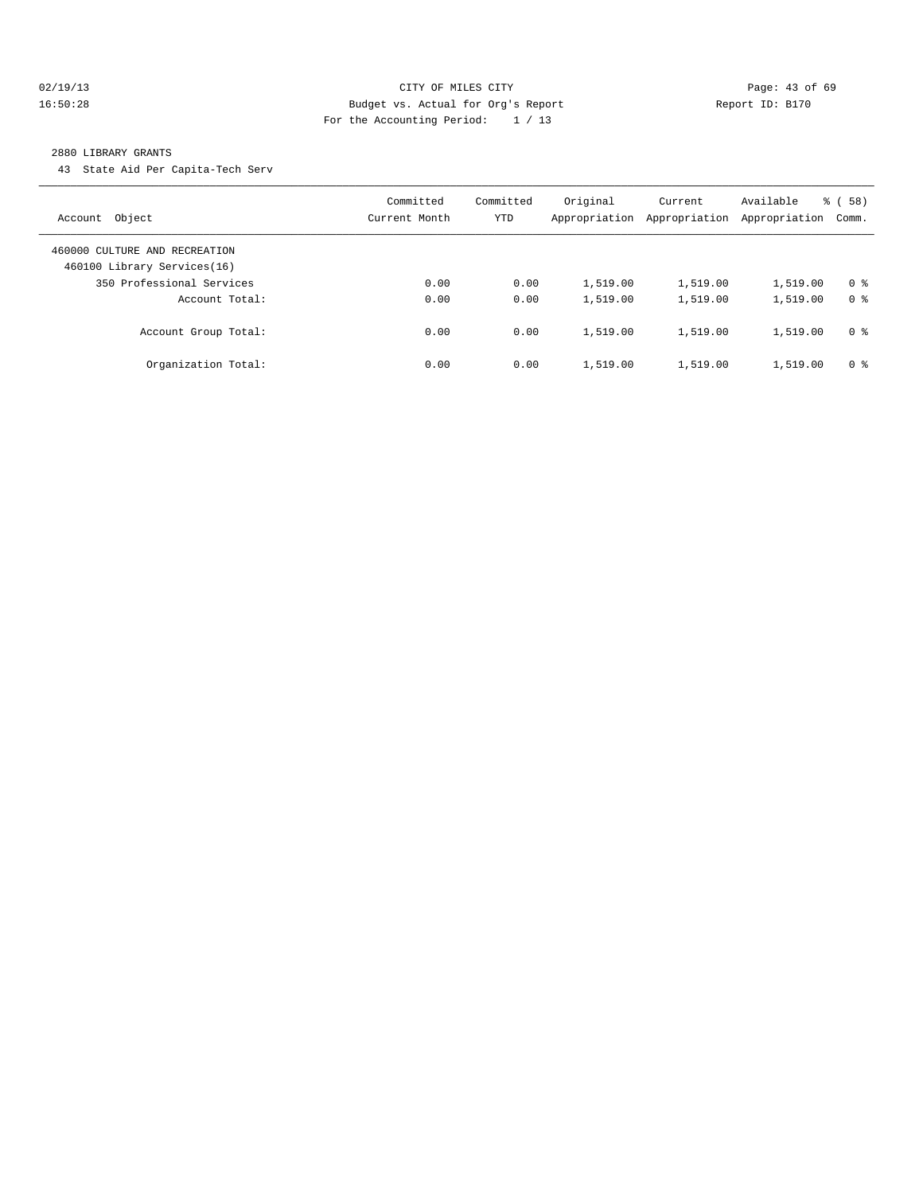CITY OF MILES CITY

Budget vs. Actual for Org's Report

For the Accounting Period: 1 / 13

02/19/13 16:50:28

Report ID: B170

2880 LIBRARY GRANTS

43 State Aid Per Capita-Tech Serv

| Account Object | Committed Current Month | Committed YTD | Original Appropriation | Current Appropriation | Available Appropriation | % ( 58) Comm. |
|---|---|---|---|---|---|---|
| 460000 CULTURE AND RECREATION | | | | | | |
| 460100 Library Services(16) | | | | | | |
| 350 Professional Services | 0.00 | 0.00 | 1,519.00 | 1,519.00 | 1,519.00 | 0 % |
| Account Total: | 0.00 | 0.00 | 1,519.00 | 1,519.00 | 1,519.00 | 0 % |
| Account Group Total: | 0.00 | 0.00 | 1,519.00 | 1,519.00 | 1,519.00 | 0 % |
| Organization Total: | 0.00 | 0.00 | 1,519.00 | 1,519.00 | 1,519.00 | 0 % |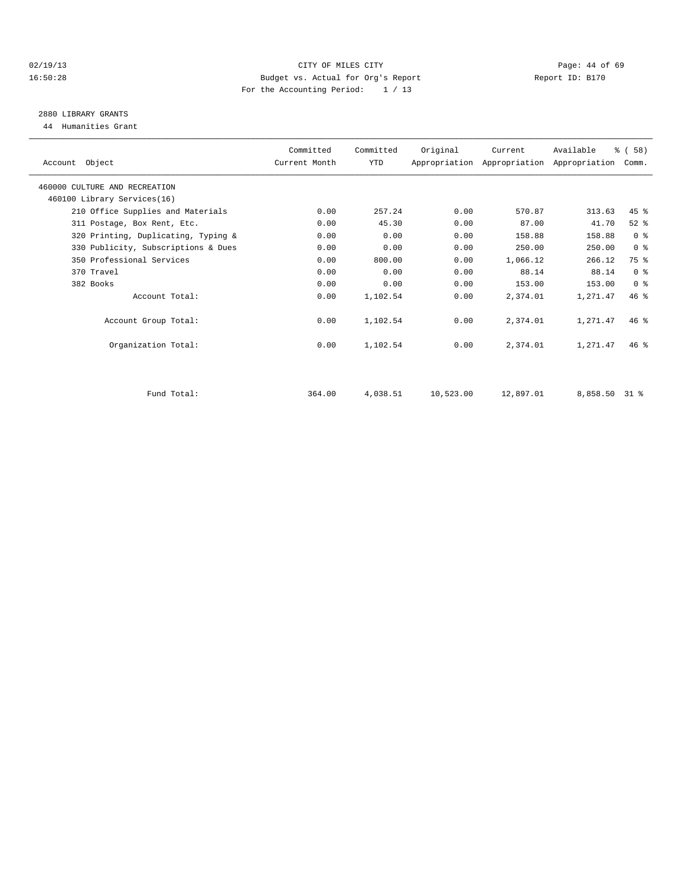CITY OF MILES CITY
Budget vs. Actual for Org's Report
For the Accounting Period: 1 / 13

02/19/13 16:50:28 — Report ID: B170

## 2880 LIBRARY GRANTS

44 Humanities Grant

| Account Object | Committed Current Month | Committed YTD | Original Appropriation | Current Appropriation | Available Appropriation | % ( 58) Comm. |
|---|---|---|---|---|---|---|
| 460000 CULTURE AND RECREATION | | | | | | |
| 460100 Library Services(16) | | | | | | |
| 210 Office Supplies and Materials | 0.00 | 257.24 | 0.00 | 570.87 | 313.63 | 45 % |
| 311 Postage, Box Rent, Etc. | 0.00 | 45.30 | 0.00 | 87.00 | 41.70 | 52 % |
| 320 Printing, Duplicating, Typing & | 0.00 | 0.00 | 0.00 | 158.88 | 158.88 | 0 % |
| 330 Publicity, Subscriptions & Dues | 0.00 | 0.00 | 0.00 | 250.00 | 250.00 | 0 % |
| 350 Professional Services | 0.00 | 800.00 | 0.00 | 1,066.12 | 266.12 | 75 % |
| 370 Travel | 0.00 | 0.00 | 0.00 | 88.14 | 88.14 | 0 % |
| 382 Books | 0.00 | 0.00 | 0.00 | 153.00 | 153.00 | 0 % |
| Account Total: | 0.00 | 1,102.54 | 0.00 | 2,374.01 | 1,271.47 | 46 % |
| Account Group Total: | 0.00 | 1,102.54 | 0.00 | 2,374.01 | 1,271.47 | 46 % |
| Organization Total: | 0.00 | 1,102.54 | 0.00 | 2,374.01 | 1,271.47 | 46 % |
| Fund Total: | 364.00 | 4,038.51 | 10,523.00 | 12,897.01 | 8,858.50 | 31 % |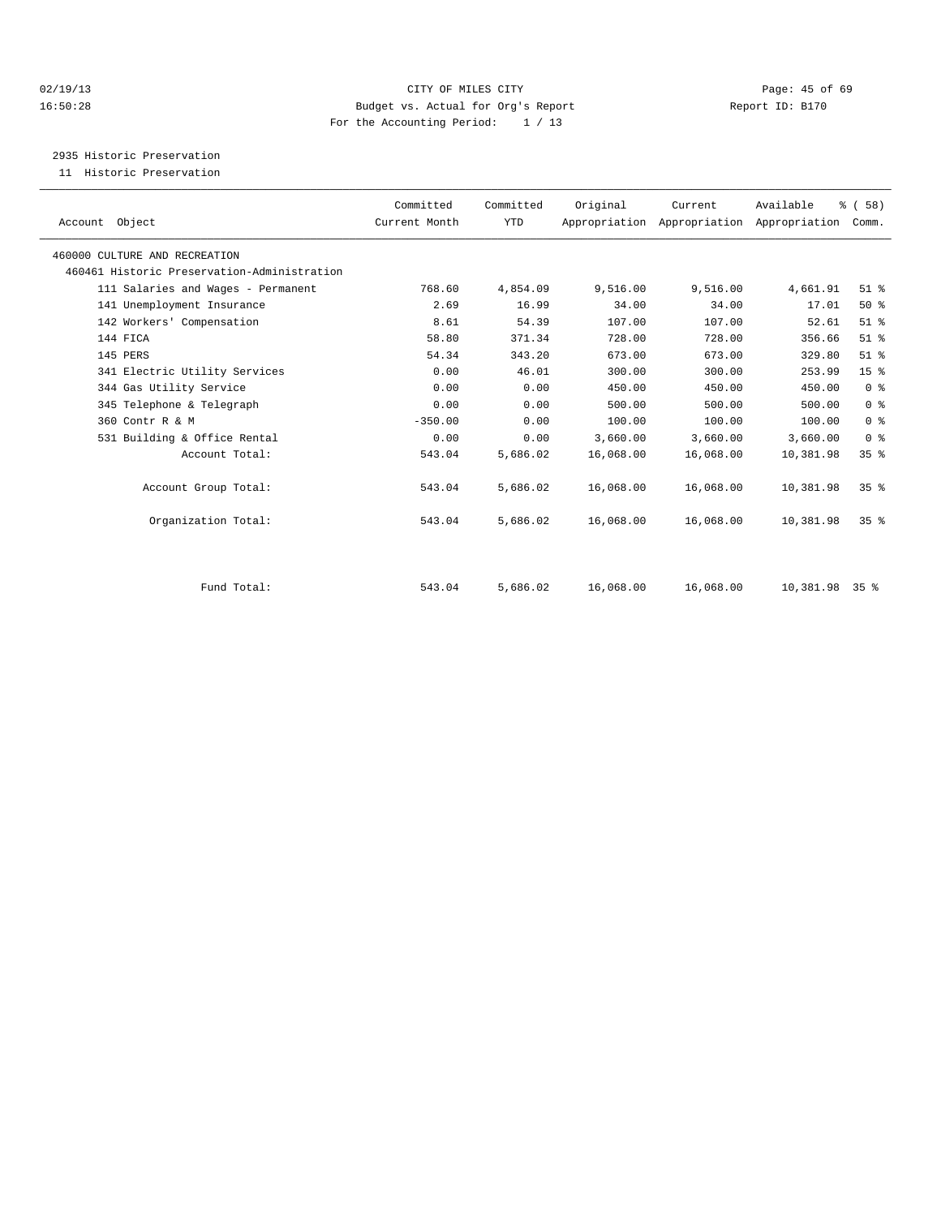CITY OF MILES CITY
Budget vs. Actual for Org's Report
For the Accounting Period: 1 / 13

02/19/13
16:50:28

Report ID: B170

2935 Historic Preservation
11 Historic Preservation

| Account Object | Committed Current Month | Committed YTD | Original Appropriation | Current Appropriation | Available Appropriation | % ( 58) Comm. |
|---|---|---|---|---|---|---|
| 460000 CULTURE AND RECREATION | | | | | | |
| 460461 Historic Preservation-Administration | | | | | | |
| 111 Salaries and Wages - Permanent | 768.60 | 4,854.09 | 9,516.00 | 9,516.00 | 4,661.91 | 51 % |
| 141 Unemployment Insurance | 2.69 | 16.99 | 34.00 | 34.00 | 17.01 | 50 % |
| 142 Workers' Compensation | 8.61 | 54.39 | 107.00 | 107.00 | 52.61 | 51 % |
| 144 FICA | 58.80 | 371.34 | 728.00 | 728.00 | 356.66 | 51 % |
| 145 PERS | 54.34 | 343.20 | 673.00 | 673.00 | 329.80 | 51 % |
| 341 Electric Utility Services | 0.00 | 46.01 | 300.00 | 300.00 | 253.99 | 15 % |
| 344 Gas Utility Service | 0.00 | 0.00 | 450.00 | 450.00 | 450.00 | 0 % |
| 345 Telephone & Telegraph | 0.00 | 0.00 | 500.00 | 500.00 | 500.00 | 0 % |
| 360 Contr R & M | -350.00 | 0.00 | 100.00 | 100.00 | 100.00 | 0 % |
| 531 Building & Office Rental | 0.00 | 0.00 | 3,660.00 | 3,660.00 | 3,660.00 | 0 % |
| Account Total: | 543.04 | 5,686.02 | 16,068.00 | 16,068.00 | 10,381.98 | 35 % |
| Account Group Total: | 543.04 | 5,686.02 | 16,068.00 | 16,068.00 | 10,381.98 | 35 % |
| Organization Total: | 543.04 | 5,686.02 | 16,068.00 | 16,068.00 | 10,381.98 | 35 % |
| Fund Total: | 543.04 | 5,686.02 | 16,068.00 | 16,068.00 | 10,381.98 | 35 % |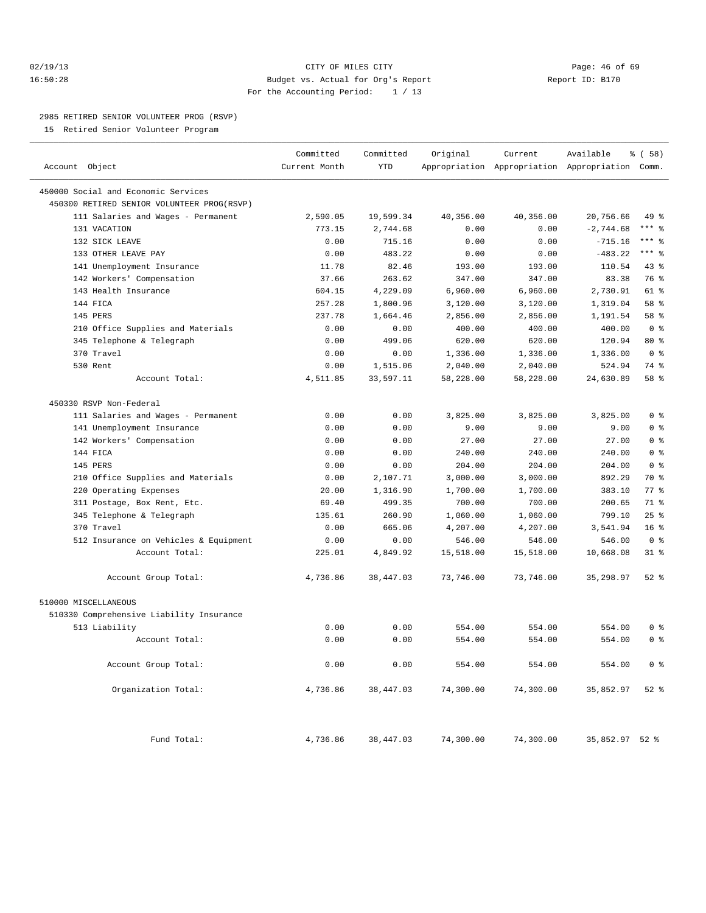CITY OF MILES CITY
Budget vs. Actual for Org's Report
For the Accounting Period: 1 / 13

02/19/13
16:50:28

Report ID: B170

## 2985 RETIRED SENIOR VOLUNTEER PROG (RSVP)

15 Retired Senior Volunteer Program

| Account Object | Committed Current Month | Committed YTD | Original Appropriation | Current Appropriation | Available Appropriation | % ( 58) Comm. |
|---|---|---|---|---|---|---|
| 450000 Social and Economic Services | | | | | | |
| 450300 RETIRED SENIOR VOLUNTEER PROG(RSVP) | | | | | | |
| 111 Salaries and Wages - Permanent | 2,590.05 | 19,599.34 | 40,356.00 | 40,356.00 | 20,756.66 | 49 % |
| 131 VACATION | 773.15 | 2,744.68 | 0.00 | 0.00 | -2,744.68 | *** % |
| 132 SICK LEAVE | 0.00 | 715.16 | 0.00 | 0.00 | -715.16 | *** % |
| 133 OTHER LEAVE PAY | 0.00 | 483.22 | 0.00 | 0.00 | -483.22 | *** % |
| 141 Unemployment Insurance | 11.78 | 82.46 | 193.00 | 193.00 | 110.54 | 43 % |
| 142 Workers' Compensation | 37.66 | 263.62 | 347.00 | 347.00 | 83.38 | 76 % |
| 143 Health Insurance | 604.15 | 4,229.09 | 6,960.00 | 6,960.00 | 2,730.91 | 61 % |
| 144 FICA | 257.28 | 1,800.96 | 3,120.00 | 3,120.00 | 1,319.04 | 58 % |
| 145 PERS | 237.78 | 1,664.46 | 2,856.00 | 2,856.00 | 1,191.54 | 58 % |
| 210 Office Supplies and Materials | 0.00 | 0.00 | 400.00 | 400.00 | 400.00 | 0 % |
| 345 Telephone & Telegraph | 0.00 | 499.06 | 620.00 | 620.00 | 120.94 | 80 % |
| 370 Travel | 0.00 | 0.00 | 1,336.00 | 1,336.00 | 1,336.00 | 0 % |
| 530 Rent | 0.00 | 1,515.06 | 2,040.00 | 2,040.00 | 524.94 | 74 % |
| Account Total: | 4,511.85 | 33,597.11 | 58,228.00 | 58,228.00 | 24,630.89 | 58 % |
| 450330 RSVP Non-Federal | | | | | | |
| 111 Salaries and Wages - Permanent | 0.00 | 0.00 | 3,825.00 | 3,825.00 | 3,825.00 | 0 % |
| 141 Unemployment Insurance | 0.00 | 0.00 | 9.00 | 9.00 | 9.00 | 0 % |
| 142 Workers' Compensation | 0.00 | 0.00 | 27.00 | 27.00 | 27.00 | 0 % |
| 144 FICA | 0.00 | 0.00 | 240.00 | 240.00 | 240.00 | 0 % |
| 145 PERS | 0.00 | 0.00 | 204.00 | 204.00 | 204.00 | 0 % |
| 210 Office Supplies and Materials | 0.00 | 2,107.71 | 3,000.00 | 3,000.00 | 892.29 | 70 % |
| 220 Operating Expenses | 20.00 | 1,316.90 | 1,700.00 | 1,700.00 | 383.10 | 77 % |
| 311 Postage, Box Rent, Etc. | 69.40 | 499.35 | 700.00 | 700.00 | 200.65 | 71 % |
| 345 Telephone & Telegraph | 135.61 | 260.90 | 1,060.00 | 1,060.00 | 799.10 | 25 % |
| 370 Travel | 0.00 | 665.06 | 4,207.00 | 4,207.00 | 3,541.94 | 16 % |
| 512 Insurance on Vehicles & Equipment | 0.00 | 0.00 | 546.00 | 546.00 | 546.00 | 0 % |
| Account Total: | 225.01 | 4,849.92 | 15,518.00 | 15,518.00 | 10,668.08 | 31 % |
| Account Group Total: | 4,736.86 | 38,447.03 | 73,746.00 | 73,746.00 | 35,298.97 | 52 % |
| 510000 MISCELLANEOUS | | | | | | |
| 510330 Comprehensive Liability Insurance | | | | | | |
| 513 Liability | 0.00 | 0.00 | 554.00 | 554.00 | 554.00 | 0 % |
| Account Total: | 0.00 | 0.00 | 554.00 | 554.00 | 554.00 | 0 % |
| Account Group Total: | 0.00 | 0.00 | 554.00 | 554.00 | 554.00 | 0 % |
| Organization Total: | 4,736.86 | 38,447.03 | 74,300.00 | 74,300.00 | 35,852.97 | 52 % |
| Fund Total: | 4,736.86 | 38,447.03 | 74,300.00 | 74,300.00 | 35,852.97 | 52 % |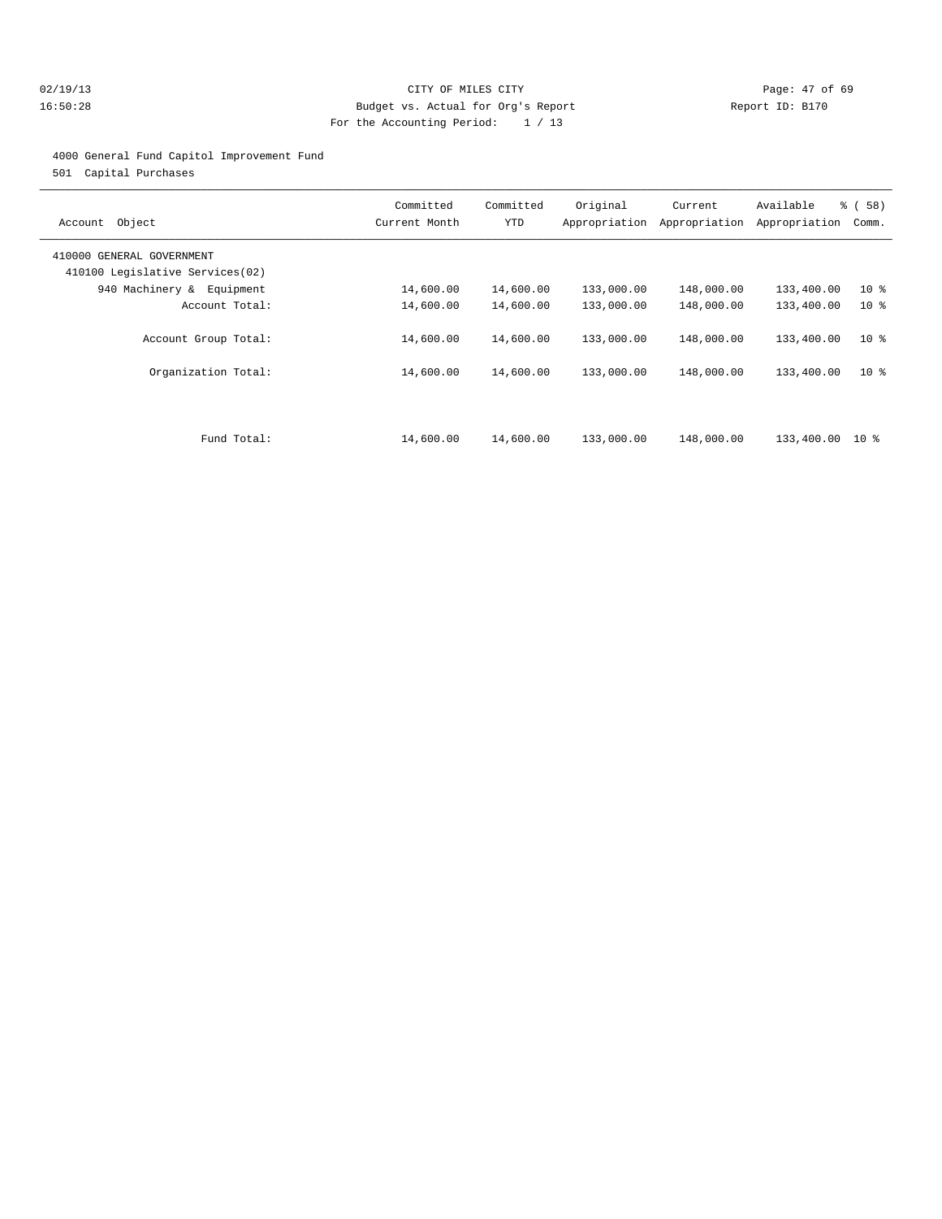CITY OF MILES CITY

Budget vs. Actual for Org's Report

For the Accounting Period: 1 / 13

4000 General Fund Capitol Improvement Fund

501 Capital Purchases

| Account Object | Committed Current Month | Committed YTD | Original Appropriation | Current Appropriation | Available Appropriation | % ( 58) Comm. |
|---|---|---|---|---|---|---|
| 410000 GENERAL GOVERNMENT | | | | | | |
| 410100 Legislative Services(02) | | | | | | |
| 940 Machinery & Equipment | 14,600.00 | 14,600.00 | 133,000.00 | 148,000.00 | 133,400.00 | 10 % |
| Account Total: | 14,600.00 | 14,600.00 | 133,000.00 | 148,000.00 | 133,400.00 | 10 % |
| Account Group Total: | 14,600.00 | 14,600.00 | 133,000.00 | 148,000.00 | 133,400.00 | 10 % |
| Organization Total: | 14,600.00 | 14,600.00 | 133,000.00 | 148,000.00 | 133,400.00 | 10 % |
| Fund Total: | 14,600.00 | 14,600.00 | 133,000.00 | 148,000.00 | 133,400.00 | 10 % |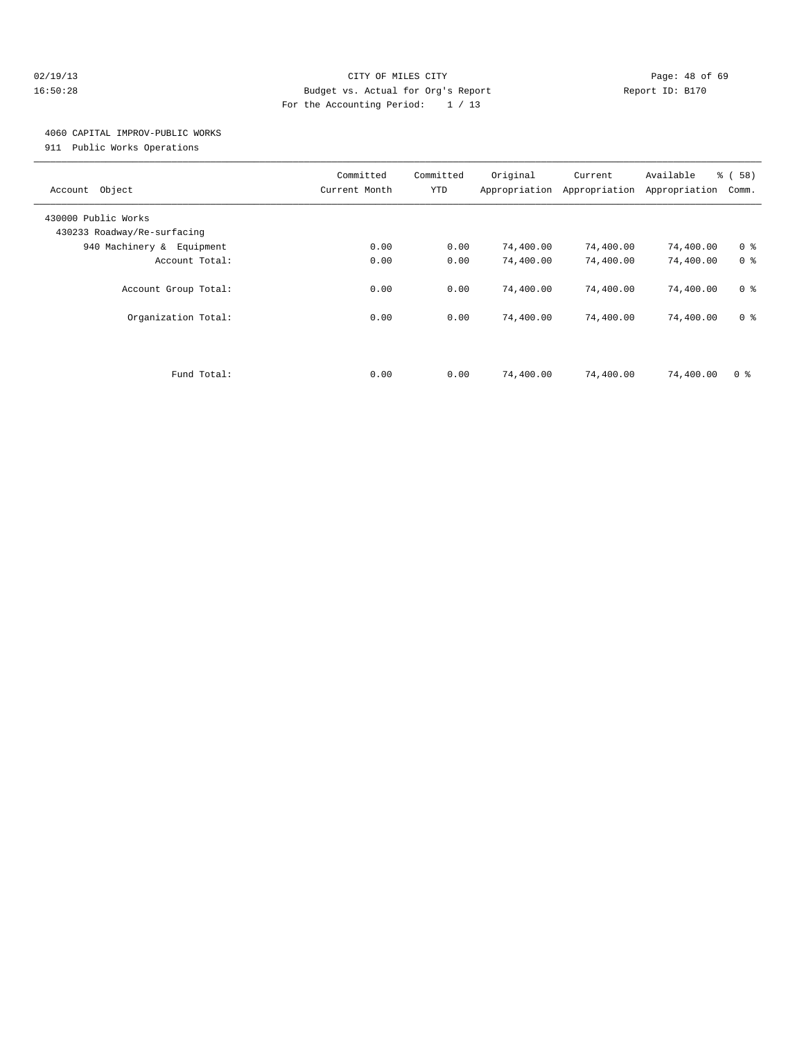CITY OF MILES CITY

Budget vs. Actual for Org's Report

For the Accounting Period: 1 / 13

02/19/13 16:50:28 Report ID: B170

4060 CAPITAL IMPROV-PUBLIC WORKS

911 Public Works Operations

| Account Object | Committed Current Month | Committed YTD | Original Appropriation | Current Appropriation | Available Appropriation | % ( 58) Comm. |
|---|---|---|---|---|---|---|
| 430000 Public Works | | | | | | |
| 430233 Roadway/Re-surfacing | | | | | | |
| 940 Machinery & Equipment | 0.00 | 0.00 | 74,400.00 | 74,400.00 | 74,400.00 | 0 % |
| Account Total: | 0.00 | 0.00 | 74,400.00 | 74,400.00 | 74,400.00 | 0 % |
| Account Group Total: | 0.00 | 0.00 | 74,400.00 | 74,400.00 | 74,400.00 | 0 % |
| Organization Total: | 0.00 | 0.00 | 74,400.00 | 74,400.00 | 74,400.00 | 0 % |
| Fund Total: | 0.00 | 0.00 | 74,400.00 | 74,400.00 | 74,400.00 | 0 % |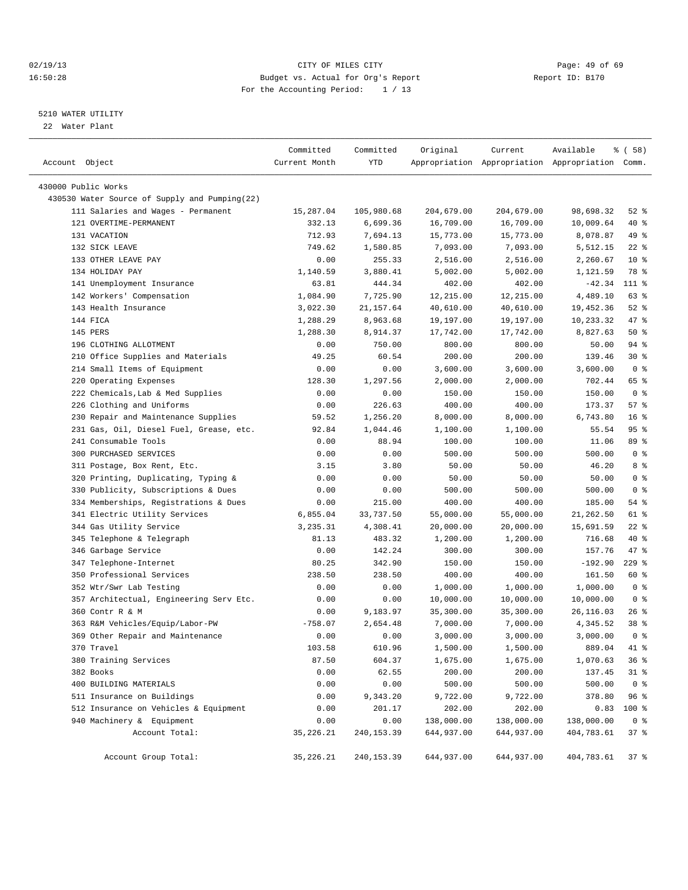CITY OF MILES CITY
Budget vs. Actual for Org's Report
For the Accounting Period: 1 / 13

02/19/13 16:50:28 Report ID: B170

5210 WATER UTILITY
22 Water Plant

| Account Object | Committed Current Month | Committed YTD | Original Appropriation | Current Appropriation | Available Appropriation | % ( 58) Comm. |
|---|---|---|---|---|---|---|
| 430000 Public Works | | | | | | |
| 430530 Water Source of Supply and Pumping(22) | | | | | | |
| 111 Salaries and Wages - Permanent | 15,287.04 | 105,980.68 | 204,679.00 | 204,679.00 | 98,698.32 | 52 % |
| 121 OVERTIME-PERMANENT | 332.13 | 6,699.36 | 16,709.00 | 16,709.00 | 10,009.64 | 40 % |
| 131 VACATION | 712.93 | 7,694.13 | 15,773.00 | 15,773.00 | 8,078.87 | 49 % |
| 132 SICK LEAVE | 749.62 | 1,580.85 | 7,093.00 | 7,093.00 | 5,512.15 | 22 % |
| 133 OTHER LEAVE PAY | 0.00 | 255.33 | 2,516.00 | 2,516.00 | 2,260.67 | 10 % |
| 134 HOLIDAY PAY | 1,140.59 | 3,880.41 | 5,002.00 | 5,002.00 | 1,121.59 | 78 % |
| 141 Unemployment Insurance | 63.81 | 444.34 | 402.00 | 402.00 | -42.34 | 111 % |
| 142 Workers' Compensation | 1,084.90 | 7,725.90 | 12,215.00 | 12,215.00 | 4,489.10 | 63 % |
| 143 Health Insurance | 3,022.30 | 21,157.64 | 40,610.00 | 40,610.00 | 19,452.36 | 52 % |
| 144 FICA | 1,288.29 | 8,963.68 | 19,197.00 | 19,197.00 | 10,233.32 | 47 % |
| 145 PERS | 1,288.30 | 8,914.37 | 17,742.00 | 17,742.00 | 8,827.63 | 50 % |
| 196 CLOTHING ALLOTMENT | 0.00 | 750.00 | 800.00 | 800.00 | 50.00 | 94 % |
| 210 Office Supplies and Materials | 49.25 | 60.54 | 200.00 | 200.00 | 139.46 | 30 % |
| 214 Small Items of Equipment | 0.00 | 0.00 | 3,600.00 | 3,600.00 | 3,600.00 | 0 % |
| 220 Operating Expenses | 128.30 | 1,297.56 | 2,000.00 | 2,000.00 | 702.44 | 65 % |
| 222 Chemicals,Lab & Med Supplies | 0.00 | 0.00 | 150.00 | 150.00 | 150.00 | 0 % |
| 226 Clothing and Uniforms | 0.00 | 226.63 | 400.00 | 400.00 | 173.37 | 57 % |
| 230 Repair and Maintenance Supplies | 59.52 | 1,256.20 | 8,000.00 | 8,000.00 | 6,743.80 | 16 % |
| 231 Gas, Oil, Diesel Fuel, Grease, etc. | 92.84 | 1,044.46 | 1,100.00 | 1,100.00 | 55.54 | 95 % |
| 241 Consumable Tools | 0.00 | 88.94 | 100.00 | 100.00 | 11.06 | 89 % |
| 300 PURCHASED SERVICES | 0.00 | 0.00 | 500.00 | 500.00 | 500.00 | 0 % |
| 311 Postage, Box Rent, Etc. | 3.15 | 3.80 | 50.00 | 50.00 | 46.20 | 8 % |
| 320 Printing, Duplicating, Typing & | 0.00 | 0.00 | 50.00 | 50.00 | 50.00 | 0 % |
| 330 Publicity, Subscriptions & Dues | 0.00 | 0.00 | 500.00 | 500.00 | 500.00 | 0 % |
| 334 Memberships, Registrations & Dues | 0.00 | 215.00 | 400.00 | 400.00 | 185.00 | 54 % |
| 341 Electric Utility Services | 6,855.04 | 33,737.50 | 55,000.00 | 55,000.00 | 21,262.50 | 61 % |
| 344 Gas Utility Service | 3,235.31 | 4,308.41 | 20,000.00 | 20,000.00 | 15,691.59 | 22 % |
| 345 Telephone & Telegraph | 81.13 | 483.32 | 1,200.00 | 1,200.00 | 716.68 | 40 % |
| 346 Garbage Service | 0.00 | 142.24 | 300.00 | 300.00 | 157.76 | 47 % |
| 347 Telephone-Internet | 80.25 | 342.90 | 150.00 | 150.00 | -192.90 | 229 % |
| 350 Professional Services | 238.50 | 238.50 | 400.00 | 400.00 | 161.50 | 60 % |
| 352 Wtr/Swr Lab Testing | 0.00 | 0.00 | 1,000.00 | 1,000.00 | 1,000.00 | 0 % |
| 357 Architectual, Engineering Serv Etc. | 0.00 | 0.00 | 10,000.00 | 10,000.00 | 10,000.00 | 0 % |
| 360 Contr R & M | 0.00 | 9,183.97 | 35,300.00 | 35,300.00 | 26,116.03 | 26 % |
| 363 R&M Vehicles/Equip/Labor-PW | -758.07 | 2,654.48 | 7,000.00 | 7,000.00 | 4,345.52 | 38 % |
| 369 Other Repair and Maintenance | 0.00 | 0.00 | 3,000.00 | 3,000.00 | 3,000.00 | 0 % |
| 370 Travel | 103.58 | 610.96 | 1,500.00 | 1,500.00 | 889.04 | 41 % |
| 380 Training Services | 87.50 | 604.37 | 1,675.00 | 1,675.00 | 1,070.63 | 36 % |
| 382 Books | 0.00 | 62.55 | 200.00 | 200.00 | 137.45 | 31 % |
| 400 BUILDING MATERIALS | 0.00 | 0.00 | 500.00 | 500.00 | 500.00 | 0 % |
| 511 Insurance on Buildings | 0.00 | 9,343.20 | 9,722.00 | 9,722.00 | 378.80 | 96 % |
| 512 Insurance on Vehicles & Equipment | 0.00 | 201.17 | 202.00 | 202.00 | 0.83 | 100 % |
| 940 Machinery & Equipment | 0.00 | 0.00 | 138,000.00 | 138,000.00 | 138,000.00 | 0 % |
| Account Total: | 35,226.21 | 240,153.39 | 644,937.00 | 644,937.00 | 404,783.61 | 37 % |
| Account Group Total: | 35,226.21 | 240,153.39 | 644,937.00 | 644,937.00 | 404,783.61 | 37 % |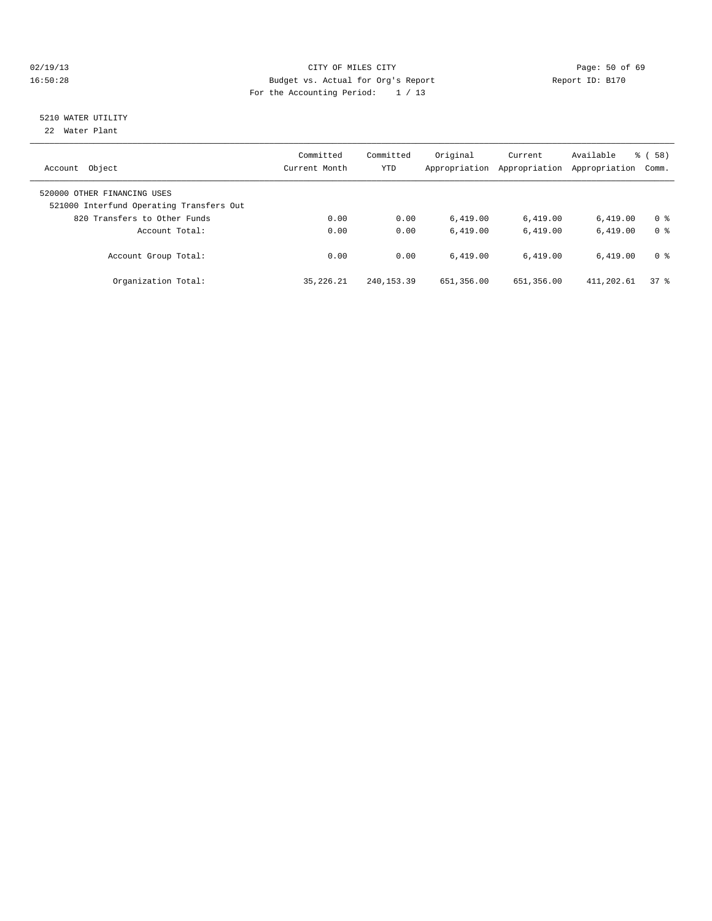CITY OF MILES CITY
Budget vs. Actual for Org's Report
For the Accounting Period: 1 / 13

02/19/13
16:50:28

Report ID: B170

5210 WATER UTILITY
22 Water Plant

| Account Object | Committed Current Month | Committed YTD | Original Appropriation | Current Appropriation | Available Appropriation | % ( 58) Comm. |
|---|---|---|---|---|---|---|
| 520000 OTHER FINANCING USES | | | | | | |
| 521000 Interfund Operating Transfers Out | | | | | | |
| 820 Transfers to Other Funds | 0.00 | 0.00 | 6,419.00 | 6,419.00 | 6,419.00 | 0 % |
| Account Total: | 0.00 | 0.00 | 6,419.00 | 6,419.00 | 6,419.00 | 0 % |
| Account Group Total: | 0.00 | 0.00 | 6,419.00 | 6,419.00 | 6,419.00 | 0 % |
| Organization Total: | 35,226.21 | 240,153.39 | 651,356.00 | 651,356.00 | 411,202.61 | 37 % |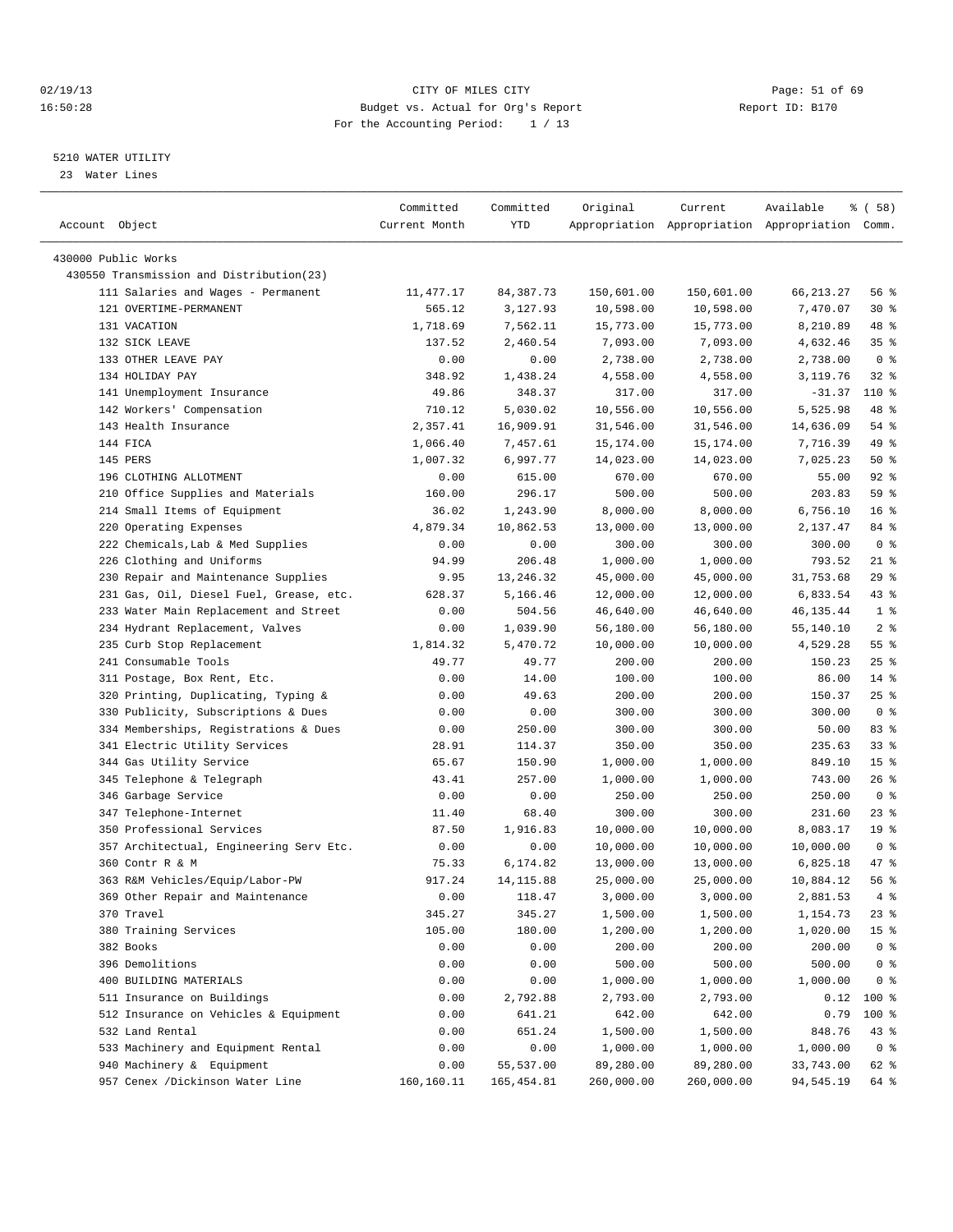CITY OF MILES CITY
Budget vs. Actual for Org's Report
For the Accounting Period: 1 / 13

Page: 51 of 69
Report ID: B170

02/19/13
16:50:28

5210 WATER UTILITY
23 Water Lines

| Account Object | Committed Current Month | Committed YTD | Original Appropriation | Current Appropriation | Available Appropriation | % ( 58) Comm. |
|---|---|---|---|---|---|---|
| 430000 Public Works | | | | | | |
| 430550 Transmission and Distribution(23) | | | | | | |
| 111 Salaries and Wages - Permanent | 11,477.17 | 84,387.73 | 150,601.00 | 150,601.00 | 66,213.27 | 56 % |
| 121 OVERTIME-PERMANENT | 565.12 | 3,127.93 | 10,598.00 | 10,598.00 | 7,470.07 | 30 % |
| 131 VACATION | 1,718.69 | 7,562.11 | 15,773.00 | 15,773.00 | 8,210.89 | 48 % |
| 132 SICK LEAVE | 137.52 | 2,460.54 | 7,093.00 | 7,093.00 | 4,632.46 | 35 % |
| 133 OTHER LEAVE PAY | 0.00 | 0.00 | 2,738.00 | 2,738.00 | 2,738.00 | 0 % |
| 134 HOLIDAY PAY | 348.92 | 1,438.24 | 4,558.00 | 4,558.00 | 3,119.76 | 32 % |
| 141 Unemployment Insurance | 49.86 | 348.37 | 317.00 | 317.00 | -31.37 | 110 % |
| 142 Workers' Compensation | 710.12 | 5,030.02 | 10,556.00 | 10,556.00 | 5,525.98 | 48 % |
| 143 Health Insurance | 2,357.41 | 16,909.91 | 31,546.00 | 31,546.00 | 14,636.09 | 54 % |
| 144 FICA | 1,066.40 | 7,457.61 | 15,174.00 | 15,174.00 | 7,716.39 | 49 % |
| 145 PERS | 1,007.32 | 6,997.77 | 14,023.00 | 14,023.00 | 7,025.23 | 50 % |
| 196 CLOTHING ALLOTMENT | 0.00 | 615.00 | 670.00 | 670.00 | 55.00 | 92 % |
| 210 Office Supplies and Materials | 160.00 | 296.17 | 500.00 | 500.00 | 203.83 | 59 % |
| 214 Small Items of Equipment | 36.02 | 1,243.90 | 8,000.00 | 8,000.00 | 6,756.10 | 16 % |
| 220 Operating Expenses | 4,879.34 | 10,862.53 | 13,000.00 | 13,000.00 | 2,137.47 | 84 % |
| 222 Chemicals,Lab & Med Supplies | 0.00 | 0.00 | 300.00 | 300.00 | 300.00 | 0 % |
| 226 Clothing and Uniforms | 94.99 | 206.48 | 1,000.00 | 1,000.00 | 793.52 | 21 % |
| 230 Repair and Maintenance Supplies | 9.95 | 13,246.32 | 45,000.00 | 45,000.00 | 31,753.68 | 29 % |
| 231 Gas, Oil, Diesel Fuel, Grease, etc. | 628.37 | 5,166.46 | 12,000.00 | 12,000.00 | 6,833.54 | 43 % |
| 233 Water Main Replacement and Street | 0.00 | 504.56 | 46,640.00 | 46,640.00 | 46,135.44 | 1 % |
| 234 Hydrant Replacement, Valves | 0.00 | 1,039.90 | 56,180.00 | 56,180.00 | 55,140.10 | 2 % |
| 235 Curb Stop Replacement | 1,814.32 | 5,470.72 | 10,000.00 | 10,000.00 | 4,529.28 | 55 % |
| 241 Consumable Tools | 49.77 | 49.77 | 200.00 | 200.00 | 150.23 | 25 % |
| 311 Postage, Box Rent, Etc. | 0.00 | 14.00 | 100.00 | 100.00 | 86.00 | 14 % |
| 320 Printing, Duplicating, Typing & | 0.00 | 49.63 | 200.00 | 200.00 | 150.37 | 25 % |
| 330 Publicity, Subscriptions & Dues | 0.00 | 0.00 | 300.00 | 300.00 | 300.00 | 0 % |
| 334 Memberships, Registrations & Dues | 0.00 | 250.00 | 300.00 | 300.00 | 50.00 | 83 % |
| 341 Electric Utility Services | 28.91 | 114.37 | 350.00 | 350.00 | 235.63 | 33 % |
| 344 Gas Utility Service | 65.67 | 150.90 | 1,000.00 | 1,000.00 | 849.10 | 15 % |
| 345 Telephone & Telegraph | 43.41 | 257.00 | 1,000.00 | 1,000.00 | 743.00 | 26 % |
| 346 Garbage Service | 0.00 | 0.00 | 250.00 | 250.00 | 250.00 | 0 % |
| 347 Telephone-Internet | 11.40 | 68.40 | 300.00 | 300.00 | 231.60 | 23 % |
| 350 Professional Services | 87.50 | 1,916.83 | 10,000.00 | 10,000.00 | 8,083.17 | 19 % |
| 357 Architectual, Engineering Serv Etc. | 0.00 | 0.00 | 10,000.00 | 10,000.00 | 10,000.00 | 0 % |
| 360 Contr R & M | 75.33 | 6,174.82 | 13,000.00 | 13,000.00 | 6,825.18 | 47 % |
| 363 R&M Vehicles/Equip/Labor-PW | 917.24 | 14,115.88 | 25,000.00 | 25,000.00 | 10,884.12 | 56 % |
| 369 Other Repair and Maintenance | 0.00 | 118.47 | 3,000.00 | 3,000.00 | 2,881.53 | 4 % |
| 370 Travel | 345.27 | 345.27 | 1,500.00 | 1,500.00 | 1,154.73 | 23 % |
| 380 Training Services | 105.00 | 180.00 | 1,200.00 | 1,200.00 | 1,020.00 | 15 % |
| 382 Books | 0.00 | 0.00 | 200.00 | 200.00 | 200.00 | 0 % |
| 396 Demolitions | 0.00 | 0.00 | 500.00 | 500.00 | 500.00 | 0 % |
| 400 BUILDING MATERIALS | 0.00 | 0.00 | 1,000.00 | 1,000.00 | 1,000.00 | 0 % |
| 511 Insurance on Buildings | 0.00 | 2,792.88 | 2,793.00 | 2,793.00 | 0.12 | 100 % |
| 512 Insurance on Vehicles & Equipment | 0.00 | 641.21 | 642.00 | 642.00 | 0.79 | 100 % |
| 532 Land Rental | 0.00 | 651.24 | 1,500.00 | 1,500.00 | 848.76 | 43 % |
| 533 Machinery and Equipment Rental | 0.00 | 0.00 | 1,000.00 | 1,000.00 | 1,000.00 | 0 % |
| 940 Machinery & Equipment | 0.00 | 55,537.00 | 89,280.00 | 89,280.00 | 33,743.00 | 62 % |
| 957 Cenex /Dickinson Water Line | 160,160.11 | 165,454.81 | 260,000.00 | 260,000.00 | 94,545.19 | 64 % |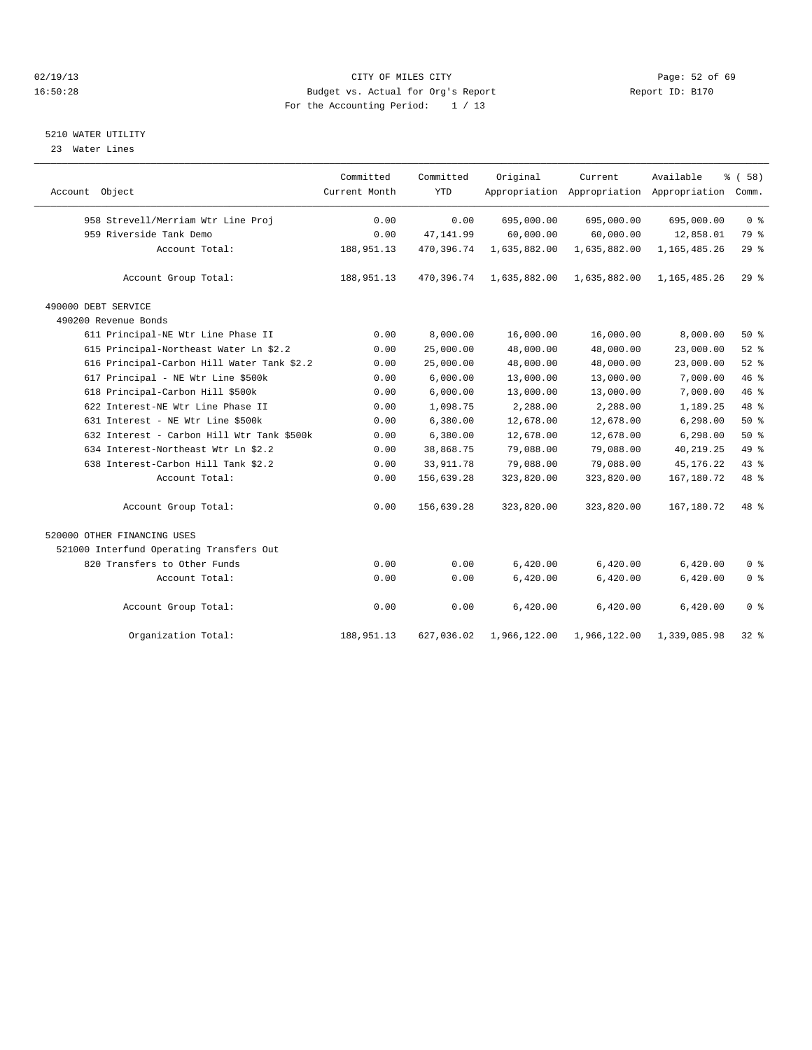CITY OF MILES CITY
Budget vs. Actual for Org's Report
For the Accounting Period: 1 / 13

02/19/13
16:50:28

Report ID: B170

## 5210 WATER UTILITY

23 Water Lines

| Account Object | Committed Current Month | Committed YTD | Original Appropriation | Current Appropriation | Available Appropriation | % ( 58) Comm. |
|---|---|---|---|---|---|---|
| 958 Strevell/Merriam Wtr Line Proj | 0.00 | 0.00 | 695,000.00 | 695,000.00 | 695,000.00 | 0 % |
| 959 Riverside Tank Demo | 0.00 | 47,141.99 | 60,000.00 | 60,000.00 | 12,858.01 | 79 % |
| Account Total: | 188,951.13 | 470,396.74 | 1,635,882.00 | 1,635,882.00 | 1,165,485.26 | 29 % |
| Account Group Total: | 188,951.13 | 470,396.74 | 1,635,882.00 | 1,635,882.00 | 1,165,485.26 | 29 % |
| 490000 DEBT SERVICE | | | | | | |
| 490200 Revenue Bonds | | | | | | |
| 611 Principal-NE Wtr Line Phase II | 0.00 | 8,000.00 | 16,000.00 | 16,000.00 | 8,000.00 | 50 % |
| 615 Principal-Northeast Water Ln $2.2 | 0.00 | 25,000.00 | 48,000.00 | 48,000.00 | 23,000.00 | 52 % |
| 616 Principal-Carbon Hill Water Tank $2.2 | 0.00 | 25,000.00 | 48,000.00 | 48,000.00 | 23,000.00 | 52 % |
| 617 Principal - NE Wtr Line $500k | 0.00 | 6,000.00 | 13,000.00 | 13,000.00 | 7,000.00 | 46 % |
| 618 Principal-Carbon Hill $500k | 0.00 | 6,000.00 | 13,000.00 | 13,000.00 | 7,000.00 | 46 % |
| 622 Interest-NE Wtr Line Phase II | 0.00 | 1,098.75 | 2,288.00 | 2,288.00 | 1,189.25 | 48 % |
| 631 Interest - NE Wtr Line $500k | 0.00 | 6,380.00 | 12,678.00 | 12,678.00 | 6,298.00 | 50 % |
| 632 Interest - Carbon Hill Wtr Tank $500k | 0.00 | 6,380.00 | 12,678.00 | 12,678.00 | 6,298.00 | 50 % |
| 634 Interest-Northeast Wtr Ln $2.2 | 0.00 | 38,868.75 | 79,088.00 | 79,088.00 | 40,219.25 | 49 % |
| 638 Interest-Carbon Hill Tank $2.2 | 0.00 | 33,911.78 | 79,088.00 | 79,088.00 | 45,176.22 | 43 % |
| Account Total: | 0.00 | 156,639.28 | 323,820.00 | 323,820.00 | 167,180.72 | 48 % |
| Account Group Total: | 0.00 | 156,639.28 | 323,820.00 | 323,820.00 | 167,180.72 | 48 % |
| 520000 OTHER FINANCING USES | | | | | | |
| 521000 Interfund Operating Transfers Out | | | | | | |
| 820 Transfers to Other Funds | 0.00 | 0.00 | 6,420.00 | 6,420.00 | 6,420.00 | 0 % |
| Account Total: | 0.00 | 0.00 | 6,420.00 | 6,420.00 | 6,420.00 | 0 % |
| Account Group Total: | 0.00 | 0.00 | 6,420.00 | 6,420.00 | 6,420.00 | 0 % |
| Organization Total: | 188,951.13 | 627,036.02 | 1,966,122.00 | 1,966,122.00 | 1,339,085.98 | 32 % |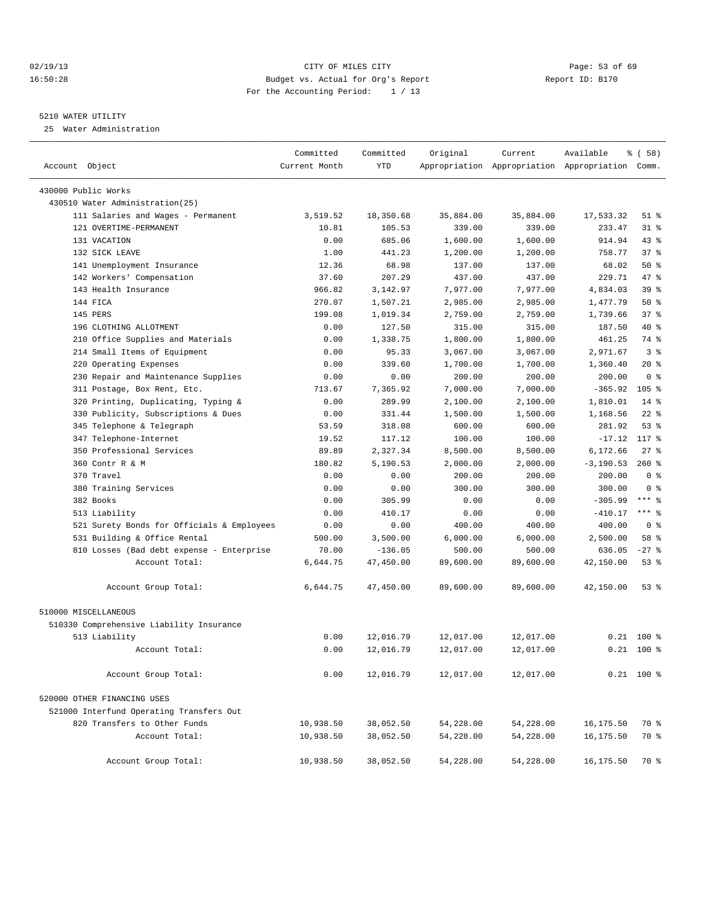CITY OF MILES CITY
Budget vs. Actual for Org's Report
For the Accounting Period: 1 / 13

02/19/13 16:50:28 — Report ID: B170

5210 WATER UTILITY
25 Water Administration

| Account Object | Committed Current Month | Committed YTD | Original Appropriation | Current Appropriation | Available Appropriation | % ( 58) Comm. |
|---|---|---|---|---|---|---|
| 430000 Public Works | | | | | | |
| 430510 Water Administration(25) | | | | | | |
| 111 Salaries and Wages - Permanent | 3,519.52 | 18,350.68 | 35,884.00 | 35,884.00 | 17,533.32 | 51 % |
| 121 OVERTIME-PERMANENT | 10.81 | 105.53 | 339.00 | 339.00 | 233.47 | 31 % |
| 131 VACATION | 0.00 | 685.06 | 1,600.00 | 1,600.00 | 914.94 | 43 % |
| 132 SICK LEAVE | 1.00 | 441.23 | 1,200.00 | 1,200.00 | 758.77 | 37 % |
| 141 Unemployment Insurance | 12.36 | 68.98 | 137.00 | 137.00 | 68.02 | 50 % |
| 142 Workers' Compensation | 37.60 | 207.29 | 437.00 | 437.00 | 229.71 | 47 % |
| 143 Health Insurance | 966.82 | 3,142.97 | 7,977.00 | 7,977.00 | 4,834.03 | 39 % |
| 144 FICA | 270.07 | 1,507.21 | 2,985.00 | 2,985.00 | 1,477.79 | 50 % |
| 145 PERS | 199.08 | 1,019.34 | 2,759.00 | 2,759.00 | 1,739.66 | 37 % |
| 196 CLOTHING ALLOTMENT | 0.00 | 127.50 | 315.00 | 315.00 | 187.50 | 40 % |
| 210 Office Supplies and Materials | 0.00 | 1,338.75 | 1,800.00 | 1,800.00 | 461.25 | 74 % |
| 214 Small Items of Equipment | 0.00 | 95.33 | 3,067.00 | 3,067.00 | 2,971.67 | 3 % |
| 220 Operating Expenses | 0.00 | 339.60 | 1,700.00 | 1,700.00 | 1,360.40 | 20 % |
| 230 Repair and Maintenance Supplies | 0.00 | 0.00 | 200.00 | 200.00 | 200.00 | 0 % |
| 311 Postage, Box Rent, Etc. | 713.67 | 7,365.92 | 7,000.00 | 7,000.00 | -365.92 | 105 % |
| 320 Printing, Duplicating, Typing & | 0.00 | 289.99 | 2,100.00 | 2,100.00 | 1,810.01 | 14 % |
| 330 Publicity, Subscriptions & Dues | 0.00 | 331.44 | 1,500.00 | 1,500.00 | 1,168.56 | 22 % |
| 345 Telephone & Telegraph | 53.59 | 318.08 | 600.00 | 600.00 | 281.92 | 53 % |
| 347 Telephone-Internet | 19.52 | 117.12 | 100.00 | 100.00 | -17.12 | 117 % |
| 350 Professional Services | 89.89 | 2,327.34 | 8,500.00 | 8,500.00 | 6,172.66 | 27 % |
| 360 Contr R & M | 180.82 | 5,190.53 | 2,000.00 | 2,000.00 | -3,190.53 | 260 % |
| 370 Travel | 0.00 | 0.00 | 200.00 | 200.00 | 200.00 | 0 % |
| 380 Training Services | 0.00 | 0.00 | 300.00 | 300.00 | 300.00 | 0 % |
| 382 Books | 0.00 | 305.99 | 0.00 | 0.00 | -305.99 | *** % |
| 513 Liability | 0.00 | 410.17 | 0.00 | 0.00 | -410.17 | *** % |
| 521 Surety Bonds for Officials & Employees | 0.00 | 0.00 | 400.00 | 400.00 | 400.00 | 0 % |
| 531 Building & Office Rental | 500.00 | 3,500.00 | 6,000.00 | 6,000.00 | 2,500.00 | 58 % |
| 810 Losses (Bad debt expense - Enterprise | 70.00 | -136.05 | 500.00 | 500.00 | 636.05 | -27 % |
| Account Total: | 6,644.75 | 47,450.00 | 89,600.00 | 89,600.00 | 42,150.00 | 53 % |
| Account Group Total: | 6,644.75 | 47,450.00 | 89,600.00 | 89,600.00 | 42,150.00 | 53 % |
| 510000 MISCELLANEOUS | | | | | | |
| 510330 Comprehensive Liability Insurance | | | | | | |
| 513 Liability | 0.00 | 12,016.79 | 12,017.00 | 12,017.00 | 0.21 | 100 % |
| Account Total: | 0.00 | 12,016.79 | 12,017.00 | 12,017.00 | 0.21 | 100 % |
| Account Group Total: | 0.00 | 12,016.79 | 12,017.00 | 12,017.00 | 0.21 | 100 % |
| 520000 OTHER FINANCING USES | | | | | | |
| 521000 Interfund Operating Transfers Out | | | | | | |
| 820 Transfers to Other Funds | 10,938.50 | 38,052.50 | 54,228.00 | 54,228.00 | 16,175.50 | 70 % |
| Account Total: | 10,938.50 | 38,052.50 | 54,228.00 | 54,228.00 | 16,175.50 | 70 % |
| Account Group Total: | 10,938.50 | 38,052.50 | 54,228.00 | 54,228.00 | 16,175.50 | 70 % |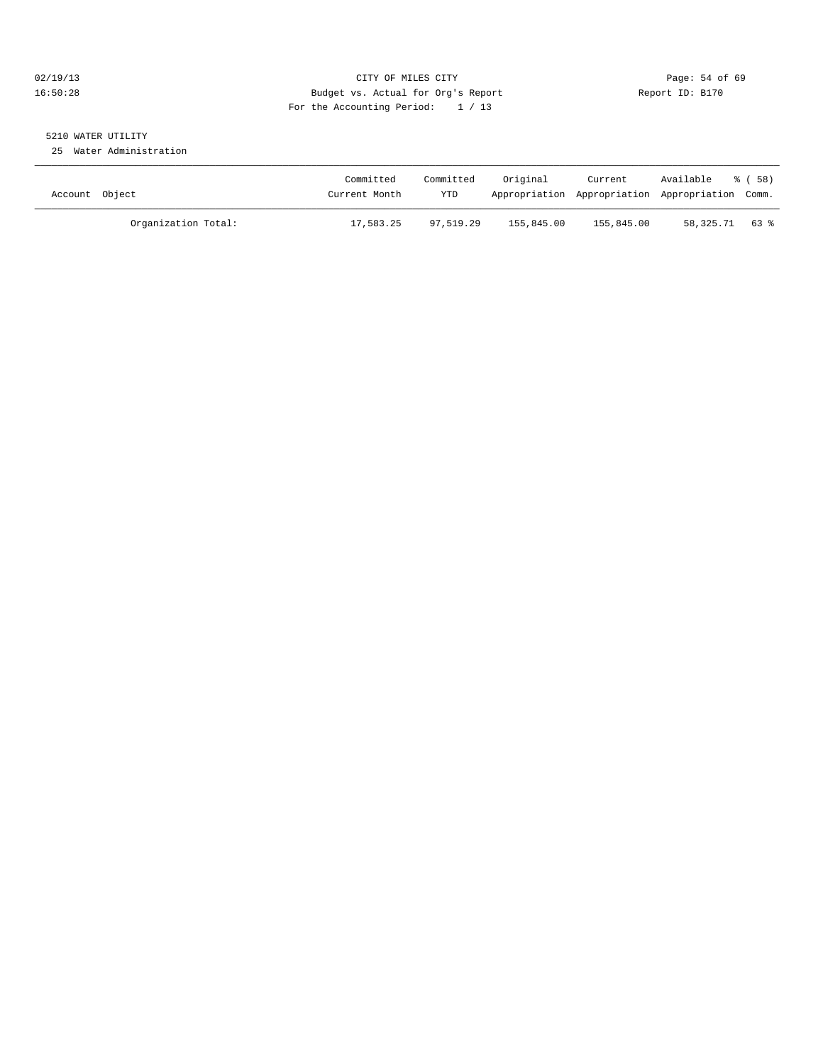CITY OF MILES CITY
Budget vs. Actual for Org's Report
For the Accounting Period: 1 / 13

02/19/13
16:50:28

Report ID: B170

## 5210 WATER UTILITY

25 Water Administration

| Account Object | Committed Current Month | Committed YTD | Original Appropriation | Current Appropriation | Available Appropriation | % ( 58) Comm. |
|---|---|---|---|---|---|---|
| Organization Total: | 17,583.25 | 97,519.29 | 155,845.00 | 155,845.00 | 58,325.71 | 63 % |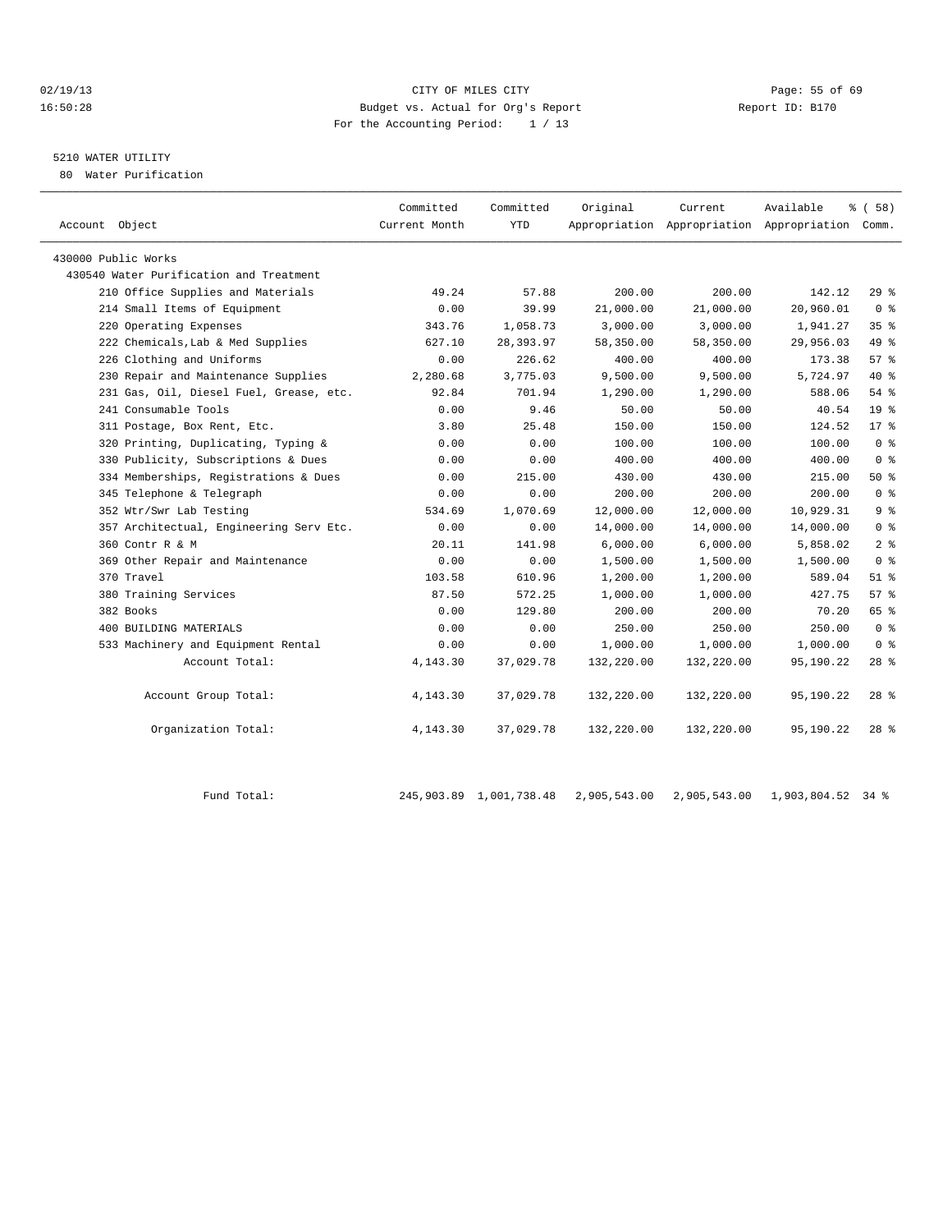CITY OF MILES CITY

Budget vs. Actual for Org's Report

For the Accounting Period: 1 / 13

02/19/13 16:50:28 Report ID: B170

5210 WATER UTILITY

80 Water Purification

| Account Object | Committed Current Month | Committed YTD | Original Appropriation | Current Appropriation | Available Appropriation | % ( 58) Comm. |
|---|---|---|---|---|---|---|
| 430000 Public Works | | | | | | |
| 430540 Water Purification and Treatment | | | | | | |
| 210 Office Supplies and Materials | 49.24 | 57.88 | 200.00 | 200.00 | 142.12 | 29 % |
| 214 Small Items of Equipment | 0.00 | 39.99 | 21,000.00 | 21,000.00 | 20,960.01 | 0 % |
| 220 Operating Expenses | 343.76 | 1,058.73 | 3,000.00 | 3,000.00 | 1,941.27 | 35 % |
| 222 Chemicals,Lab & Med Supplies | 627.10 | 28,393.97 | 58,350.00 | 58,350.00 | 29,956.03 | 49 % |
| 226 Clothing and Uniforms | 0.00 | 226.62 | 400.00 | 400.00 | 173.38 | 57 % |
| 230 Repair and Maintenance Supplies | 2,280.68 | 3,775.03 | 9,500.00 | 9,500.00 | 5,724.97 | 40 % |
| 231 Gas, Oil, Diesel Fuel, Grease, etc. | 92.84 | 701.94 | 1,290.00 | 1,290.00 | 588.06 | 54 % |
| 241 Consumable Tools | 0.00 | 9.46 | 50.00 | 50.00 | 40.54 | 19 % |
| 311 Postage, Box Rent, Etc. | 3.80 | 25.48 | 150.00 | 150.00 | 124.52 | 17 % |
| 320 Printing, Duplicating, Typing & | 0.00 | 0.00 | 100.00 | 100.00 | 100.00 | 0 % |
| 330 Publicity, Subscriptions & Dues | 0.00 | 0.00 | 400.00 | 400.00 | 400.00 | 0 % |
| 334 Memberships, Registrations & Dues | 0.00 | 215.00 | 430.00 | 430.00 | 215.00 | 50 % |
| 345 Telephone & Telegraph | 0.00 | 0.00 | 200.00 | 200.00 | 200.00 | 0 % |
| 352 Wtr/Swr Lab Testing | 534.69 | 1,070.69 | 12,000.00 | 12,000.00 | 10,929.31 | 9 % |
| 357 Architectual, Engineering Serv Etc. | 0.00 | 0.00 | 14,000.00 | 14,000.00 | 14,000.00 | 0 % |
| 360 Contr R & M | 20.11 | 141.98 | 6,000.00 | 6,000.00 | 5,858.02 | 2 % |
| 369 Other Repair and Maintenance | 0.00 | 0.00 | 1,500.00 | 1,500.00 | 1,500.00 | 0 % |
| 370 Travel | 103.58 | 610.96 | 1,200.00 | 1,200.00 | 589.04 | 51 % |
| 380 Training Services | 87.50 | 572.25 | 1,000.00 | 1,000.00 | 427.75 | 57 % |
| 382 Books | 0.00 | 129.80 | 200.00 | 200.00 | 70.20 | 65 % |
| 400 BUILDING MATERIALS | 0.00 | 0.00 | 250.00 | 250.00 | 250.00 | 0 % |
| 533 Machinery and Equipment Rental | 0.00 | 0.00 | 1,000.00 | 1,000.00 | 1,000.00 | 0 % |
| Account Total: | 4,143.30 | 37,029.78 | 132,220.00 | 132,220.00 | 95,190.22 | 28 % |
| Account Group Total: | 4,143.30 | 37,029.78 | 132,220.00 | 132,220.00 | 95,190.22 | 28 % |
| Organization Total: | 4,143.30 | 37,029.78 | 132,220.00 | 132,220.00 | 95,190.22 | 28 % |
| Fund Total: | 245,903.89 | 1,001,738.48 | 2,905,543.00 | 2,905,543.00 | 1,903,804.52 | 34 % |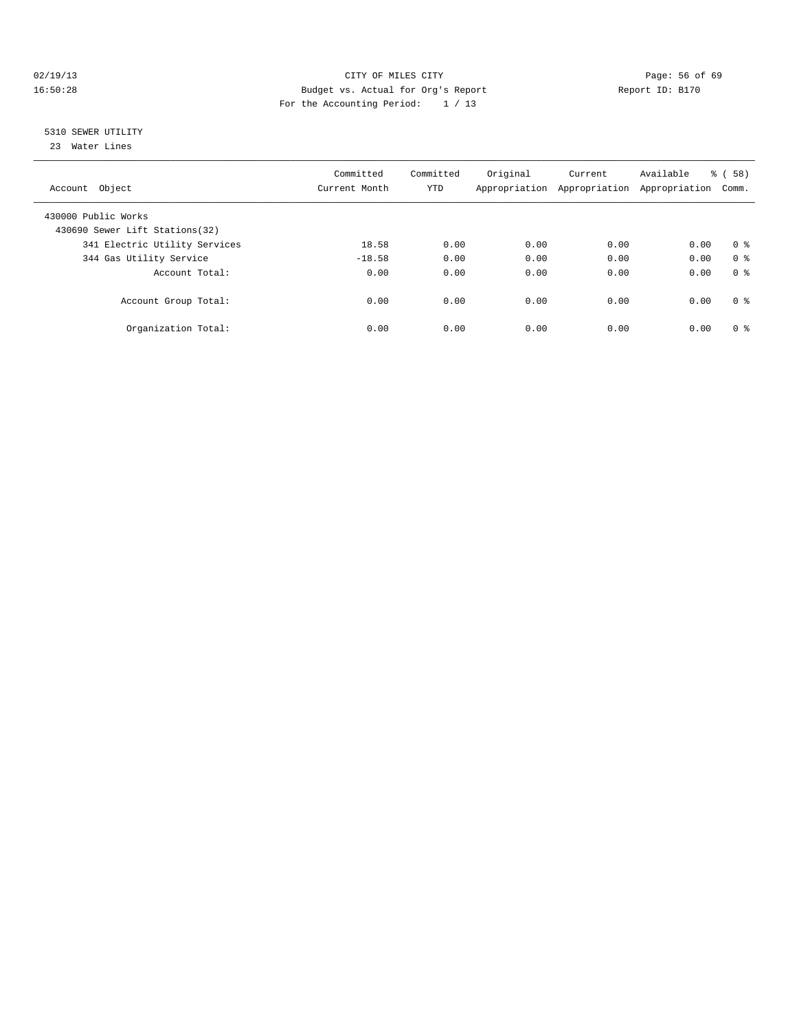CITY OF MILES CITY
Budget vs. Actual for Org's Report
For the Accounting Period: 1 / 13

02/19/13
16:50:28

Report ID: B170

## 5310 SEWER UTILITY

23 Water Lines

| Account Object | Committed Current Month | Committed YTD | Original Appropriation | Current Appropriation | Available Appropriation | % ( 58) Comm. |
|---|---|---|---|---|---|---|
| 430000 Public Works | | | | | | |
| 430690 Sewer Lift Stations(32) | | | | | | |
| 341 Electric Utility Services | 18.58 | 0.00 | 0.00 | 0.00 | 0.00 | 0 % |
| 344 Gas Utility Service | -18.58 | 0.00 | 0.00 | 0.00 | 0.00 | 0 % |
| Account Total: | 0.00 | 0.00 | 0.00 | 0.00 | 0.00 | 0 % |
| Account Group Total: | 0.00 | 0.00 | 0.00 | 0.00 | 0.00 | 0 % |
| Organization Total: | 0.00 | 0.00 | 0.00 | 0.00 | 0.00 | 0 % |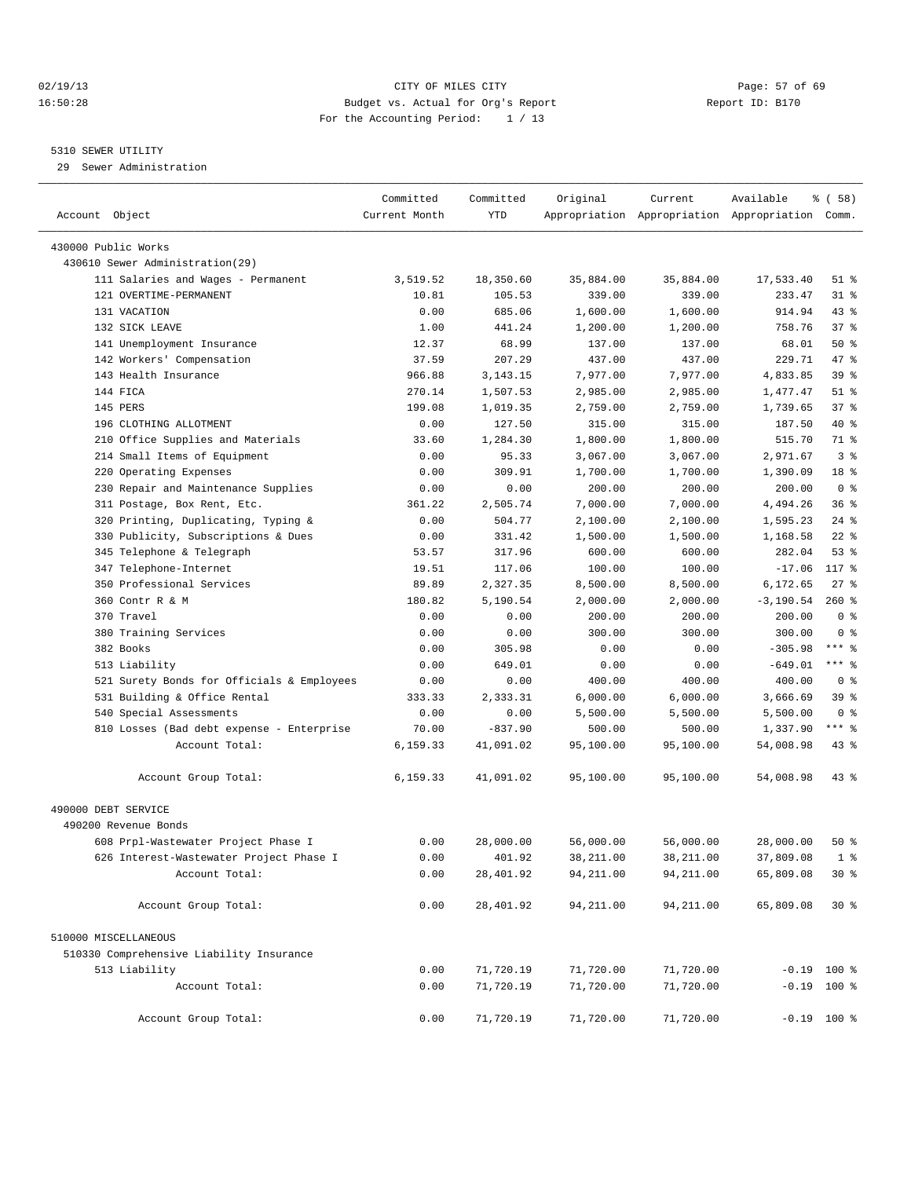CITY OF MILES CITY
Budget vs. Actual for Org's Report
For the Accounting Period: 1 / 13

02/19/13 16:50:28 — Report ID: B170

## 5310 SEWER UTILITY

29 Sewer Administration

| Account Object | Committed Current Month | Committed YTD | Original Appropriation | Current Appropriation | Available Appropriation | % ( 58) Comm. |
|---|---|---|---|---|---|---|
| 430000 Public Works | | | | | | |
| 430610 Sewer Administration(29) | | | | | | |
| 111 Salaries and Wages - Permanent | 3,519.52 | 18,350.60 | 35,884.00 | 35,884.00 | 17,533.40 | 51 % |
| 121 OVERTIME-PERMANENT | 10.81 | 105.53 | 339.00 | 339.00 | 233.47 | 31 % |
| 131 VACATION | 0.00 | 685.06 | 1,600.00 | 1,600.00 | 914.94 | 43 % |
| 132 SICK LEAVE | 1.00 | 441.24 | 1,200.00 | 1,200.00 | 758.76 | 37 % |
| 141 Unemployment Insurance | 12.37 | 68.99 | 137.00 | 137.00 | 68.01 | 50 % |
| 142 Workers' Compensation | 37.59 | 207.29 | 437.00 | 437.00 | 229.71 | 47 % |
| 143 Health Insurance | 966.88 | 3,143.15 | 7,977.00 | 7,977.00 | 4,833.85 | 39 % |
| 144 FICA | 270.14 | 1,507.53 | 2,985.00 | 2,985.00 | 1,477.47 | 51 % |
| 145 PERS | 199.08 | 1,019.35 | 2,759.00 | 2,759.00 | 1,739.65 | 37 % |
| 196 CLOTHING ALLOTMENT | 0.00 | 127.50 | 315.00 | 315.00 | 187.50 | 40 % |
| 210 Office Supplies and Materials | 33.60 | 1,284.30 | 1,800.00 | 1,800.00 | 515.70 | 71 % |
| 214 Small Items of Equipment | 0.00 | 95.33 | 3,067.00 | 3,067.00 | 2,971.67 | 3 % |
| 220 Operating Expenses | 0.00 | 309.91 | 1,700.00 | 1,700.00 | 1,390.09 | 18 % |
| 230 Repair and Maintenance Supplies | 0.00 | 0.00 | 200.00 | 200.00 | 200.00 | 0 % |
| 311 Postage, Box Rent, Etc. | 361.22 | 2,505.74 | 7,000.00 | 7,000.00 | 4,494.26 | 36 % |
| 320 Printing, Duplicating, Typing & | 0.00 | 504.77 | 2,100.00 | 2,100.00 | 1,595.23 | 24 % |
| 330 Publicity, Subscriptions & Dues | 0.00 | 331.42 | 1,500.00 | 1,500.00 | 1,168.58 | 22 % |
| 345 Telephone & Telegraph | 53.57 | 317.96 | 600.00 | 600.00 | 282.04 | 53 % |
| 347 Telephone-Internet | 19.51 | 117.06 | 100.00 | 100.00 | -17.06 | 117 % |
| 350 Professional Services | 89.89 | 2,327.35 | 8,500.00 | 8,500.00 | 6,172.65 | 27 % |
| 360 Contr R & M | 180.82 | 5,190.54 | 2,000.00 | 2,000.00 | -3,190.54 | 260 % |
| 370 Travel | 0.00 | 0.00 | 200.00 | 200.00 | 200.00 | 0 % |
| 380 Training Services | 0.00 | 0.00 | 300.00 | 300.00 | 300.00 | 0 % |
| 382 Books | 0.00 | 305.98 | 0.00 | 0.00 | -305.98 | *** % |
| 513 Liability | 0.00 | 649.01 | 0.00 | 0.00 | -649.01 | *** % |
| 521 Surety Bonds for Officials & Employees | 0.00 | 0.00 | 400.00 | 400.00 | 400.00 | 0 % |
| 531 Building & Office Rental | 333.33 | 2,333.31 | 6,000.00 | 6,000.00 | 3,666.69 | 39 % |
| 540 Special Assessments | 0.00 | 0.00 | 5,500.00 | 5,500.00 | 5,500.00 | 0 % |
| 810 Losses (Bad debt expense - Enterprise | 70.00 | -837.90 | 500.00 | 500.00 | 1,337.90 | *** % |
| Account Total: | 6,159.33 | 41,091.02 | 95,100.00 | 95,100.00 | 54,008.98 | 43 % |
| Account Group Total: | 6,159.33 | 41,091.02 | 95,100.00 | 95,100.00 | 54,008.98 | 43 % |
| 490000 DEBT SERVICE | | | | | | |
| 490200 Revenue Bonds | | | | | | |
| 608 Prpl-Wastewater Project Phase I | 0.00 | 28,000.00 | 56,000.00 | 56,000.00 | 28,000.00 | 50 % |
| 626 Interest-Wastewater Project Phase I | 0.00 | 401.92 | 38,211.00 | 38,211.00 | 37,809.08 | 1 % |
| Account Total: | 0.00 | 28,401.92 | 94,211.00 | 94,211.00 | 65,809.08 | 30 % |
| Account Group Total: | 0.00 | 28,401.92 | 94,211.00 | 94,211.00 | 65,809.08 | 30 % |
| 510000 MISCELLANEOUS | | | | | | |
| 510330 Comprehensive Liability Insurance | | | | | | |
| 513 Liability | 0.00 | 71,720.19 | 71,720.00 | 71,720.00 | -0.19 | 100 % |
| Account Total: | 0.00 | 71,720.19 | 71,720.00 | 71,720.00 | -0.19 | 100 % |
| Account Group Total: | 0.00 | 71,720.19 | 71,720.00 | 71,720.00 | -0.19 | 100 % |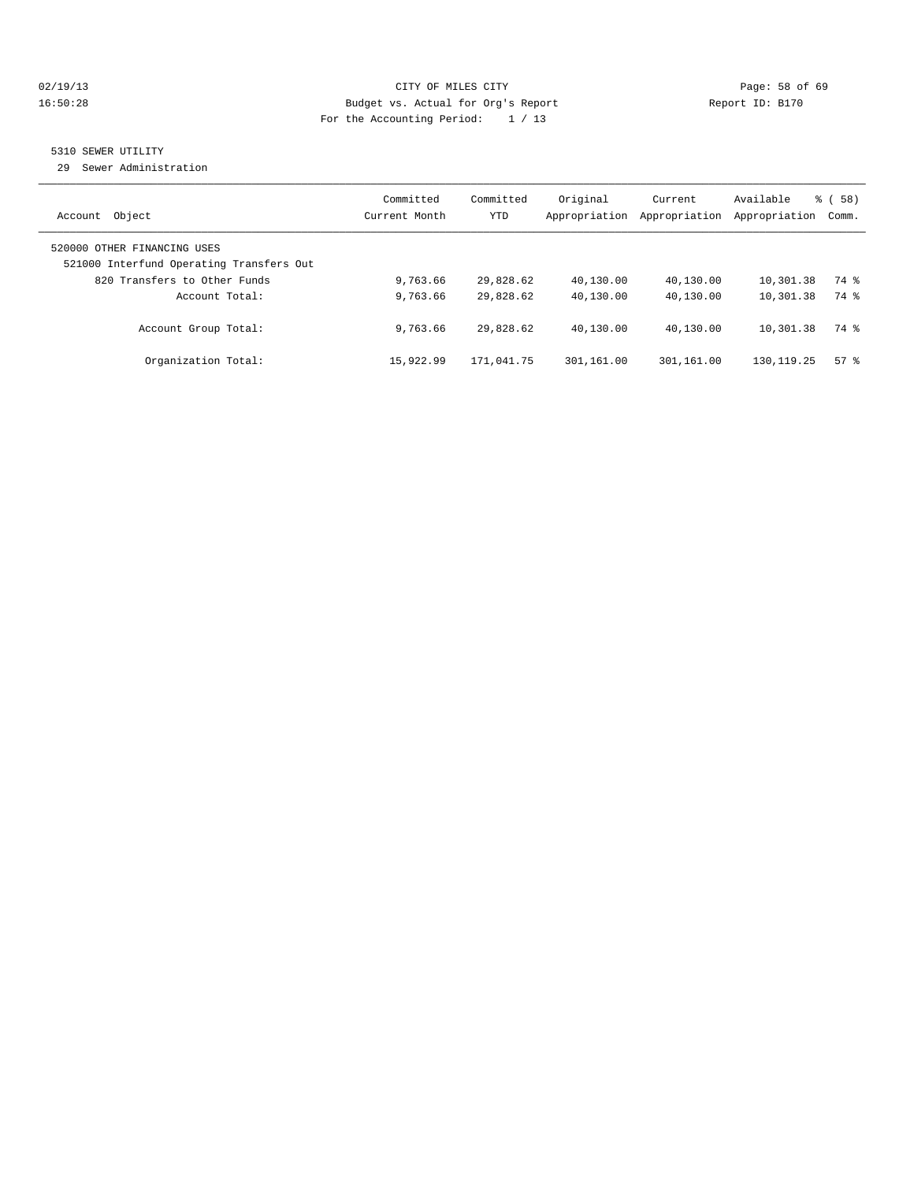CITY OF MILES CITY

Budget vs. Actual for Org's Report

For the Accounting Period: 1 / 13

5310 SEWER UTILITY

29 Sewer Administration

| Account Object | Committed Current Month | Committed YTD | Original Appropriation | Current Appropriation | Available Appropriation | % ( 58) Comm. |
|---|---|---|---|---|---|---|
| 520000 OTHER FINANCING USES | | | | | | |
| 521000 Interfund Operating Transfers Out | | | | | | |
| 820 Transfers to Other Funds | 9,763.66 | 29,828.62 | 40,130.00 | 40,130.00 | 10,301.38 | 74 % |
| Account Total: | 9,763.66 | 29,828.62 | 40,130.00 | 40,130.00 | 10,301.38 | 74 % |
| Account Group Total: | 9,763.66 | 29,828.62 | 40,130.00 | 40,130.00 | 10,301.38 | 74 % |
| Organization Total: | 15,922.99 | 171,041.75 | 301,161.00 | 301,161.00 | 130,119.25 | 57 % |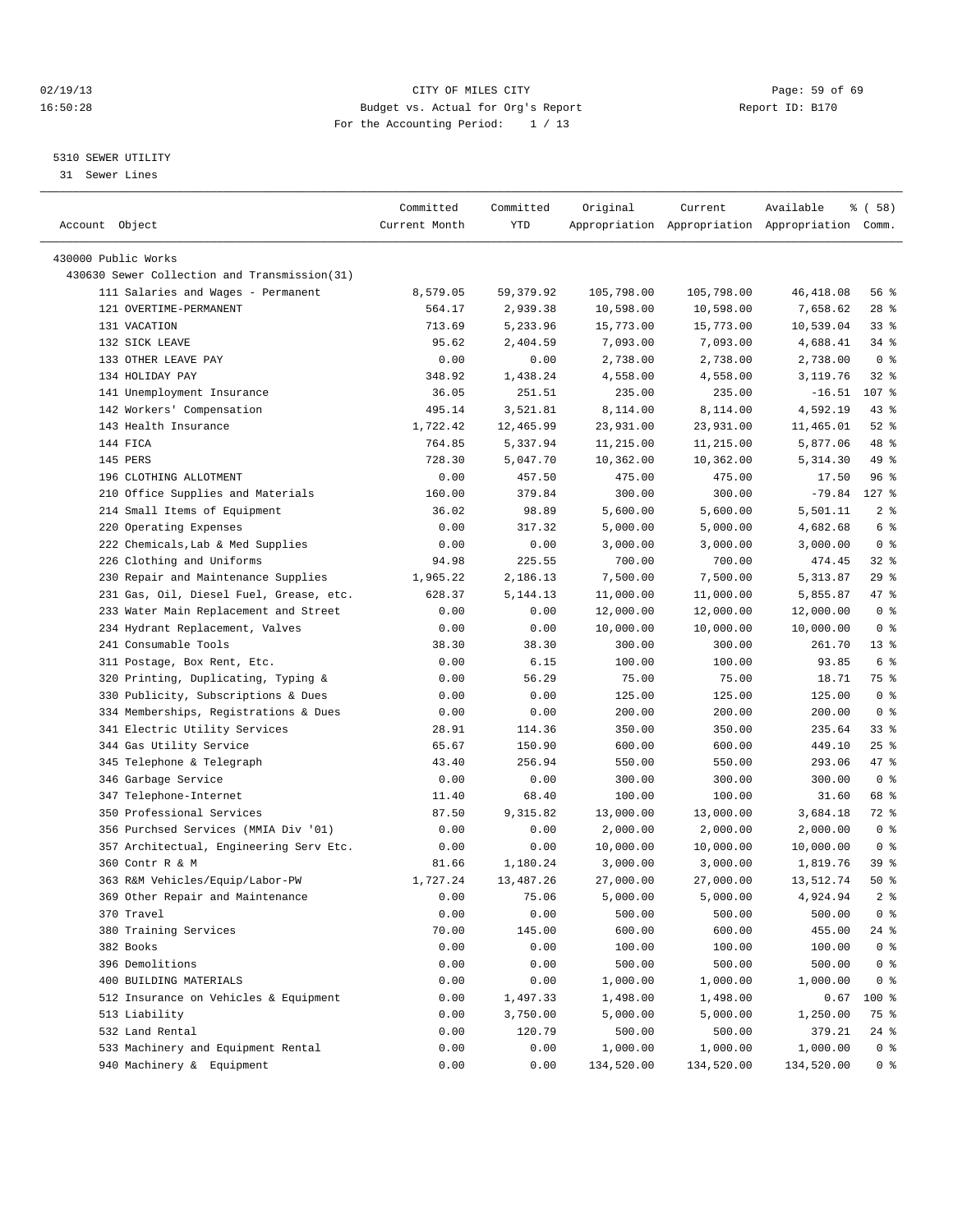CITY OF MILES CITY
Budget vs. Actual for Org's Report
For the Accounting Period: 1 / 13

02/19/13
16:50:28

Report ID: B170

5310 SEWER UTILITY
31 Sewer Lines

| Account Object | Committed Current Month | Committed YTD | Original Appropriation | Current Appropriation | Available Appropriation | % ( 58) Comm. |
|---|---|---|---|---|---|---|
| 430000 Public Works | | | | | | |
| 430630 Sewer Collection and Transmission(31) | | | | | | |
| 111 Salaries and Wages - Permanent | 8,579.05 | 59,379.92 | 105,798.00 | 105,798.00 | 46,418.08 | 56 % |
| 121 OVERTIME-PERMANENT | 564.17 | 2,939.38 | 10,598.00 | 10,598.00 | 7,658.62 | 28 % |
| 131 VACATION | 713.69 | 5,233.96 | 15,773.00 | 15,773.00 | 10,539.04 | 33 % |
| 132 SICK LEAVE | 95.62 | 2,404.59 | 7,093.00 | 7,093.00 | 4,688.41 | 34 % |
| 133 OTHER LEAVE PAY | 0.00 | 0.00 | 2,738.00 | 2,738.00 | 2,738.00 | 0 % |
| 134 HOLIDAY PAY | 348.92 | 1,438.24 | 4,558.00 | 4,558.00 | 3,119.76 | 32 % |
| 141 Unemployment Insurance | 36.05 | 251.51 | 235.00 | 235.00 | -16.51 | 107 % |
| 142 Workers' Compensation | 495.14 | 3,521.81 | 8,114.00 | 8,114.00 | 4,592.19 | 43 % |
| 143 Health Insurance | 1,722.42 | 12,465.99 | 23,931.00 | 23,931.00 | 11,465.01 | 52 % |
| 144 FICA | 764.85 | 5,337.94 | 11,215.00 | 11,215.00 | 5,877.06 | 48 % |
| 145 PERS | 728.30 | 5,047.70 | 10,362.00 | 10,362.00 | 5,314.30 | 49 % |
| 196 CLOTHING ALLOTMENT | 0.00 | 457.50 | 475.00 | 475.00 | 17.50 | 96 % |
| 210 Office Supplies and Materials | 160.00 | 379.84 | 300.00 | 300.00 | -79.84 | 127 % |
| 214 Small Items of Equipment | 36.02 | 98.89 | 5,600.00 | 5,600.00 | 5,501.11 | 2 % |
| 220 Operating Expenses | 0.00 | 317.32 | 5,000.00 | 5,000.00 | 4,682.68 | 6 % |
| 222 Chemicals,Lab & Med Supplies | 0.00 | 0.00 | 3,000.00 | 3,000.00 | 3,000.00 | 0 % |
| 226 Clothing and Uniforms | 94.98 | 225.55 | 700.00 | 700.00 | 474.45 | 32 % |
| 230 Repair and Maintenance Supplies | 1,965.22 | 2,186.13 | 7,500.00 | 7,500.00 | 5,313.87 | 29 % |
| 231 Gas, Oil, Diesel Fuel, Grease, etc. | 628.37 | 5,144.13 | 11,000.00 | 11,000.00 | 5,855.87 | 47 % |
| 233 Water Main Replacement and Street | 0.00 | 0.00 | 12,000.00 | 12,000.00 | 12,000.00 | 0 % |
| 234 Hydrant Replacement, Valves | 0.00 | 0.00 | 10,000.00 | 10,000.00 | 10,000.00 | 0 % |
| 241 Consumable Tools | 38.30 | 38.30 | 300.00 | 300.00 | 261.70 | 13 % |
| 311 Postage, Box Rent, Etc. | 0.00 | 6.15 | 100.00 | 100.00 | 93.85 | 6 % |
| 320 Printing, Duplicating, Typing & | 0.00 | 56.29 | 75.00 | 75.00 | 18.71 | 75 % |
| 330 Publicity, Subscriptions & Dues | 0.00 | 0.00 | 125.00 | 125.00 | 125.00 | 0 % |
| 334 Memberships, Registrations & Dues | 0.00 | 0.00 | 200.00 | 200.00 | 200.00 | 0 % |
| 341 Electric Utility Services | 28.91 | 114.36 | 350.00 | 350.00 | 235.64 | 33 % |
| 344 Gas Utility Service | 65.67 | 150.90 | 600.00 | 600.00 | 449.10 | 25 % |
| 345 Telephone & Telegraph | 43.40 | 256.94 | 550.00 | 550.00 | 293.06 | 47 % |
| 346 Garbage Service | 0.00 | 0.00 | 300.00 | 300.00 | 300.00 | 0 % |
| 347 Telephone-Internet | 11.40 | 68.40 | 100.00 | 100.00 | 31.60 | 68 % |
| 350 Professional Services | 87.50 | 9,315.82 | 13,000.00 | 13,000.00 | 3,684.18 | 72 % |
| 356 Purchsed Services (MMIA Div '01) | 0.00 | 0.00 | 2,000.00 | 2,000.00 | 2,000.00 | 0 % |
| 357 Architectual, Engineering Serv Etc. | 0.00 | 0.00 | 10,000.00 | 10,000.00 | 10,000.00 | 0 % |
| 360 Contr R & M | 81.66 | 1,180.24 | 3,000.00 | 3,000.00 | 1,819.76 | 39 % |
| 363 R&M Vehicles/Equip/Labor-PW | 1,727.24 | 13,487.26 | 27,000.00 | 27,000.00 | 13,512.74 | 50 % |
| 369 Other Repair and Maintenance | 0.00 | 75.06 | 5,000.00 | 5,000.00 | 4,924.94 | 2 % |
| 370 Travel | 0.00 | 0.00 | 500.00 | 500.00 | 500.00 | 0 % |
| 380 Training Services | 70.00 | 145.00 | 600.00 | 600.00 | 455.00 | 24 % |
| 382 Books | 0.00 | 0.00 | 100.00 | 100.00 | 100.00 | 0 % |
| 396 Demolitions | 0.00 | 0.00 | 500.00 | 500.00 | 500.00 | 0 % |
| 400 BUILDING MATERIALS | 0.00 | 0.00 | 1,000.00 | 1,000.00 | 1,000.00 | 0 % |
| 512 Insurance on Vehicles & Equipment | 0.00 | 1,497.33 | 1,498.00 | 1,498.00 | 0.67 | 100 % |
| 513 Liability | 0.00 | 3,750.00 | 5,000.00 | 5,000.00 | 1,250.00 | 75 % |
| 532 Land Rental | 0.00 | 120.79 | 500.00 | 500.00 | 379.21 | 24 % |
| 533 Machinery and Equipment Rental | 0.00 | 0.00 | 1,000.00 | 1,000.00 | 1,000.00 | 0 % |
| 940 Machinery & Equipment | 0.00 | 0.00 | 134,520.00 | 134,520.00 | 134,520.00 | 0 % |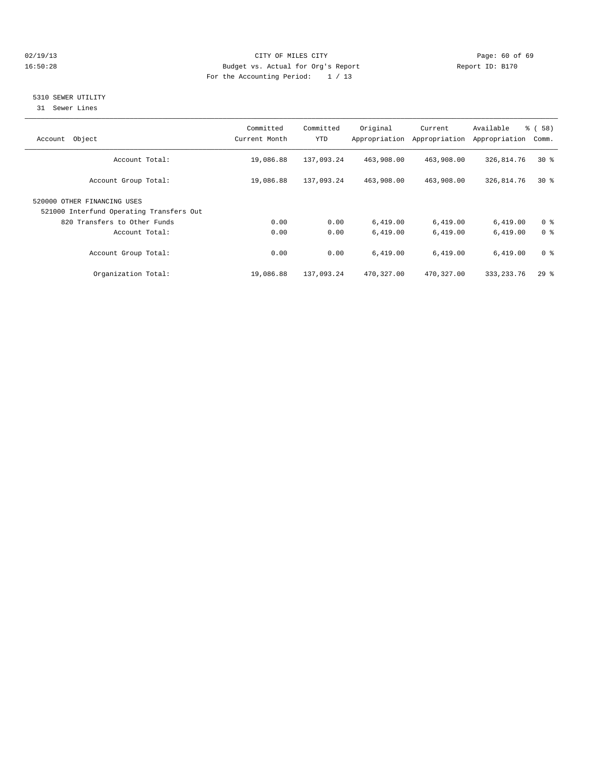CITY OF MILES CITY
Budget vs. Actual for Org's Report
For the Accounting Period: 1 / 13

02/19/13
16:50:28

Report ID: B170

## 5310 SEWER UTILITY

31 Sewer Lines

| Account Object | Committed Current Month | Committed YTD | Original Appropriation | Current Appropriation | Available Appropriation | % ( 58) Comm. |
|---|---|---|---|---|---|---|
| Account Total: | 19,086.88 | 137,093.24 | 463,908.00 | 463,908.00 | 326,814.76 | 30 % |
| Account Group Total: | 19,086.88 | 137,093.24 | 463,908.00 | 463,908.00 | 326,814.76 | 30 % |
| 520000 OTHER FINANCING USES | | | | | | |
| 521000 Interfund Operating Transfers Out | | | | | | |
| 820 Transfers to Other Funds | 0.00 | 0.00 | 6,419.00 | 6,419.00 | 6,419.00 | 0 % |
| Account Total: | 0.00 | 0.00 | 6,419.00 | 6,419.00 | 6,419.00 | 0 % |
| Account Group Total: | 0.00 | 0.00 | 6,419.00 | 6,419.00 | 6,419.00 | 0 % |
| Organization Total: | 19,086.88 | 137,093.24 | 470,327.00 | 470,327.00 | 333,233.76 | 29 % |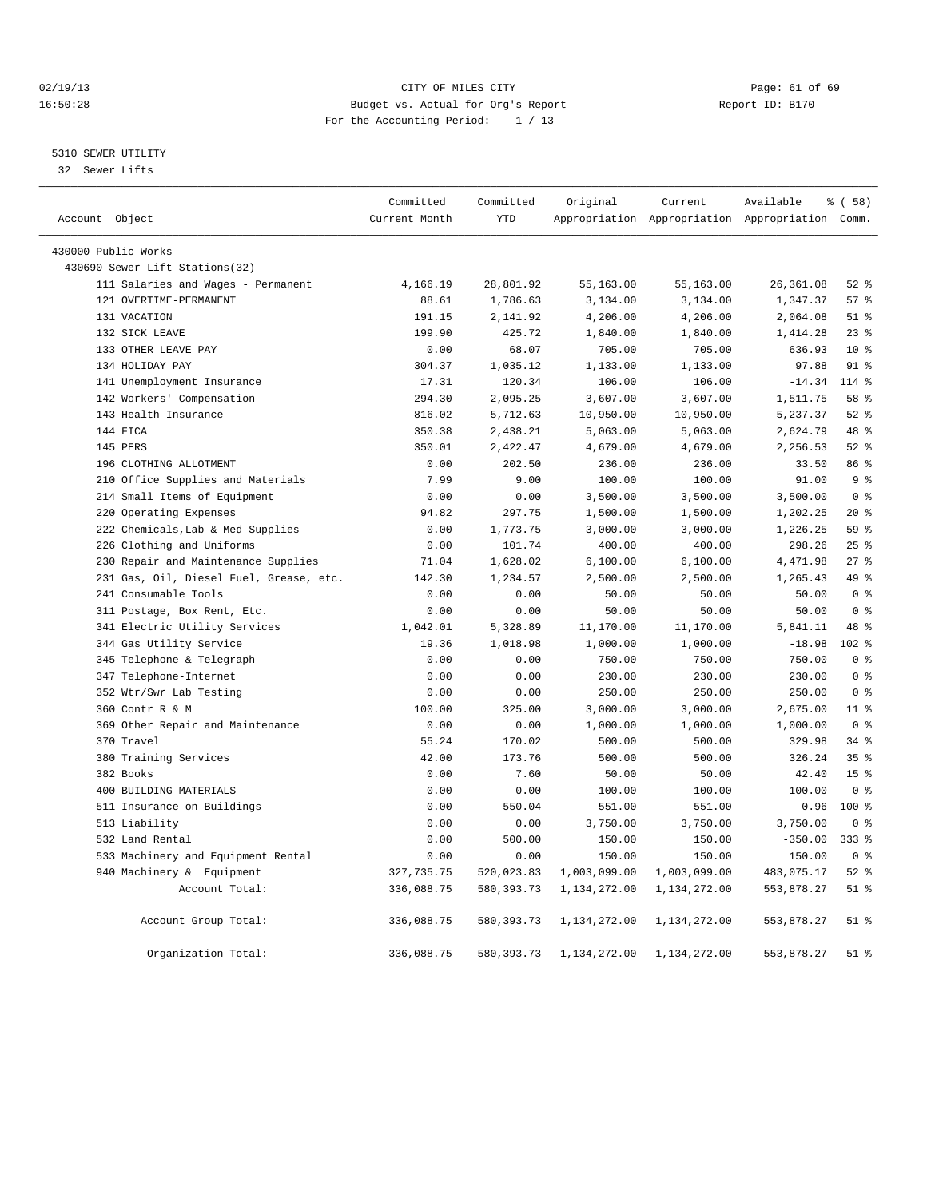02/19/13 CITY OF MILES CITY
16:50:28 Budget vs. Actual for Org's Report Report ID: B170
For the Accounting Period: 1 / 13

5310 SEWER UTILITY
32 Sewer Lifts

| Account Object | Committed Current Month | Committed YTD | Original Appropriation | Current Appropriation | Available Appropriation | % ( 58) Comm. |
|---|---|---|---|---|---|---|
| 430000 Public Works | | | | | | |
| 430690 Sewer Lift Stations(32) | | | | | | |
| 111 Salaries and Wages - Permanent | 4,166.19 | 28,801.92 | 55,163.00 | 55,163.00 | 26,361.08 | 52 % |
| 121 OVERTIME-PERMANENT | 88.61 | 1,786.63 | 3,134.00 | 3,134.00 | 1,347.37 | 57 % |
| 131 VACATION | 191.15 | 2,141.92 | 4,206.00 | 4,206.00 | 2,064.08 | 51 % |
| 132 SICK LEAVE | 199.90 | 425.72 | 1,840.00 | 1,840.00 | 1,414.28 | 23 % |
| 133 OTHER LEAVE PAY | 0.00 | 68.07 | 705.00 | 705.00 | 636.93 | 10 % |
| 134 HOLIDAY PAY | 304.37 | 1,035.12 | 1,133.00 | 1,133.00 | 97.88 | 91 % |
| 141 Unemployment Insurance | 17.31 | 120.34 | 106.00 | 106.00 | -14.34 | 114 % |
| 142 Workers' Compensation | 294.30 | 2,095.25 | 3,607.00 | 3,607.00 | 1,511.75 | 58 % |
| 143 Health Insurance | 816.02 | 5,712.63 | 10,950.00 | 10,950.00 | 5,237.37 | 52 % |
| 144 FICA | 350.38 | 2,438.21 | 5,063.00 | 5,063.00 | 2,624.79 | 48 % |
| 145 PERS | 350.01 | 2,422.47 | 4,679.00 | 4,679.00 | 2,256.53 | 52 % |
| 196 CLOTHING ALLOTMENT | 0.00 | 202.50 | 236.00 | 236.00 | 33.50 | 86 % |
| 210 Office Supplies and Materials | 7.99 | 9.00 | 100.00 | 100.00 | 91.00 | 9 % |
| 214 Small Items of Equipment | 0.00 | 0.00 | 3,500.00 | 3,500.00 | 3,500.00 | 0 % |
| 220 Operating Expenses | 94.82 | 297.75 | 1,500.00 | 1,500.00 | 1,202.25 | 20 % |
| 222 Chemicals,Lab & Med Supplies | 0.00 | 1,773.75 | 3,000.00 | 3,000.00 | 1,226.25 | 59 % |
| 226 Clothing and Uniforms | 0.00 | 101.74 | 400.00 | 400.00 | 298.26 | 25 % |
| 230 Repair and Maintenance Supplies | 71.04 | 1,628.02 | 6,100.00 | 6,100.00 | 4,471.98 | 27 % |
| 231 Gas, Oil, Diesel Fuel, Grease, etc. | 142.30 | 1,234.57 | 2,500.00 | 2,500.00 | 1,265.43 | 49 % |
| 241 Consumable Tools | 0.00 | 0.00 | 50.00 | 50.00 | 50.00 | 0 % |
| 311 Postage, Box Rent, Etc. | 0.00 | 0.00 | 50.00 | 50.00 | 50.00 | 0 % |
| 341 Electric Utility Services | 1,042.01 | 5,328.89 | 11,170.00 | 11,170.00 | 5,841.11 | 48 % |
| 344 Gas Utility Service | 19.36 | 1,018.98 | 1,000.00 | 1,000.00 | -18.98 | 102 % |
| 345 Telephone & Telegraph | 0.00 | 0.00 | 750.00 | 750.00 | 750.00 | 0 % |
| 347 Telephone-Internet | 0.00 | 0.00 | 230.00 | 230.00 | 230.00 | 0 % |
| 352 Wtr/Swr Lab Testing | 0.00 | 0.00 | 250.00 | 250.00 | 250.00 | 0 % |
| 360 Contr R & M | 100.00 | 325.00 | 3,000.00 | 3,000.00 | 2,675.00 | 11 % |
| 369 Other Repair and Maintenance | 0.00 | 0.00 | 1,000.00 | 1,000.00 | 1,000.00 | 0 % |
| 370 Travel | 55.24 | 170.02 | 500.00 | 500.00 | 329.98 | 34 % |
| 380 Training Services | 42.00 | 173.76 | 500.00 | 500.00 | 326.24 | 35 % |
| 382 Books | 0.00 | 7.60 | 50.00 | 50.00 | 42.40 | 15 % |
| 400 BUILDING MATERIALS | 0.00 | 0.00 | 100.00 | 100.00 | 100.00 | 0 % |
| 511 Insurance on Buildings | 0.00 | 550.04 | 551.00 | 551.00 | 0.96 | 100 % |
| 513 Liability | 0.00 | 0.00 | 3,750.00 | 3,750.00 | 3,750.00 | 0 % |
| 532 Land Rental | 0.00 | 500.00 | 150.00 | 150.00 | -350.00 | 333 % |
| 533 Machinery and Equipment Rental | 0.00 | 0.00 | 150.00 | 150.00 | 150.00 | 0 % |
| 940 Machinery & Equipment | 327,735.75 | 520,023.83 | 1,003,099.00 | 1,003,099.00 | 483,075.17 | 52 % |
| Account Total: | 336,088.75 | 580,393.73 | 1,134,272.00 | 1,134,272.00 | 553,878.27 | 51 % |
| Account Group Total: | 336,088.75 | 580,393.73 | 1,134,272.00 | 1,134,272.00 | 553,878.27 | 51 % |
| Organization Total: | 336,088.75 | 580,393.73 | 1,134,272.00 | 1,134,272.00 | 553,878.27 | 51 % |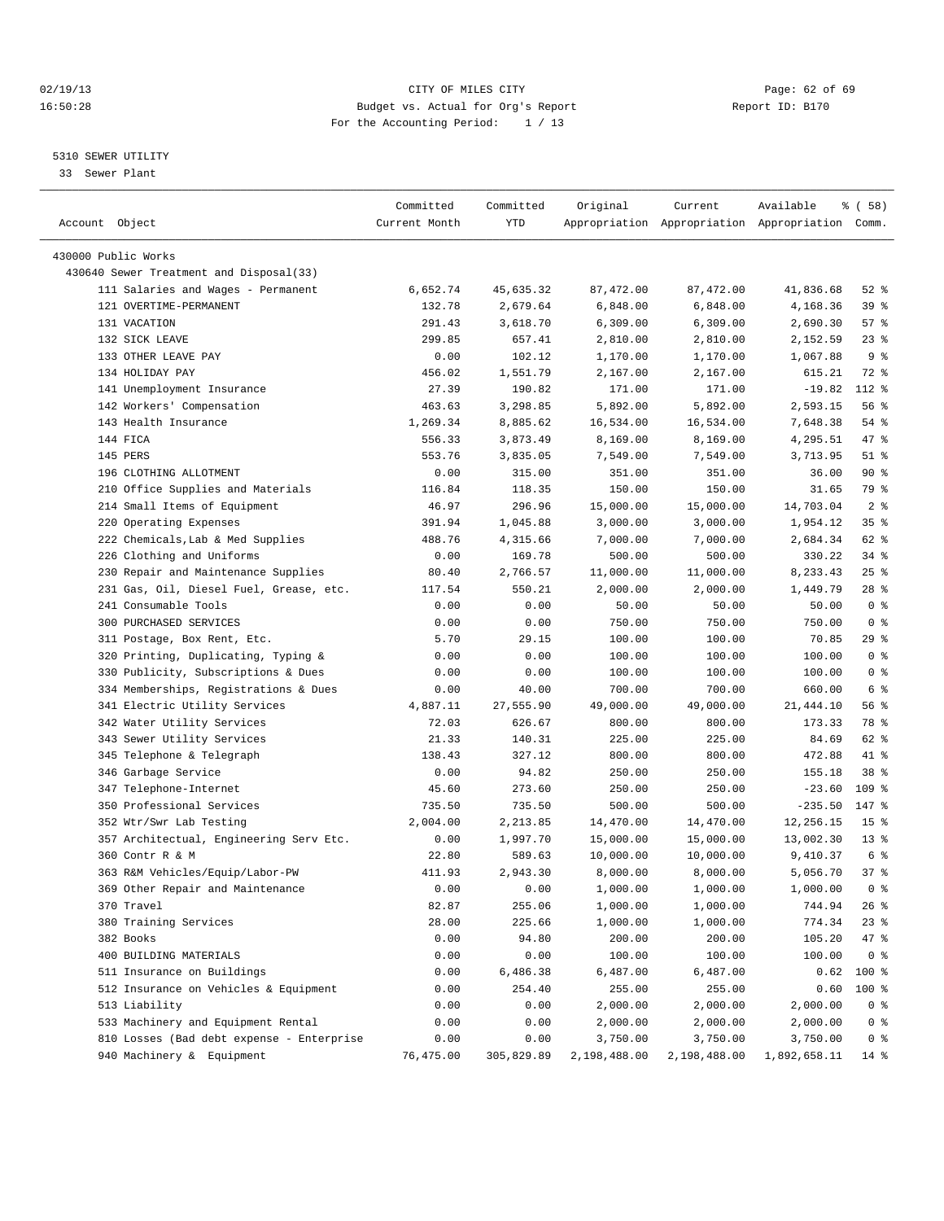CITY OF MILES CITY
Budget vs. Actual for Org's Report
For the Accounting Period: 1 / 13

02/19/13
16:50:28

Report ID: B170

5310 SEWER UTILITY
33 Sewer Plant

| Account Object | Committed Current Month | Committed YTD | Original Appropriation | Current Appropriation | Available Appropriation | % ( 58) Comm. |
|---|---|---|---|---|---|---|
| 430000 Public Works | | | | | | |
| 430640 Sewer Treatment and Disposal(33) | | | | | | |
| 111 Salaries and Wages - Permanent | 6,652.74 | 45,635.32 | 87,472.00 | 87,472.00 | 41,836.68 | 52 % |
| 121 OVERTIME-PERMANENT | 132.78 | 2,679.64 | 6,848.00 | 6,848.00 | 4,168.36 | 39 % |
| 131 VACATION | 291.43 | 3,618.70 | 6,309.00 | 6,309.00 | 2,690.30 | 57 % |
| 132 SICK LEAVE | 299.85 | 657.41 | 2,810.00 | 2,810.00 | 2,152.59 | 23 % |
| 133 OTHER LEAVE PAY | 0.00 | 102.12 | 1,170.00 | 1,170.00 | 1,067.88 | 9 % |
| 134 HOLIDAY PAY | 456.02 | 1,551.79 | 2,167.00 | 2,167.00 | 615.21 | 72 % |
| 141 Unemployment Insurance | 27.39 | 190.82 | 171.00 | 171.00 | -19.82 | 112 % |
| 142 Workers' Compensation | 463.63 | 3,298.85 | 5,892.00 | 5,892.00 | 2,593.15 | 56 % |
| 143 Health Insurance | 1,269.34 | 8,885.62 | 16,534.00 | 16,534.00 | 7,648.38 | 54 % |
| 144 FICA | 556.33 | 3,873.49 | 8,169.00 | 8,169.00 | 4,295.51 | 47 % |
| 145 PERS | 553.76 | 3,835.05 | 7,549.00 | 7,549.00 | 3,713.95 | 51 % |
| 196 CLOTHING ALLOTMENT | 0.00 | 315.00 | 351.00 | 351.00 | 36.00 | 90 % |
| 210 Office Supplies and Materials | 116.84 | 118.35 | 150.00 | 150.00 | 31.65 | 79 % |
| 214 Small Items of Equipment | 46.97 | 296.96 | 15,000.00 | 15,000.00 | 14,703.04 | 2 % |
| 220 Operating Expenses | 391.94 | 1,045.88 | 3,000.00 | 3,000.00 | 1,954.12 | 35 % |
| 222 Chemicals,Lab & Med Supplies | 488.76 | 4,315.66 | 7,000.00 | 7,000.00 | 2,684.34 | 62 % |
| 226 Clothing and Uniforms | 0.00 | 169.78 | 500.00 | 500.00 | 330.22 | 34 % |
| 230 Repair and Maintenance Supplies | 80.40 | 2,766.57 | 11,000.00 | 11,000.00 | 8,233.43 | 25 % |
| 231 Gas, Oil, Diesel Fuel, Grease, etc. | 117.54 | 550.21 | 2,000.00 | 2,000.00 | 1,449.79 | 28 % |
| 241 Consumable Tools | 0.00 | 0.00 | 50.00 | 50.00 | 50.00 | 0 % |
| 300 PURCHASED SERVICES | 0.00 | 0.00 | 750.00 | 750.00 | 750.00 | 0 % |
| 311 Postage, Box Rent, Etc. | 5.70 | 29.15 | 100.00 | 100.00 | 70.85 | 29 % |
| 320 Printing, Duplicating, Typing & | 0.00 | 0.00 | 100.00 | 100.00 | 100.00 | 0 % |
| 330 Publicity, Subscriptions & Dues | 0.00 | 0.00 | 100.00 | 100.00 | 100.00 | 0 % |
| 334 Memberships, Registrations & Dues | 0.00 | 40.00 | 700.00 | 700.00 | 660.00 | 6 % |
| 341 Electric Utility Services | 4,887.11 | 27,555.90 | 49,000.00 | 49,000.00 | 21,444.10 | 56 % |
| 342 Water Utility Services | 72.03 | 626.67 | 800.00 | 800.00 | 173.33 | 78 % |
| 343 Sewer Utility Services | 21.33 | 140.31 | 225.00 | 225.00 | 84.69 | 62 % |
| 345 Telephone & Telegraph | 138.43 | 327.12 | 800.00 | 800.00 | 472.88 | 41 % |
| 346 Garbage Service | 0.00 | 94.82 | 250.00 | 250.00 | 155.18 | 38 % |
| 347 Telephone-Internet | 45.60 | 273.60 | 250.00 | 250.00 | -23.60 | 109 % |
| 350 Professional Services | 735.50 | 735.50 | 500.00 | 500.00 | -235.50 | 147 % |
| 352 Wtr/Swr Lab Testing | 2,004.00 | 2,213.85 | 14,470.00 | 14,470.00 | 12,256.15 | 15 % |
| 357 Architectual, Engineering Serv Etc. | 0.00 | 1,997.70 | 15,000.00 | 15,000.00 | 13,002.30 | 13 % |
| 360 Contr R & M | 22.80 | 589.63 | 10,000.00 | 10,000.00 | 9,410.37 | 6 % |
| 363 R&M Vehicles/Equip/Labor-PW | 411.93 | 2,943.30 | 8,000.00 | 8,000.00 | 5,056.70 | 37 % |
| 369 Other Repair and Maintenance | 0.00 | 0.00 | 1,000.00 | 1,000.00 | 1,000.00 | 0 % |
| 370 Travel | 82.87 | 255.06 | 1,000.00 | 1,000.00 | 744.94 | 26 % |
| 380 Training Services | 28.00 | 225.66 | 1,000.00 | 1,000.00 | 774.34 | 23 % |
| 382 Books | 0.00 | 94.80 | 200.00 | 200.00 | 105.20 | 47 % |
| 400 BUILDING MATERIALS | 0.00 | 0.00 | 100.00 | 100.00 | 100.00 | 0 % |
| 511 Insurance on Buildings | 0.00 | 6,486.38 | 6,487.00 | 6,487.00 | 0.62 | 100 % |
| 512 Insurance on Vehicles & Equipment | 0.00 | 254.40 | 255.00 | 255.00 | 0.60 | 100 % |
| 513 Liability | 0.00 | 0.00 | 2,000.00 | 2,000.00 | 2,000.00 | 0 % |
| 533 Machinery and Equipment Rental | 0.00 | 0.00 | 2,000.00 | 2,000.00 | 2,000.00 | 0 % |
| 810 Losses (Bad debt expense - Enterprise | 0.00 | 0.00 | 3,750.00 | 3,750.00 | 3,750.00 | 0 % |
| 940 Machinery & Equipment | 76,475.00 | 305,829.89 | 2,198,488.00 | 2,198,488.00 | 1,892,658.11 | 14 % |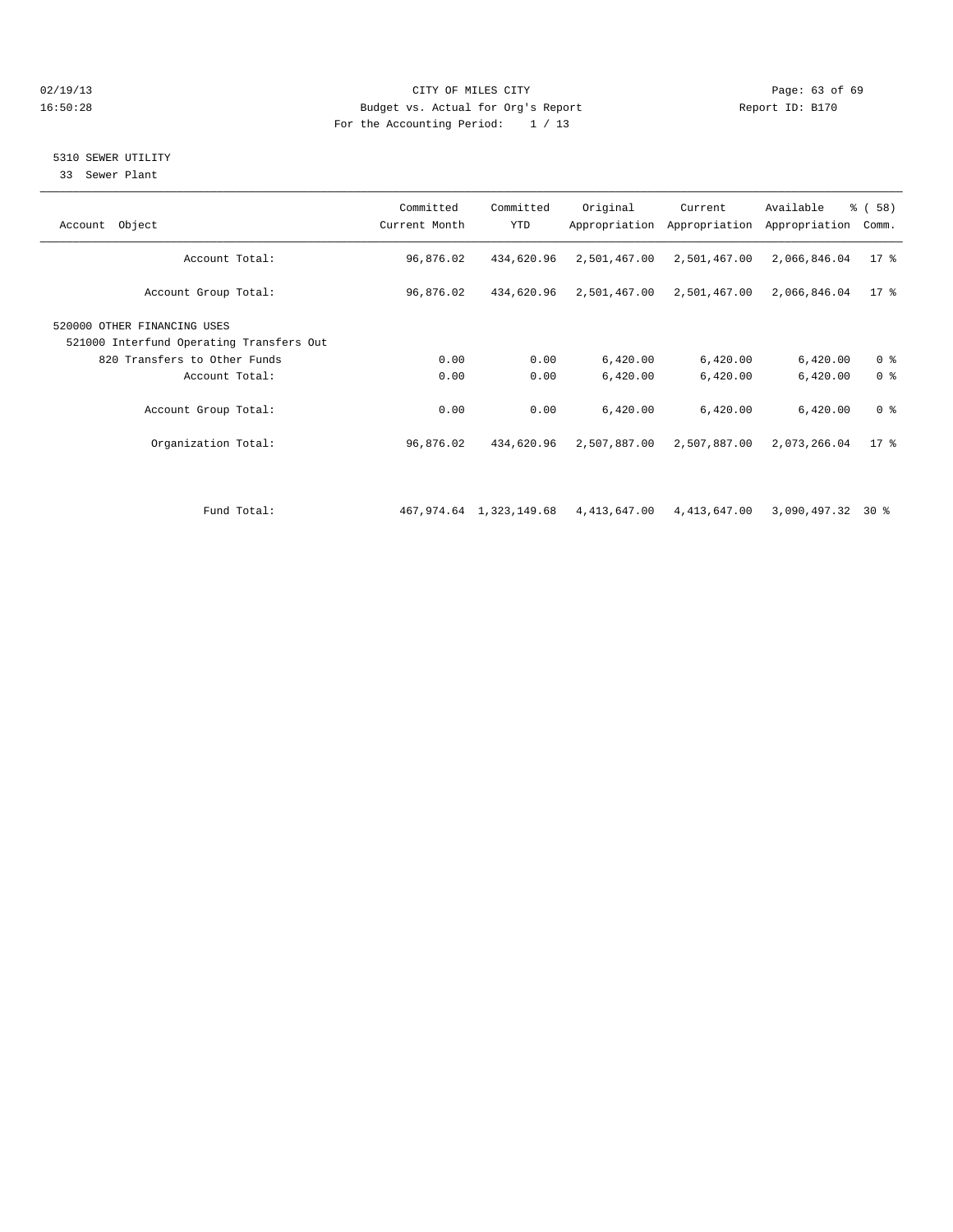CITY OF MILES CITY
Budget vs. Actual for Org's Report
For the Accounting Period: 1 / 13

02/19/13
16:50:28

Report ID: B170

## 5310 SEWER UTILITY

33 Sewer Plant

| Account Object | Committed Current Month | Committed YTD | Original Appropriation | Current Appropriation | Available Appropriation | % ( 58) Comm. |
|---|---|---|---|---|---|---|
| Account Total: | 96,876.02 | 434,620.96 | 2,501,467.00 | 2,501,467.00 | 2,066,846.04 | 17 % |
| Account Group Total: | 96,876.02 | 434,620.96 | 2,501,467.00 | 2,501,467.00 | 2,066,846.04 | 17 % |
| 520000 OTHER FINANCING USES | | | | | | |
| 521000 Interfund Operating Transfers Out | | | | | | |
| 820 Transfers to Other Funds | 0.00 | 0.00 | 6,420.00 | 6,420.00 | 6,420.00 | 0 % |
| Account Total: | 0.00 | 0.00 | 6,420.00 | 6,420.00 | 6,420.00 | 0 % |
| Account Group Total: | 0.00 | 0.00 | 6,420.00 | 6,420.00 | 6,420.00 | 0 % |
| Organization Total: | 96,876.02 | 434,620.96 | 2,507,887.00 | 2,507,887.00 | 2,073,266.04 | 17 % |
| Fund Total: | 467,974.64 | 1,323,149.68 | 4,413,647.00 | 4,413,647.00 | 3,090,497.32 | 30 % |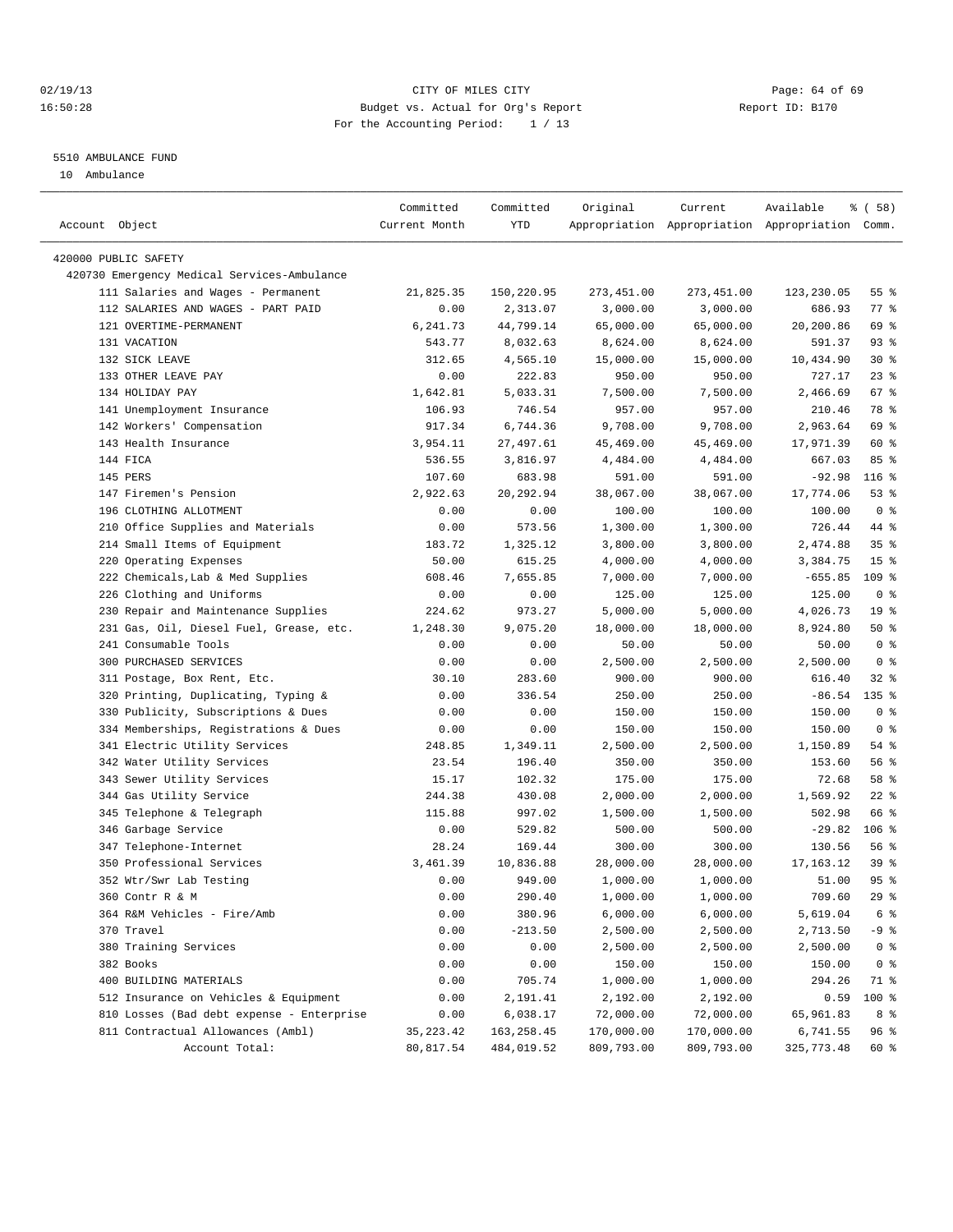CITY OF MILES CITY

Budget vs. Actual for Org's Report

For the Accounting Period: 1 / 13

02/19/13 16:50:28 — Report ID: B170

## 5510 AMBULANCE FUND

10 Ambulance

| Account Object | Committed Current Month | Committed YTD | Original Appropriation | Current Appropriation | Available Appropriation | % ( 58) Comm. |
|---|---|---|---|---|---|---|
| 420000 PUBLIC SAFETY | | | | | | |
| 420730 Emergency Medical Services-Ambulance | | | | | | |
| 111 Salaries and Wages - Permanent | 21,825.35 | 150,220.95 | 273,451.00 | 273,451.00 | 123,230.05 | 55 % |
| 112 SALARIES AND WAGES - PART PAID | 0.00 | 2,313.07 | 3,000.00 | 3,000.00 | 686.93 | 77 % |
| 121 OVERTIME-PERMANENT | 6,241.73 | 44,799.14 | 65,000.00 | 65,000.00 | 20,200.86 | 69 % |
| 131 VACATION | 543.77 | 8,032.63 | 8,624.00 | 8,624.00 | 591.37 | 93 % |
| 132 SICK LEAVE | 312.65 | 4,565.10 | 15,000.00 | 15,000.00 | 10,434.90 | 30 % |
| 133 OTHER LEAVE PAY | 0.00 | 222.83 | 950.00 | 950.00 | 727.17 | 23 % |
| 134 HOLIDAY PAY | 1,642.81 | 5,033.31 | 7,500.00 | 7,500.00 | 2,466.69 | 67 % |
| 141 Unemployment Insurance | 106.93 | 746.54 | 957.00 | 957.00 | 210.46 | 78 % |
| 142 Workers' Compensation | 917.34 | 6,744.36 | 9,708.00 | 9,708.00 | 2,963.64 | 69 % |
| 143 Health Insurance | 3,954.11 | 27,497.61 | 45,469.00 | 45,469.00 | 17,971.39 | 60 % |
| 144 FICA | 536.55 | 3,816.97 | 4,484.00 | 4,484.00 | 667.03 | 85 % |
| 145 PERS | 107.60 | 683.98 | 591.00 | 591.00 | -92.98 | 116 % |
| 147 Firemen's Pension | 2,922.63 | 20,292.94 | 38,067.00 | 38,067.00 | 17,774.06 | 53 % |
| 196 CLOTHING ALLOTMENT | 0.00 | 0.00 | 100.00 | 100.00 | 100.00 | 0 % |
| 210 Office Supplies and Materials | 0.00 | 573.56 | 1,300.00 | 1,300.00 | 726.44 | 44 % |
| 214 Small Items of Equipment | 183.72 | 1,325.12 | 3,800.00 | 3,800.00 | 2,474.88 | 35 % |
| 220 Operating Expenses | 50.00 | 615.25 | 4,000.00 | 4,000.00 | 3,384.75 | 15 % |
| 222 Chemicals,Lab & Med Supplies | 608.46 | 7,655.85 | 7,000.00 | 7,000.00 | -655.85 | 109 % |
| 226 Clothing and Uniforms | 0.00 | 0.00 | 125.00 | 125.00 | 125.00 | 0 % |
| 230 Repair and Maintenance Supplies | 224.62 | 973.27 | 5,000.00 | 5,000.00 | 4,026.73 | 19 % |
| 231 Gas, Oil, Diesel Fuel, Grease, etc. | 1,248.30 | 9,075.20 | 18,000.00 | 18,000.00 | 8,924.80 | 50 % |
| 241 Consumable Tools | 0.00 | 0.00 | 50.00 | 50.00 | 50.00 | 0 % |
| 300 PURCHASED SERVICES | 0.00 | 0.00 | 2,500.00 | 2,500.00 | 2,500.00 | 0 % |
| 311 Postage, Box Rent, Etc. | 30.10 | 283.60 | 900.00 | 900.00 | 616.40 | 32 % |
| 320 Printing, Duplicating, Typing & | 0.00 | 336.54 | 250.00 | 250.00 | -86.54 | 135 % |
| 330 Publicity, Subscriptions & Dues | 0.00 | 0.00 | 150.00 | 150.00 | 150.00 | 0 % |
| 334 Memberships, Registrations & Dues | 0.00 | 0.00 | 150.00 | 150.00 | 150.00 | 0 % |
| 341 Electric Utility Services | 248.85 | 1,349.11 | 2,500.00 | 2,500.00 | 1,150.89 | 54 % |
| 342 Water Utility Services | 23.54 | 196.40 | 350.00 | 350.00 | 153.60 | 56 % |
| 343 Sewer Utility Services | 15.17 | 102.32 | 175.00 | 175.00 | 72.68 | 58 % |
| 344 Gas Utility Service | 244.38 | 430.08 | 2,000.00 | 2,000.00 | 1,569.92 | 22 % |
| 345 Telephone & Telegraph | 115.88 | 997.02 | 1,500.00 | 1,500.00 | 502.98 | 66 % |
| 346 Garbage Service | 0.00 | 529.82 | 500.00 | 500.00 | -29.82 | 106 % |
| 347 Telephone-Internet | 28.24 | 169.44 | 300.00 | 300.00 | 130.56 | 56 % |
| 350 Professional Services | 3,461.39 | 10,836.88 | 28,000.00 | 28,000.00 | 17,163.12 | 39 % |
| 352 Wtr/Swr Lab Testing | 0.00 | 949.00 | 1,000.00 | 1,000.00 | 51.00 | 95 % |
| 360 Contr R & M | 0.00 | 290.40 | 1,000.00 | 1,000.00 | 709.60 | 29 % |
| 364 R&M Vehicles - Fire/Amb | 0.00 | 380.96 | 6,000.00 | 6,000.00 | 5,619.04 | 6 % |
| 370 Travel | 0.00 | -213.50 | 2,500.00 | 2,500.00 | 2,713.50 | -9 % |
| 380 Training Services | 0.00 | 0.00 | 2,500.00 | 2,500.00 | 2,500.00 | 0 % |
| 382 Books | 0.00 | 0.00 | 150.00 | 150.00 | 150.00 | 0 % |
| 400 BUILDING MATERIALS | 0.00 | 705.74 | 1,000.00 | 1,000.00 | 294.26 | 71 % |
| 512 Insurance on Vehicles & Equipment | 0.00 | 2,191.41 | 2,192.00 | 2,192.00 | 0.59 | 100 % |
| 810 Losses (Bad debt expense - Enterprise | 0.00 | 6,038.17 | 72,000.00 | 72,000.00 | 65,961.83 | 8 % |
| 811 Contractual Allowances (Ambl) | 35,223.42 | 163,258.45 | 170,000.00 | 170,000.00 | 6,741.55 | 96 % |
| Account Total: | 80,817.54 | 484,019.52 | 809,793.00 | 809,793.00 | 325,773.48 | 60 % |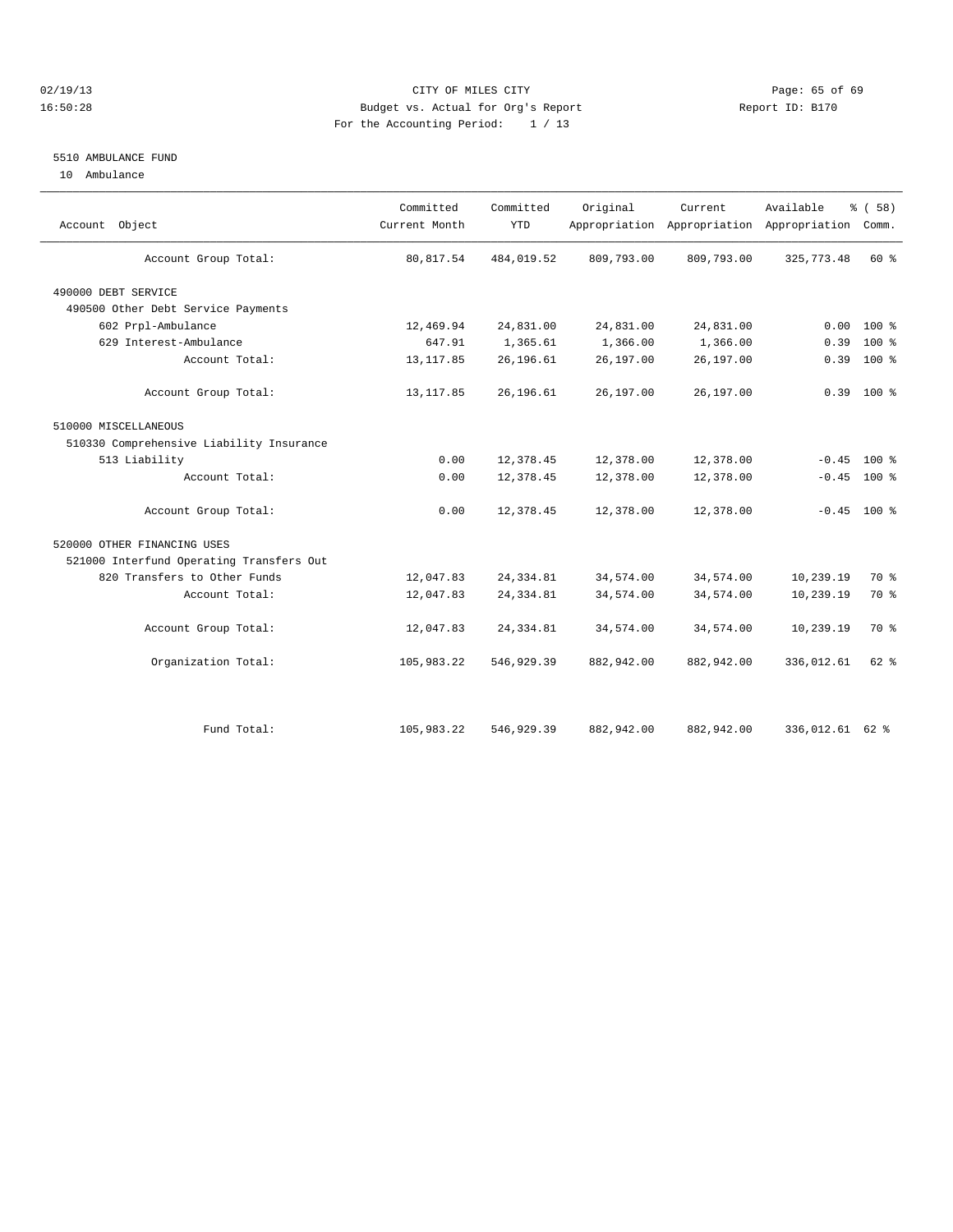CITY OF MILES CITY

Budget vs. Actual for Org's Report

For the Accounting Period: 1 / 13

5510 AMBULANCE FUND

10 Ambulance

| Account Object | Committed Current Month | Committed YTD | Original Appropriation | Current Appropriation | Available Appropriation | % ( 58) Comm. |
|---|---|---|---|---|---|---|
| Account Group Total: | 80,817.54 | 484,019.52 | 809,793.00 | 809,793.00 | 325,773.48 | 60 % |
| 490000 DEBT SERVICE | | | | | | |
| 490500 Other Debt Service Payments | | | | | | |
| 602 Prpl-Ambulance | 12,469.94 | 24,831.00 | 24,831.00 | 24,831.00 | 0.00 | 100 % |
| 629 Interest-Ambulance | 647.91 | 1,365.61 | 1,366.00 | 1,366.00 | 0.39 | 100 % |
| Account Total: | 13,117.85 | 26,196.61 | 26,197.00 | 26,197.00 | 0.39 | 100 % |
| Account Group Total: | 13,117.85 | 26,196.61 | 26,197.00 | 26,197.00 | 0.39 | 100 % |
| 510000 MISCELLANEOUS | | | | | | |
| 510330 Comprehensive Liability Insurance | | | | | | |
| 513 Liability | 0.00 | 12,378.45 | 12,378.00 | 12,378.00 | -0.45 | 100 % |
| Account Total: | 0.00 | 12,378.45 | 12,378.00 | 12,378.00 | -0.45 | 100 % |
| Account Group Total: | 0.00 | 12,378.45 | 12,378.00 | 12,378.00 | -0.45 | 100 % |
| 520000 OTHER FINANCING USES | | | | | | |
| 521000 Interfund Operating Transfers Out | | | | | | |
| 820 Transfers to Other Funds | 12,047.83 | 24,334.81 | 34,574.00 | 34,574.00 | 10,239.19 | 70 % |
| Account Total: | 12,047.83 | 24,334.81 | 34,574.00 | 34,574.00 | 10,239.19 | 70 % |
| Account Group Total: | 12,047.83 | 24,334.81 | 34,574.00 | 34,574.00 | 10,239.19 | 70 % |
| Organization Total: | 105,983.22 | 546,929.39 | 882,942.00 | 882,942.00 | 336,012.61 | 62 % |
| Fund Total: | 105,983.22 | 546,929.39 | 882,942.00 | 882,942.00 | 336,012.61 | 62 % |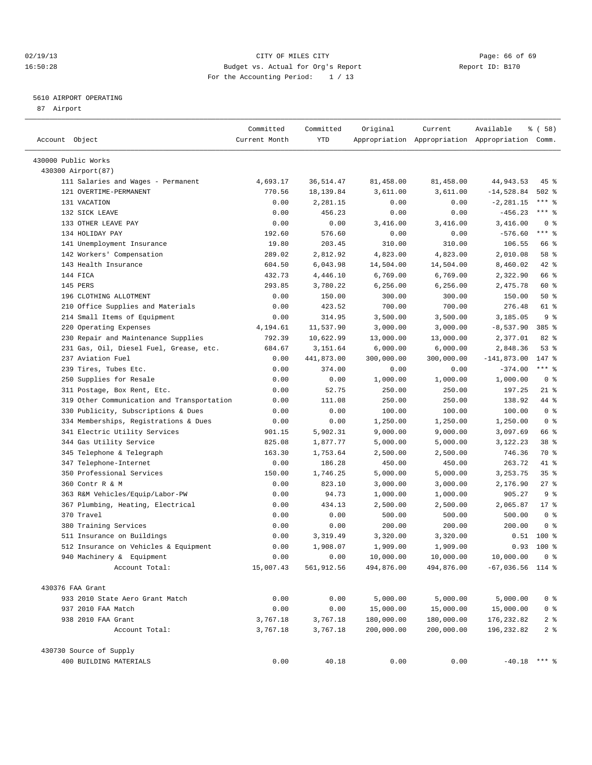02/19/13 CITY OF MILES CITY
16:50:28 Budget vs. Actual for Org's Report Report ID: B170
For the Accounting Period: 1 / 13

5610 AIRPORT OPERATING
87 Airport

| Account Object | Committed Current Month | Committed YTD | Original Appropriation | Current Appropriation | Available Appropriation | % ( 58) Comm. |
|---|---|---|---|---|---|---|
| 430000 Public Works | | | | | | |
| 430300 Airport(87) | | | | | | |
| 111 Salaries and Wages - Permanent | 4,693.17 | 36,514.47 | 81,458.00 | 81,458.00 | 44,943.53 | 45 % |
| 121 OVERTIME-PERMANENT | 770.56 | 18,139.84 | 3,611.00 | 3,611.00 | -14,528.84 | 502 % |
| 131 VACATION | 0.00 | 2,281.15 | 0.00 | 0.00 | -2,281.15 | *** % |
| 132 SICK LEAVE | 0.00 | 456.23 | 0.00 | 0.00 | -456.23 | *** % |
| 133 OTHER LEAVE PAY | 0.00 | 0.00 | 3,416.00 | 3,416.00 | 3,416.00 | 0 % |
| 134 HOLIDAY PAY | 192.60 | 576.60 | 0.00 | 0.00 | -576.60 | *** % |
| 141 Unemployment Insurance | 19.80 | 203.45 | 310.00 | 310.00 | 106.55 | 66 % |
| 142 Workers' Compensation | 289.02 | 2,812.92 | 4,823.00 | 4,823.00 | 2,010.08 | 58 % |
| 143 Health Insurance | 604.50 | 6,043.98 | 14,504.00 | 14,504.00 | 8,460.02 | 42 % |
| 144 FICA | 432.73 | 4,446.10 | 6,769.00 | 6,769.00 | 2,322.90 | 66 % |
| 145 PERS | 293.85 | 3,780.22 | 6,256.00 | 6,256.00 | 2,475.78 | 60 % |
| 196 CLOTHING ALLOTMENT | 0.00 | 150.00 | 300.00 | 300.00 | 150.00 | 50 % |
| 210 Office Supplies and Materials | 0.00 | 423.52 | 700.00 | 700.00 | 276.48 | 61 % |
| 214 Small Items of Equipment | 0.00 | 314.95 | 3,500.00 | 3,500.00 | 3,185.05 | 9 % |
| 220 Operating Expenses | 4,194.61 | 11,537.90 | 3,000.00 | 3,000.00 | -8,537.90 | 385 % |
| 230 Repair and Maintenance Supplies | 792.39 | 10,622.99 | 13,000.00 | 13,000.00 | 2,377.01 | 82 % |
| 231 Gas, Oil, Diesel Fuel, Grease, etc. | 684.67 | 3,151.64 | 6,000.00 | 6,000.00 | 2,848.36 | 53 % |
| 237 Aviation Fuel | 0.00 | 441,873.00 | 300,000.00 | 300,000.00 | -141,873.00 | 147 % |
| 239 Tires, Tubes Etc. | 0.00 | 374.00 | 0.00 | 0.00 | -374.00 | *** % |
| 250 Supplies for Resale | 0.00 | 0.00 | 1,000.00 | 1,000.00 | 1,000.00 | 0 % |
| 311 Postage, Box Rent, Etc. | 0.00 | 52.75 | 250.00 | 250.00 | 197.25 | 21 % |
| 319 Other Communication and Transportation | 0.00 | 111.08 | 250.00 | 250.00 | 138.92 | 44 % |
| 330 Publicity, Subscriptions & Dues | 0.00 | 0.00 | 100.00 | 100.00 | 100.00 | 0 % |
| 334 Memberships, Registrations & Dues | 0.00 | 0.00 | 1,250.00 | 1,250.00 | 1,250.00 | 0 % |
| 341 Electric Utility Services | 901.15 | 5,902.31 | 9,000.00 | 9,000.00 | 3,097.69 | 66 % |
| 344 Gas Utility Service | 825.08 | 1,877.77 | 5,000.00 | 5,000.00 | 3,122.23 | 38 % |
| 345 Telephone & Telegraph | 163.30 | 1,753.64 | 2,500.00 | 2,500.00 | 746.36 | 70 % |
| 347 Telephone-Internet | 0.00 | 186.28 | 450.00 | 450.00 | 263.72 | 41 % |
| 350 Professional Services | 150.00 | 1,746.25 | 5,000.00 | 5,000.00 | 3,253.75 | 35 % |
| 360 Contr R & M | 0.00 | 823.10 | 3,000.00 | 3,000.00 | 2,176.90 | 27 % |
| 363 R&M Vehicles/Equip/Labor-PW | 0.00 | 94.73 | 1,000.00 | 1,000.00 | 905.27 | 9 % |
| 367 Plumbing, Heating, Electrical | 0.00 | 434.13 | 2,500.00 | 2,500.00 | 2,065.87 | 17 % |
| 370 Travel | 0.00 | 0.00 | 500.00 | 500.00 | 500.00 | 0 % |
| 380 Training Services | 0.00 | 0.00 | 200.00 | 200.00 | 200.00 | 0 % |
| 511 Insurance on Buildings | 0.00 | 3,319.49 | 3,320.00 | 3,320.00 | 0.51 | 100 % |
| 512 Insurance on Vehicles & Equipment | 0.00 | 1,908.07 | 1,909.00 | 1,909.00 | 0.93 | 100 % |
| 940 Machinery & Equipment | 0.00 | 0.00 | 10,000.00 | 10,000.00 | 10,000.00 | 0 % |
| Account Total: | 15,007.43 | 561,912.56 | 494,876.00 | 494,876.00 | -67,036.56 | 114 % |
| 430376 FAA Grant | | | | | | |
| 933 2010 State Aero Grant Match | 0.00 | 0.00 | 5,000.00 | 5,000.00 | 5,000.00 | 0 % |
| 937 2010 FAA Match | 0.00 | 0.00 | 15,000.00 | 15,000.00 | 15,000.00 | 0 % |
| 938 2010 FAA Grant | 3,767.18 | 3,767.18 | 180,000.00 | 180,000.00 | 176,232.82 | 2 % |
| Account Total: | 3,767.18 | 3,767.18 | 200,000.00 | 200,000.00 | 196,232.82 | 2 % |
| 430730 Source of Supply | | | | | | |
| 400 BUILDING MATERIALS | 0.00 | 40.18 | 0.00 | 0.00 | -40.18 | *** % |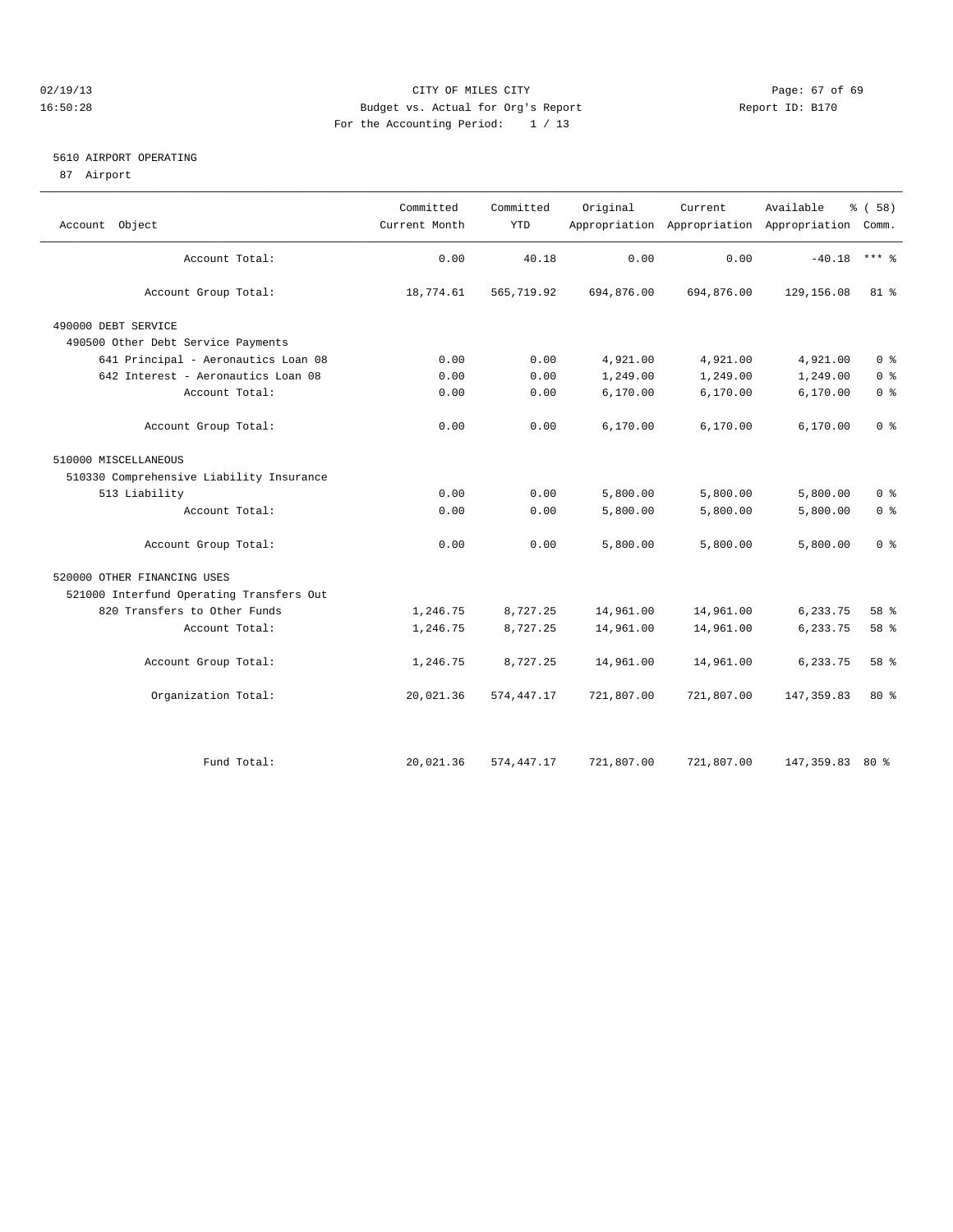CITY OF MILES CITY
Budget vs. Actual for Org's Report
For the Accounting Period: 1 / 13

02/19/13
16:50:28

Report ID: B170

## 5610 AIRPORT OPERATING

87 Airport

| Account Object | Committed Current Month | Committed YTD | Original Appropriation | Current Appropriation | Available Appropriation | % ( 58) Comm. |
|---|---|---|---|---|---|---|
| Account Total: | 0.00 | 40.18 | 0.00 | 0.00 | -40.18 | *** % |
| Account Group Total: | 18,774.61 | 565,719.92 | 694,876.00 | 694,876.00 | 129,156.08 | 81 % |
| 490000 DEBT SERVICE | | | | | | |
| 490500 Other Debt Service Payments | | | | | | |
| 641 Principal - Aeronautics Loan 08 | 0.00 | 0.00 | 4,921.00 | 4,921.00 | 4,921.00 | 0 % |
| 642 Interest - Aeronautics Loan 08 | 0.00 | 0.00 | 1,249.00 | 1,249.00 | 1,249.00 | 0 % |
| Account Total: | 0.00 | 0.00 | 6,170.00 | 6,170.00 | 6,170.00 | 0 % |
| Account Group Total: | 0.00 | 0.00 | 6,170.00 | 6,170.00 | 6,170.00 | 0 % |
| 510000 MISCELLANEOUS | | | | | | |
| 510330 Comprehensive Liability Insurance | | | | | | |
| 513 Liability | 0.00 | 0.00 | 5,800.00 | 5,800.00 | 5,800.00 | 0 % |
| Account Total: | 0.00 | 0.00 | 5,800.00 | 5,800.00 | 5,800.00 | 0 % |
| Account Group Total: | 0.00 | 0.00 | 5,800.00 | 5,800.00 | 5,800.00 | 0 % |
| 520000 OTHER FINANCING USES | | | | | | |
| 521000 Interfund Operating Transfers Out | | | | | | |
| 820 Transfers to Other Funds | 1,246.75 | 8,727.25 | 14,961.00 | 14,961.00 | 6,233.75 | 58 % |
| Account Total: | 1,246.75 | 8,727.25 | 14,961.00 | 14,961.00 | 6,233.75 | 58 % |
| Account Group Total: | 1,246.75 | 8,727.25 | 14,961.00 | 14,961.00 | 6,233.75 | 58 % |
| Organization Total: | 20,021.36 | 574,447.17 | 721,807.00 | 721,807.00 | 147,359.83 | 80 % |
| Fund Total: | 20,021.36 | 574,447.17 | 721,807.00 | 721,807.00 | 147,359.83 | 80 % |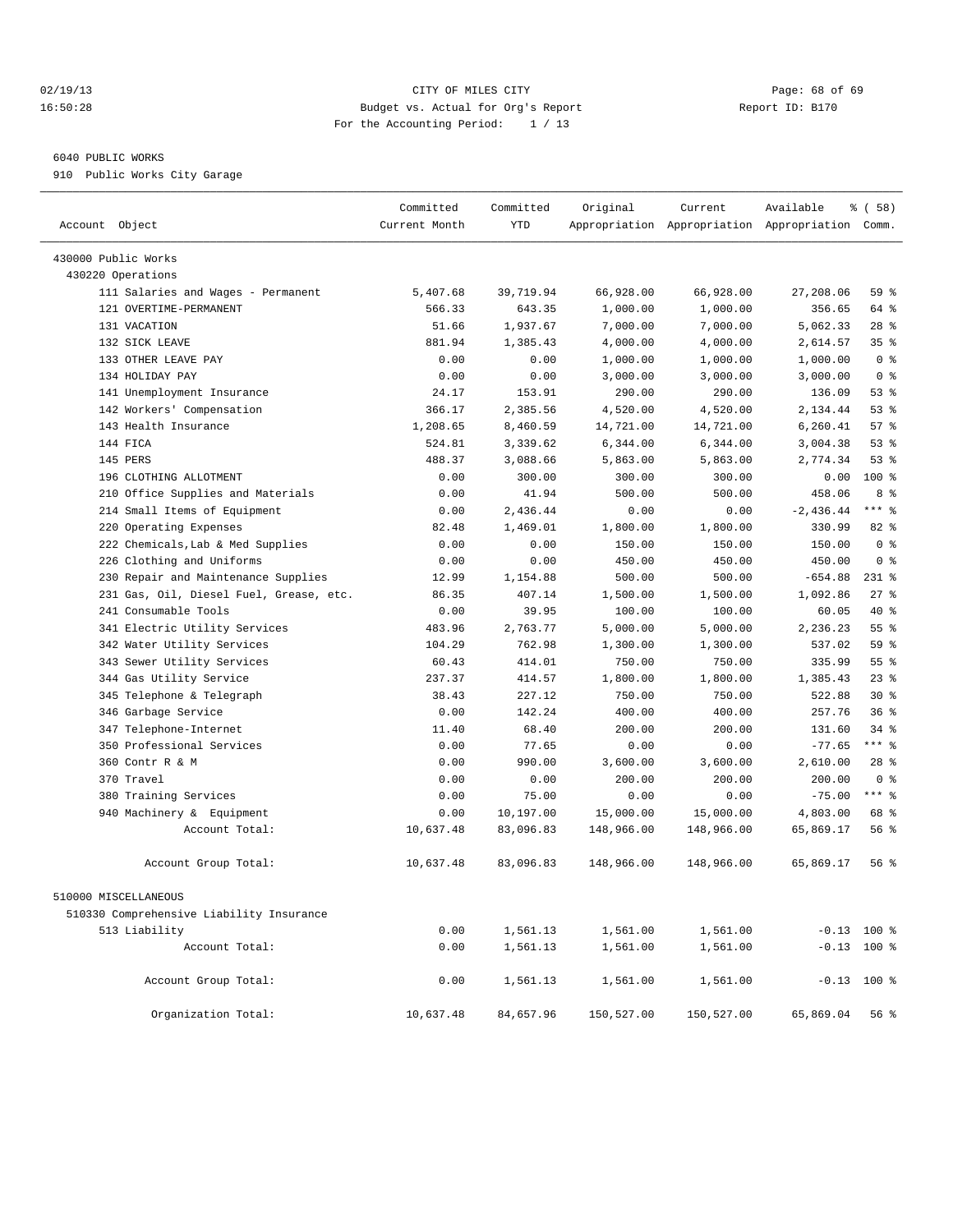CITY OF MILES CITY
Budget vs. Actual for Org's Report
For the Accounting Period: 1 / 13

02/19/13
16:50:28

Report ID: B170

6040 PUBLIC WORKS
910 Public Works City Garage

| Account Object | Committed Current Month | Committed YTD | Original Appropriation | Current Appropriation | Available Appropriation | % ( 58) Comm. |
|---|---|---|---|---|---|---|
| 430000 Public Works | | | | | | |
| 430220 Operations | | | | | | |
| 111 Salaries and Wages - Permanent | 5,407.68 | 39,719.94 | 66,928.00 | 66,928.00 | 27,208.06 | 59 % |
| 121 OVERTIME-PERMANENT | 566.33 | 643.35 | 1,000.00 | 1,000.00 | 356.65 | 64 % |
| 131 VACATION | 51.66 | 1,937.67 | 7,000.00 | 7,000.00 | 5,062.33 | 28 % |
| 132 SICK LEAVE | 881.94 | 1,385.43 | 4,000.00 | 4,000.00 | 2,614.57 | 35 % |
| 133 OTHER LEAVE PAY | 0.00 | 0.00 | 1,000.00 | 1,000.00 | 1,000.00 | 0 % |
| 134 HOLIDAY PAY | 0.00 | 0.00 | 3,000.00 | 3,000.00 | 3,000.00 | 0 % |
| 141 Unemployment Insurance | 24.17 | 153.91 | 290.00 | 290.00 | 136.09 | 53 % |
| 142 Workers' Compensation | 366.17 | 2,385.56 | 4,520.00 | 4,520.00 | 2,134.44 | 53 % |
| 143 Health Insurance | 1,208.65 | 8,460.59 | 14,721.00 | 14,721.00 | 6,260.41 | 57 % |
| 144 FICA | 524.81 | 3,339.62 | 6,344.00 | 6,344.00 | 3,004.38 | 53 % |
| 145 PERS | 488.37 | 3,088.66 | 5,863.00 | 5,863.00 | 2,774.34 | 53 % |
| 196 CLOTHING ALLOTMENT | 0.00 | 300.00 | 300.00 | 300.00 | 0.00 | 100 % |
| 210 Office Supplies and Materials | 0.00 | 41.94 | 500.00 | 500.00 | 458.06 | 8 % |
| 214 Small Items of Equipment | 0.00 | 2,436.44 | 0.00 | 0.00 | -2,436.44 | *** % |
| 220 Operating Expenses | 82.48 | 1,469.01 | 1,800.00 | 1,800.00 | 330.99 | 82 % |
| 222 Chemicals,Lab & Med Supplies | 0.00 | 0.00 | 150.00 | 150.00 | 150.00 | 0 % |
| 226 Clothing and Uniforms | 0.00 | 0.00 | 450.00 | 450.00 | 450.00 | 0 % |
| 230 Repair and Maintenance Supplies | 12.99 | 1,154.88 | 500.00 | 500.00 | -654.88 | 231 % |
| 231 Gas, Oil, Diesel Fuel, Grease, etc. | 86.35 | 407.14 | 1,500.00 | 1,500.00 | 1,092.86 | 27 % |
| 241 Consumable Tools | 0.00 | 39.95 | 100.00 | 100.00 | 60.05 | 40 % |
| 341 Electric Utility Services | 483.96 | 2,763.77 | 5,000.00 | 5,000.00 | 2,236.23 | 55 % |
| 342 Water Utility Services | 104.29 | 762.98 | 1,300.00 | 1,300.00 | 537.02 | 59 % |
| 343 Sewer Utility Services | 60.43 | 414.01 | 750.00 | 750.00 | 335.99 | 55 % |
| 344 Gas Utility Service | 237.37 | 414.57 | 1,800.00 | 1,800.00 | 1,385.43 | 23 % |
| 345 Telephone & Telegraph | 38.43 | 227.12 | 750.00 | 750.00 | 522.88 | 30 % |
| 346 Garbage Service | 0.00 | 142.24 | 400.00 | 400.00 | 257.76 | 36 % |
| 347 Telephone-Internet | 11.40 | 68.40 | 200.00 | 200.00 | 131.60 | 34 % |
| 350 Professional Services | 0.00 | 77.65 | 0.00 | 0.00 | -77.65 | *** % |
| 360 Contr R & M | 0.00 | 990.00 | 3,600.00 | 3,600.00 | 2,610.00 | 28 % |
| 370 Travel | 0.00 | 0.00 | 200.00 | 200.00 | 200.00 | 0 % |
| 380 Training Services | 0.00 | 75.00 | 0.00 | 0.00 | -75.00 | *** % |
| 940 Machinery & Equipment | 0.00 | 10,197.00 | 15,000.00 | 15,000.00 | 4,803.00 | 68 % |
| Account Total: | 10,637.48 | 83,096.83 | 148,966.00 | 148,966.00 | 65,869.17 | 56 % |
| Account Group Total: | 10,637.48 | 83,096.83 | 148,966.00 | 148,966.00 | 65,869.17 | 56 % |
| 510000 MISCELLANEOUS | | | | | | |
| 510330 Comprehensive Liability Insurance | | | | | | |
| 513 Liability | 0.00 | 1,561.13 | 1,561.00 | 1,561.00 | -0.13 | 100 % |
| Account Total: | 0.00 | 1,561.13 | 1,561.00 | 1,561.00 | -0.13 | 100 % |
| Account Group Total: | 0.00 | 1,561.13 | 1,561.00 | 1,561.00 | -0.13 | 100 % |
| Organization Total: | 10,637.48 | 84,657.96 | 150,527.00 | 150,527.00 | 65,869.04 | 56 % |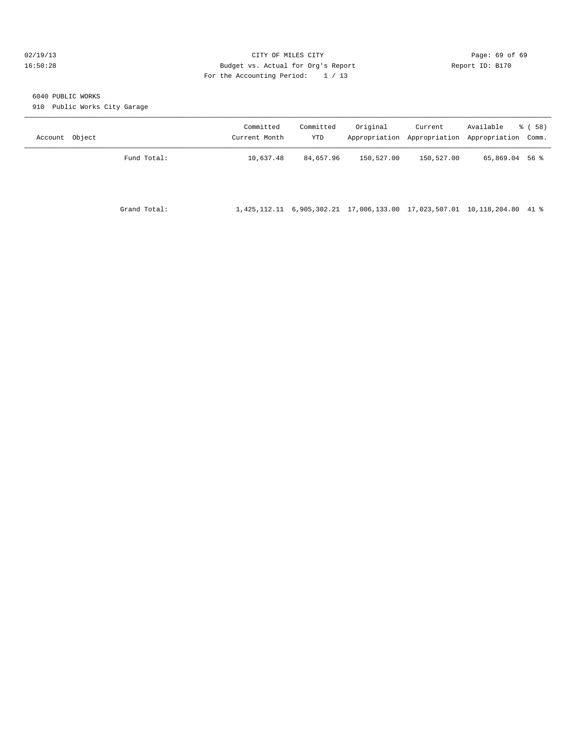CITY OF MILES CITY
Budget vs. Actual for Org's Report
For the Accounting Period: 1 / 13

02/19/13
16:50:28

Report ID: B170

6040 PUBLIC WORKS
910 Public Works City Garage

| Account Object | | Committed Current Month | Committed YTD | Original Appropriation | Current Appropriation | Available Appropriation | % ( 58) Comm. |
|---|---|---|---|---|---|---|---|
| | Fund Total: | 10,637.48 | 84,657.96 | 150,527.00 | 150,527.00 | 65,869.04 | 56 % |
| | Grand Total: | 1,425,112.11 | 6,905,302.21 | 17,006,133.00 | 17,023,507.01 | 10,118,204.80 | 41 % |